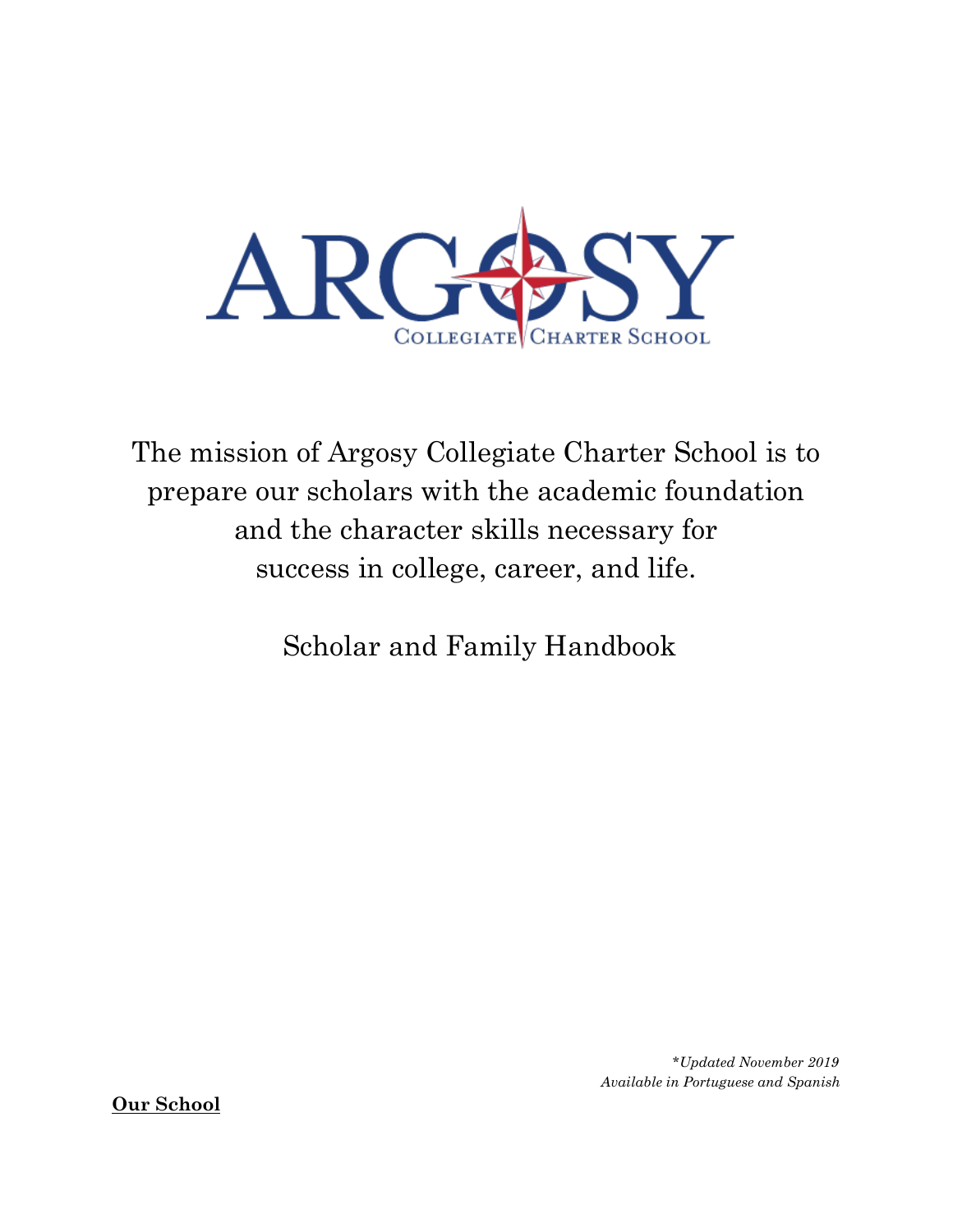# ARGOSY

COLLEGIATE CHARTER SCHOOL

The mission of Argosy Collegiate Charter School is to prepare our scholars with the academic foundation and the character skills necessary for success in college, career, and life.

Scholar and Family Handbook

*\*Updated November 2019*
*Available in Portuguese and Spanish*

**Our School**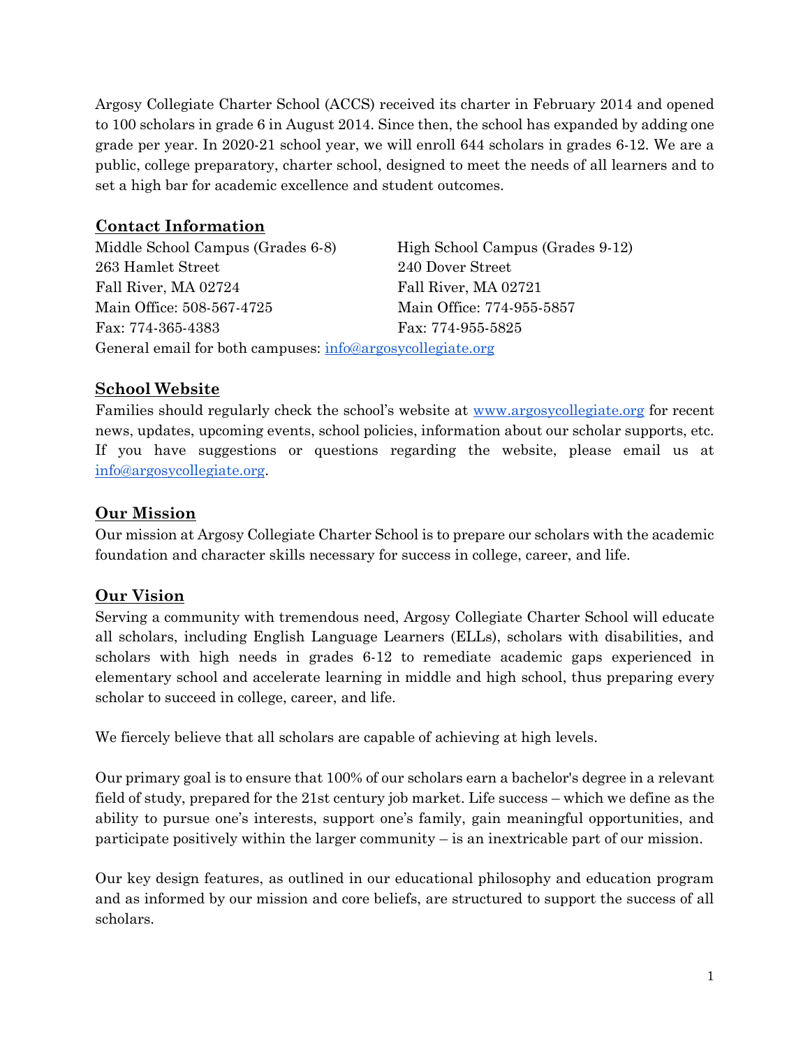Argosy Collegiate Charter School (ACCS) received its charter in February 2014 and opened to 100 scholars in grade 6 in August 2014. Since then, the school has expanded by adding one grade per year. In 2020-21 school year, we will enroll 644 scholars in grades 6-12. We are a public, college preparatory, charter school, designed to meet the needs of all learners and to set a high bar for academic excellence and student outcomes.

## Contact Information

Middle School Campus (Grades 6-8)
263 Hamlet Street
Fall River, MA 02724
Main Office: 508-567-4725
Fax: 774-365-4383

High School Campus (Grades 9-12)
240 Dover Street
Fall River, MA 02721
Main Office: 774-955-5857
Fax: 774-955-5825

General email for both campuses: info@argosycollegiate.org

## School Website

Families should regularly check the school's website at www.argosycollegiate.org for recent news, updates, upcoming events, school policies, information about our scholar supports, etc. If you have suggestions or questions regarding the website, please email us at info@argosycollegiate.org.

## Our Mission

Our mission at Argosy Collegiate Charter School is to prepare our scholars with the academic foundation and character skills necessary for success in college, career, and life.

## Our Vision

Serving a community with tremendous need, Argosy Collegiate Charter School will educate all scholars, including English Language Learners (ELLs), scholars with disabilities, and scholars with high needs in grades 6-12 to remediate academic gaps experienced in elementary school and accelerate learning in middle and high school, thus preparing every scholar to succeed in college, career, and life.

We fiercely believe that all scholars are capable of achieving at high levels.

Our primary goal is to ensure that 100% of our scholars earn a bachelor's degree in a relevant field of study, prepared for the 21st century job market. Life success – which we define as the ability to pursue one's interests, support one's family, gain meaningful opportunities, and participate positively within the larger community – is an inextricable part of our mission.

Our key design features, as outlined in our educational philosophy and education program and as informed by our mission and core beliefs, are structured to support the success of all scholars.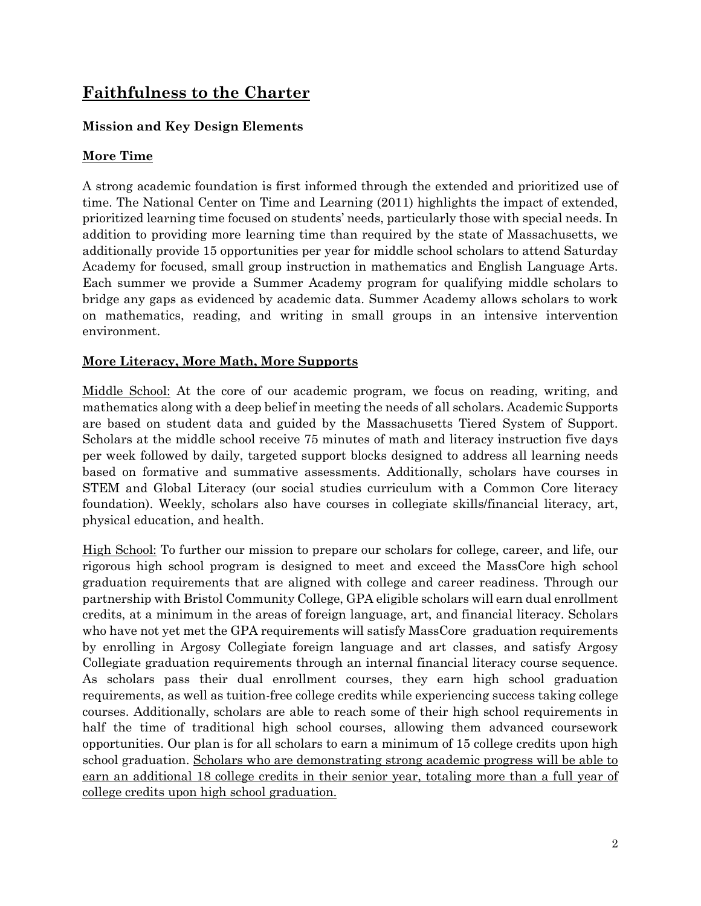## Faithfulness to the Charter

### Mission and Key Design Elements

### More Time

A strong academic foundation is first informed through the extended and prioritized use of time. The National Center on Time and Learning (2011) highlights the impact of extended, prioritized learning time focused on students' needs, particularly those with special needs. In addition to providing more learning time than required by the state of Massachusetts, we additionally provide 15 opportunities per year for middle school scholars to attend Saturday Academy for focused, small group instruction in mathematics and English Language Arts. Each summer we provide a Summer Academy program for qualifying middle scholars to bridge any gaps as evidenced by academic data. Summer Academy allows scholars to work on mathematics, reading, and writing in small groups in an intensive intervention environment.

### More Literacy, More Math, More Supports

Middle School: At the core of our academic program, we focus on reading, writing, and mathematics along with a deep belief in meeting the needs of all scholars. Academic Supports are based on student data and guided by the Massachusetts Tiered System of Support. Scholars at the middle school receive 75 minutes of math and literacy instruction five days per week followed by daily, targeted support blocks designed to address all learning needs based on formative and summative assessments. Additionally, scholars have courses in STEM and Global Literacy (our social studies curriculum with a Common Core literacy foundation). Weekly, scholars also have courses in collegiate skills/financial literacy, art, physical education, and health.

High School: To further our mission to prepare our scholars for college, career, and life, our rigorous high school program is designed to meet and exceed the MassCore high school graduation requirements that are aligned with college and career readiness. Through our partnership with Bristol Community College, GPA eligible scholars will earn dual enrollment credits, at a minimum in the areas of foreign language, art, and financial literacy. Scholars who have not yet met the GPA requirements will satisfy MassCore graduation requirements by enrolling in Argosy Collegiate foreign language and art classes, and satisfy Argosy Collegiate graduation requirements through an internal financial literacy course sequence. As scholars pass their dual enrollment courses, they earn high school graduation requirements, as well as tuition-free college credits while experiencing success taking college courses. Additionally, scholars are able to reach some of their high school requirements in half the time of traditional high school courses, allowing them advanced coursework opportunities. Our plan is for all scholars to earn a minimum of 15 college credits upon high school graduation. Scholars who are demonstrating strong academic progress will be able to earn an additional 18 college credits in their senior year, totaling more than a full year of college credits upon high school graduation.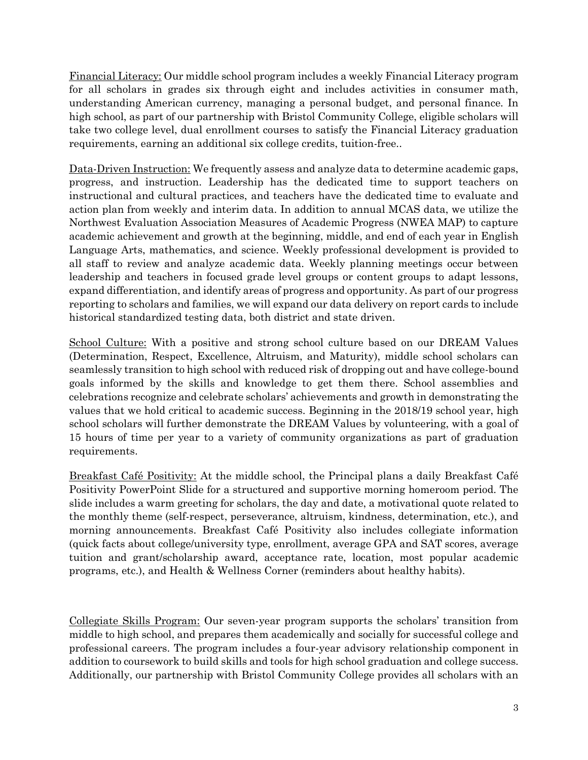<u>Financial Literacy:</u> Our middle school program includes a weekly Financial Literacy program for all scholars in grades six through eight and includes activities in consumer math, understanding American currency, managing a personal budget, and personal finance. In high school, as part of our partnership with Bristol Community College, eligible scholars will take two college level, dual enrollment courses to satisfy the Financial Literacy graduation requirements, earning an additional six college credits, tuition-free..

<u>Data-Driven Instruction:</u> We frequently assess and analyze data to determine academic gaps, progress, and instruction. Leadership has the dedicated time to support teachers on instructional and cultural practices, and teachers have the dedicated time to evaluate and action plan from weekly and interim data. In addition to annual MCAS data, we utilize the Northwest Evaluation Association Measures of Academic Progress (NWEA MAP) to capture academic achievement and growth at the beginning, middle, and end of each year in English Language Arts, mathematics, and science. Weekly professional development is provided to all staff to review and analyze academic data. Weekly planning meetings occur between leadership and teachers in focused grade level groups or content groups to adapt lessons, expand differentiation, and identify areas of progress and opportunity. As part of our progress reporting to scholars and families, we will expand our data delivery on report cards to include historical standardized testing data, both district and state driven.

<u>School Culture:</u> With a positive and strong school culture based on our DREAM Values (Determination, Respect, Excellence, Altruism, and Maturity), middle school scholars can seamlessly transition to high school with reduced risk of dropping out and have college-bound goals informed by the skills and knowledge to get them there. School assemblies and celebrations recognize and celebrate scholars' achievements and growth in demonstrating the values that we hold critical to academic success. Beginning in the 2018/19 school year, high school scholars will further demonstrate the DREAM Values by volunteering, with a goal of 15 hours of time per year to a variety of community organizations as part of graduation requirements.

<u>Breakfast Café Positivity:</u> At the middle school, the Principal plans a daily Breakfast Café Positivity PowerPoint Slide for a structured and supportive morning homeroom period. The slide includes a warm greeting for scholars, the day and date, a motivational quote related to the monthly theme (self-respect, perseverance, altruism, kindness, determination, etc.), and morning announcements. Breakfast Café Positivity also includes collegiate information (quick facts about college/university type, enrollment, average GPA and SAT scores, average tuition and grant/scholarship award, acceptance rate, location, most popular academic programs, etc.), and Health & Wellness Corner (reminders about healthy habits).

<u>Collegiate Skills Program:</u> Our seven-year program supports the scholars' transition from middle to high school, and prepares them academically and socially for successful college and professional careers. The program includes a four-year advisory relationship component in addition to coursework to build skills and tools for high school graduation and college success. Additionally, our partnership with Bristol Community College provides all scholars with an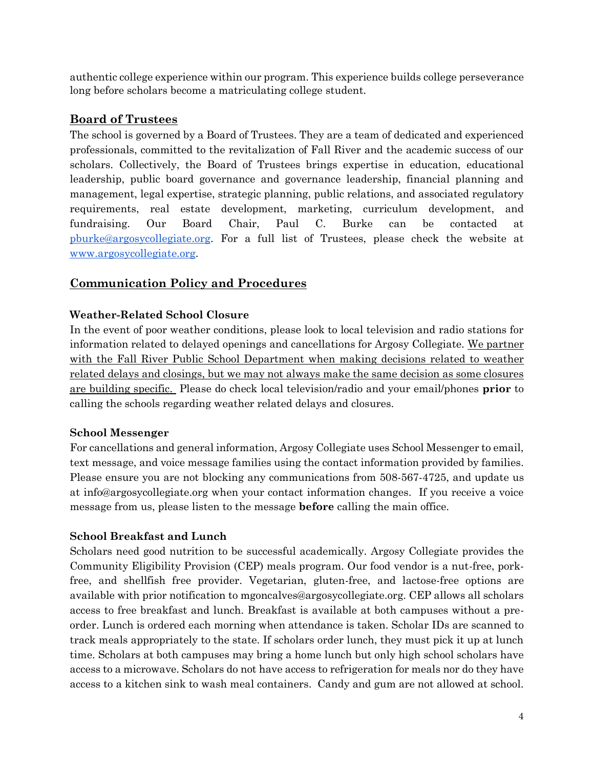authentic college experience within our program. This experience builds college perseverance long before scholars become a matriculating college student.

## Board of Trustees

The school is governed by a Board of Trustees. They are a team of dedicated and experienced professionals, committed to the revitalization of Fall River and the academic success of our scholars. Collectively, the Board of Trustees brings expertise in education, educational leadership, public board governance and governance leadership, financial planning and management, legal expertise, strategic planning, public relations, and associated regulatory requirements, real estate development, marketing, curriculum development, and fundraising. Our Board Chair, Paul C. Burke can be contacted at pburke@argosycollegiate.org. For a full list of Trustees, please check the website at www.argosycollegiate.org.

## Communication Policy and Procedures

### Weather-Related School Closure

In the event of poor weather conditions, please look to local television and radio stations for information related to delayed openings and cancellations for Argosy Collegiate. We partner with the Fall River Public School Department when making decisions related to weather related delays and closings, but we may not always make the same decision as some closures are building specific. Please do check local television/radio and your email/phones **prior** to calling the schools regarding weather related delays and closures.

### School Messenger

For cancellations and general information, Argosy Collegiate uses School Messenger to email, text message, and voice message families using the contact information provided by families. Please ensure you are not blocking any communications from 508-567-4725, and update us at info@argosycollegiate.org when your contact information changes. If you receive a voice message from us, please listen to the message **before** calling the main office.

### School Breakfast and Lunch

Scholars need good nutrition to be successful academically. Argosy Collegiate provides the Community Eligibility Provision (CEP) meals program. Our food vendor is a nut-free, pork-free, and shellfish free provider. Vegetarian, gluten-free, and lactose-free options are available with prior notification to mgoncalves@argosycollegiate.org. CEP allows all scholars access to free breakfast and lunch. Breakfast is available at both campuses without a pre-order. Lunch is ordered each morning when attendance is taken. Scholar IDs are scanned to track meals appropriately to the state. If scholars order lunch, they must pick it up at lunch time. Scholars at both campuses may bring a home lunch but only high school scholars have access to a microwave. Scholars do not have access to refrigeration for meals nor do they have access to a kitchen sink to wash meal containers. Candy and gum are not allowed at school.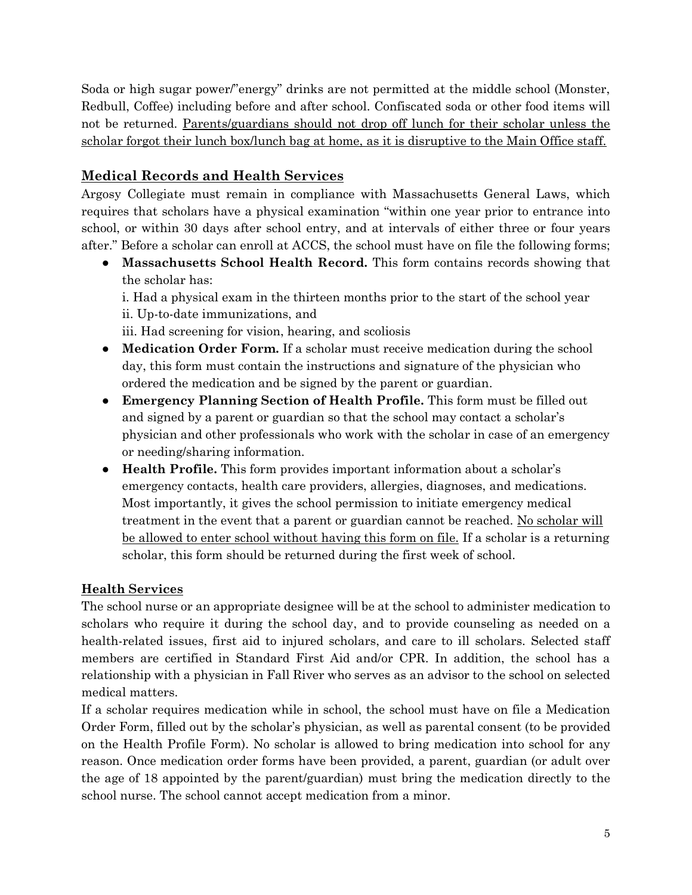Soda or high sugar power/"energy" drinks are not permitted at the middle school (Monster, Redbull, Coffee) including before and after school. Confiscated soda or other food items will not be returned. <u>Parents/guardians should not drop off lunch for their scholar unless the scholar forgot their lunch box/lunch bag at home, as it is disruptive to the Main Office staff.</u>

## Medical Records and Health Services

Argosy Collegiate must remain in compliance with Massachusetts General Laws, which requires that scholars have a physical examination "within one year prior to entrance into school, or within 30 days after school entry, and at intervals of either three or four years after." Before a scholar can enroll at ACCS, the school must have on file the following forms;

- **Massachusetts School Health Record.** This form contains records showing that the scholar has:
  i. Had a physical exam in the thirteen months prior to the start of the school year
  ii. Up-to-date immunizations, and
  iii. Had screening for vision, hearing, and scoliosis
- **Medication Order Form.** If a scholar must receive medication during the school day, this form must contain the instructions and signature of the physician who ordered the medication and be signed by the parent or guardian.
- **Emergency Planning Section of Health Profile.** This form must be filled out and signed by a parent or guardian so that the school may contact a scholar's physician and other professionals who work with the scholar in case of an emergency or needing/sharing information.
- **Health Profile.** This form provides important information about a scholar's emergency contacts, health care providers, allergies, diagnoses, and medications. Most importantly, it gives the school permission to initiate emergency medical treatment in the event that a parent or guardian cannot be reached. <u>No scholar will be allowed to enter school without having this form on file.</u> If a scholar is a returning scholar, this form should be returned during the first week of school.

### Health Services

The school nurse or an appropriate designee will be at the school to administer medication to scholars who require it during the school day, and to provide counseling as needed on a health-related issues, first aid to injured scholars, and care to ill scholars. Selected staff members are certified in Standard First Aid and/or CPR. In addition, the school has a relationship with a physician in Fall River who serves as an advisor to the school on selected medical matters.

If a scholar requires medication while in school, the school must have on file a Medication Order Form, filled out by the scholar's physician, as well as parental consent (to be provided on the Health Profile Form). No scholar is allowed to bring medication into school for any reason. Once medication order forms have been provided, a parent, guardian (or adult over the age of 18 appointed by the parent/guardian) must bring the medication directly to the school nurse. The school cannot accept medication from a minor.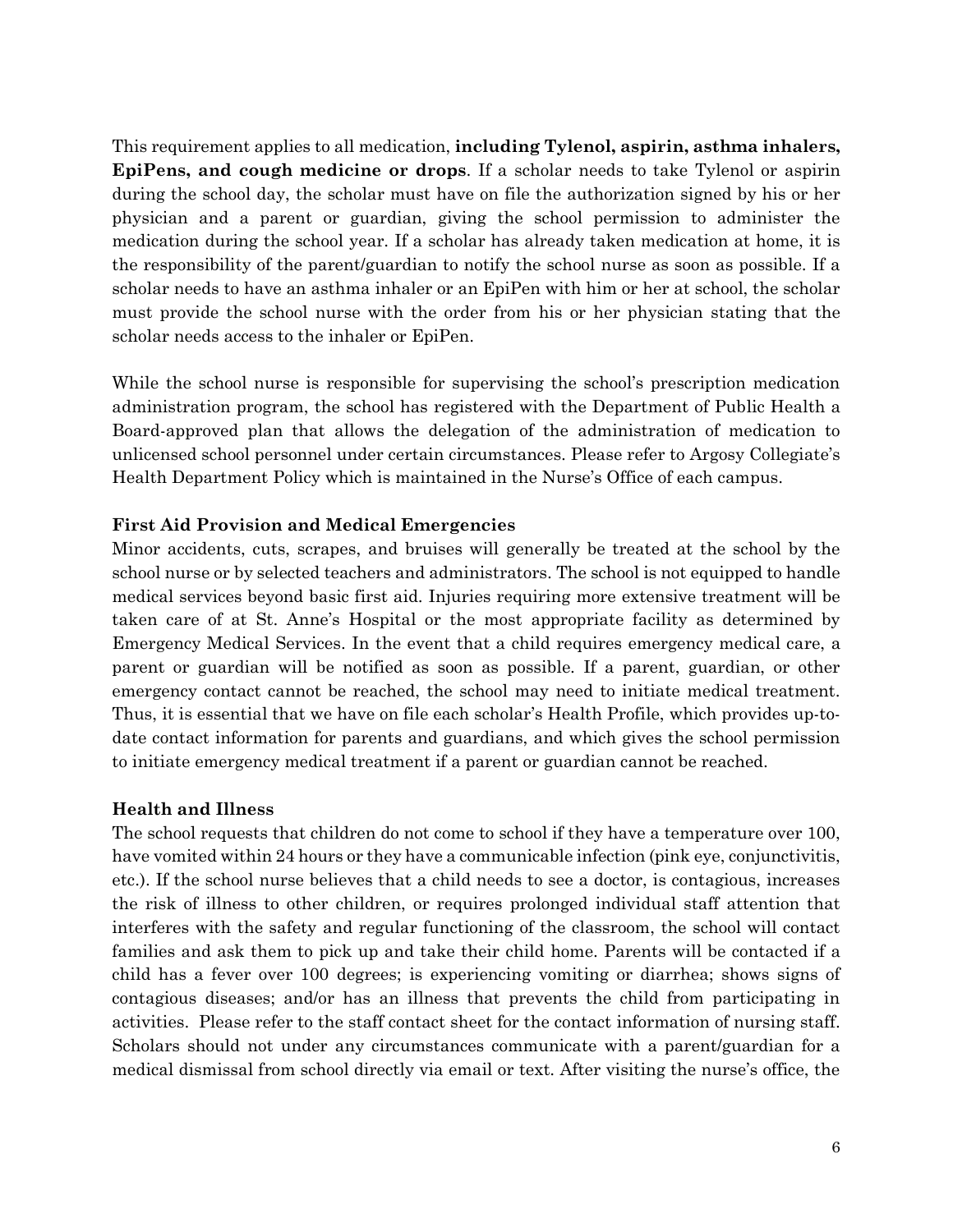This requirement applies to all medication, **including Tylenol, aspirin, asthma inhalers, EpiPens, and cough medicine or drops**. If a scholar needs to take Tylenol or aspirin during the school day, the scholar must have on file the authorization signed by his or her physician and a parent or guardian, giving the school permission to administer the medication during the school year. If a scholar has already taken medication at home, it is the responsibility of the parent/guardian to notify the school nurse as soon as possible. If a scholar needs to have an asthma inhaler or an EpiPen with him or her at school, the scholar must provide the school nurse with the order from his or her physician stating that the scholar needs access to the inhaler or EpiPen.

While the school nurse is responsible for supervising the school's prescription medication administration program, the school has registered with the Department of Public Health a Board-approved plan that allows the delegation of the administration of medication to unlicensed school personnel under certain circumstances. Please refer to Argosy Collegiate's Health Department Policy which is maintained in the Nurse's Office of each campus.

### First Aid Provision and Medical Emergencies

Minor accidents, cuts, scrapes, and bruises will generally be treated at the school by the school nurse or by selected teachers and administrators. The school is not equipped to handle medical services beyond basic first aid. Injuries requiring more extensive treatment will be taken care of at St. Anne's Hospital or the most appropriate facility as determined by Emergency Medical Services. In the event that a child requires emergency medical care, a parent or guardian will be notified as soon as possible. If a parent, guardian, or other emergency contact cannot be reached, the school may need to initiate medical treatment. Thus, it is essential that we have on file each scholar's Health Profile, which provides up-to-date contact information for parents and guardians, and which gives the school permission to initiate emergency medical treatment if a parent or guardian cannot be reached.

### Health and Illness

The school requests that children do not come to school if they have a temperature over 100, have vomited within 24 hours or they have a communicable infection (pink eye, conjunctivitis, etc.). If the school nurse believes that a child needs to see a doctor, is contagious, increases the risk of illness to other children, or requires prolonged individual staff attention that interferes with the safety and regular functioning of the classroom, the school will contact families and ask them to pick up and take their child home. Parents will be contacted if a child has a fever over 100 degrees; is experiencing vomiting or diarrhea; shows signs of contagious diseases; and/or has an illness that prevents the child from participating in activities. Please refer to the staff contact sheet for the contact information of nursing staff. Scholars should not under any circumstances communicate with a parent/guardian for a medical dismissal from school directly via email or text. After visiting the nurse's office, the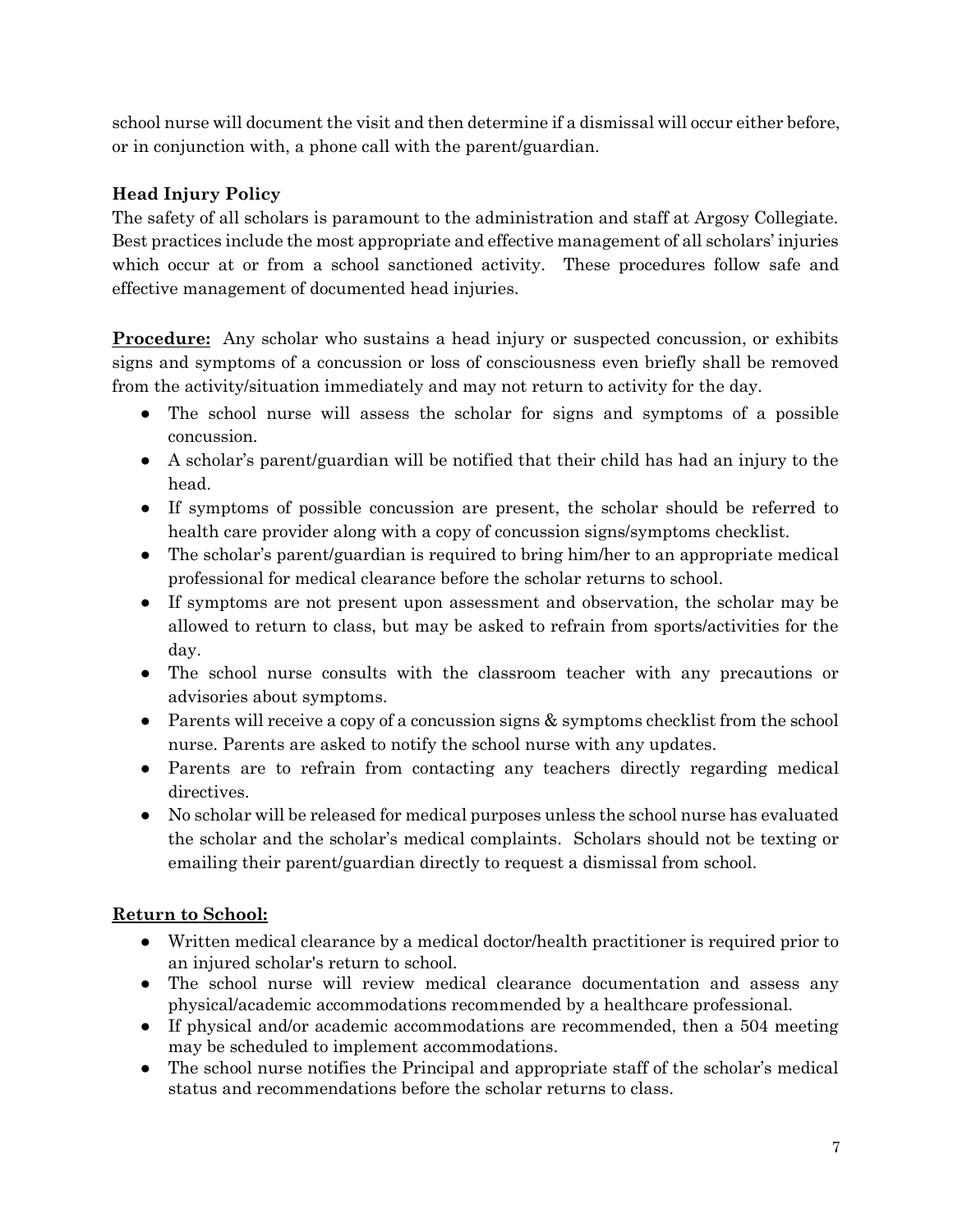school nurse will document the visit and then determine if a dismissal will occur either before, or in conjunction with, a phone call with the parent/guardian.

### Head Injury Policy

The safety of all scholars is paramount to the administration and staff at Argosy Collegiate. Best practices include the most appropriate and effective management of all scholars' injuries which occur at or from a school sanctioned activity. These procedures follow safe and effective management of documented head injuries.

**Procedure:** Any scholar who sustains a head injury or suspected concussion, or exhibits signs and symptoms of a concussion or loss of consciousness even briefly shall be removed from the activity/situation immediately and may not return to activity for the day.

- The school nurse will assess the scholar for signs and symptoms of a possible concussion.
- A scholar's parent/guardian will be notified that their child has had an injury to the head.
- If symptoms of possible concussion are present, the scholar should be referred to health care provider along with a copy of concussion signs/symptoms checklist.
- The scholar's parent/guardian is required to bring him/her to an appropriate medical professional for medical clearance before the scholar returns to school.
- If symptoms are not present upon assessment and observation, the scholar may be allowed to return to class, but may be asked to refrain from sports/activities for the day.
- The school nurse consults with the classroom teacher with any precautions or advisories about symptoms.
- Parents will receive a copy of a concussion signs & symptoms checklist from the school nurse. Parents are asked to notify the school nurse with any updates.
- Parents are to refrain from contacting any teachers directly regarding medical directives.
- No scholar will be released for medical purposes unless the school nurse has evaluated the scholar and the scholar's medical complaints. Scholars should not be texting or emailing their parent/guardian directly to request a dismissal from school.

**Return to School:**

- Written medical clearance by a medical doctor/health practitioner is required prior to an injured scholar's return to school.
- The school nurse will review medical clearance documentation and assess any physical/academic accommodations recommended by a healthcare professional.
- If physical and/or academic accommodations are recommended, then a 504 meeting may be scheduled to implement accommodations.
- The school nurse notifies the Principal and appropriate staff of the scholar's medical status and recommendations before the scholar returns to class.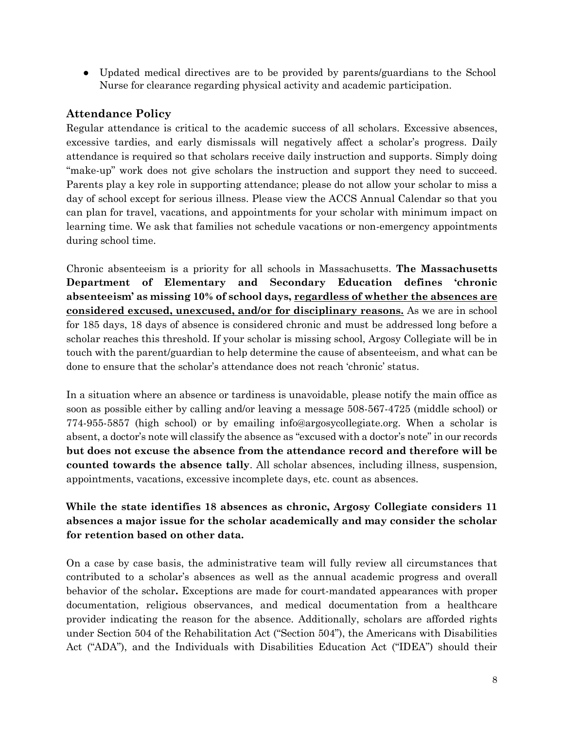- Updated medical directives are to be provided by parents/guardians to the School Nurse for clearance regarding physical activity and academic participation.

### Attendance Policy

Regular attendance is critical to the academic success of all scholars. Excessive absences, excessive tardies, and early dismissals will negatively affect a scholar's progress. Daily attendance is required so that scholars receive daily instruction and supports. Simply doing "make-up" work does not give scholars the instruction and support they need to succeed. Parents play a key role in supporting attendance; please do not allow your scholar to miss a day of school except for serious illness. Please view the ACCS Annual Calendar so that you can plan for travel, vacations, and appointments for your scholar with minimum impact on learning time. We ask that families not schedule vacations or non-emergency appointments during school time.

Chronic absenteeism is a priority for all schools in Massachusetts. **The Massachusetts Department of Elementary and Secondary Education defines 'chronic absenteeism' as missing 10% of school days, <u>regardless of whether the absences are considered excused, unexcused, and/or for disciplinary reasons.</u>** As we are in school for 185 days, 18 days of absence is considered chronic and must be addressed long before a scholar reaches this threshold. If your scholar is missing school, Argosy Collegiate will be in touch with the parent/guardian to help determine the cause of absenteeism, and what can be done to ensure that the scholar's attendance does not reach 'chronic' status.

In a situation where an absence or tardiness is unavoidable, please notify the main office as soon as possible either by calling and/or leaving a message 508-567-4725 (middle school) or 774-955-5857 (high school) or by emailing info@argosycollegiate.org. When a scholar is absent, a doctor's note will classify the absence as "excused with a doctor's note" in our records **but does not excuse the absence from the attendance record and therefore will be counted towards the absence tally**. All scholar absences, including illness, suspension, appointments, vacations, excessive incomplete days, etc. count as absences.

**While the state identifies 18 absences as chronic, Argosy Collegiate considers 11 absences a major issue for the scholar academically and may consider the scholar for retention based on other data.**

On a case by case basis, the administrative team will fully review all circumstances that contributed to a scholar's absences as well as the annual academic progress and overall behavior of the scholar**.** Exceptions are made for court-mandated appearances with proper documentation, religious observances, and medical documentation from a healthcare provider indicating the reason for the absence. Additionally, scholars are afforded rights under Section 504 of the Rehabilitation Act ("Section 504"), the Americans with Disabilities Act ("ADA"), and the Individuals with Disabilities Education Act ("IDEA") should their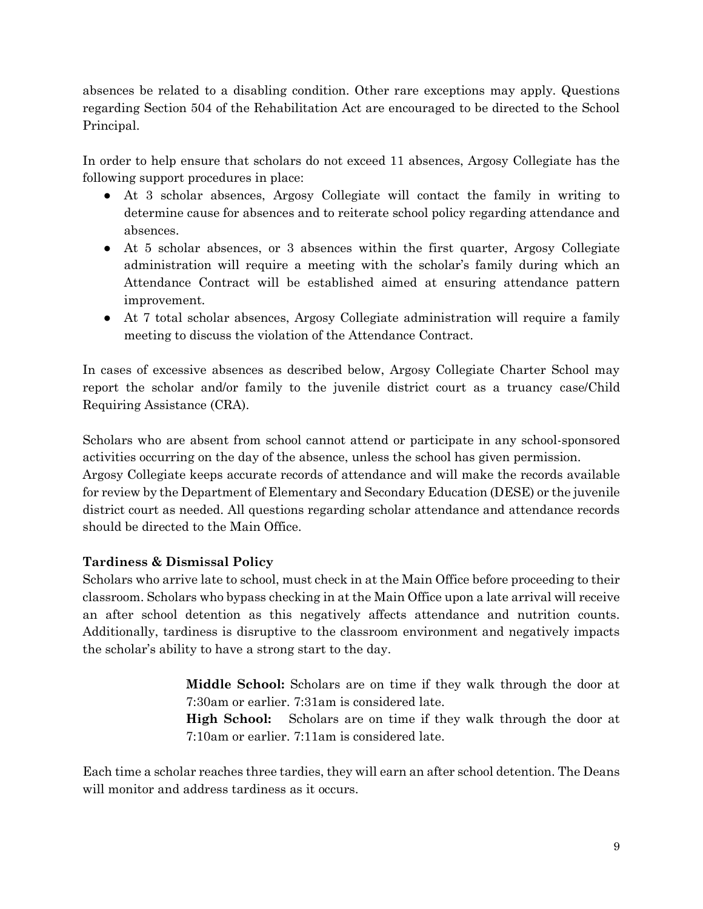absences be related to a disabling condition. Other rare exceptions may apply. Questions regarding Section 504 of the Rehabilitation Act are encouraged to be directed to the School Principal.

In order to help ensure that scholars do not exceed 11 absences, Argosy Collegiate has the following support procedures in place:

- At 3 scholar absences, Argosy Collegiate will contact the family in writing to determine cause for absences and to reiterate school policy regarding attendance and absences.
- At 5 scholar absences, or 3 absences within the first quarter, Argosy Collegiate administration will require a meeting with the scholar's family during which an Attendance Contract will be established aimed at ensuring attendance pattern improvement.
- At 7 total scholar absences, Argosy Collegiate administration will require a family meeting to discuss the violation of the Attendance Contract.

In cases of excessive absences as described below, Argosy Collegiate Charter School may report the scholar and/or family to the juvenile district court as a truancy case/Child Requiring Assistance (CRA).

Scholars who are absent from school cannot attend or participate in any school-sponsored activities occurring on the day of the absence, unless the school has given permission.
Argosy Collegiate keeps accurate records of attendance and will make the records available for review by the Department of Elementary and Secondary Education (DESE) or the juvenile district court as needed. All questions regarding scholar attendance and attendance records should be directed to the Main Office.

**Tardiness & Dismissal Policy**

Scholars who arrive late to school, must check in at the Main Office before proceeding to their classroom. Scholars who bypass checking in at the Main Office upon a late arrival will receive an after school detention as this negatively affects attendance and nutrition counts. Additionally, tardiness is disruptive to the classroom environment and negatively impacts the scholar's ability to have a strong start to the day.

> **Middle School:** Scholars are on time if they walk through the door at 7:30am or earlier. 7:31am is considered late.
> **High School:** Scholars are on time if they walk through the door at 7:10am or earlier. 7:11am is considered late.

Each time a scholar reaches three tardies, they will earn an after school detention. The Deans will monitor and address tardiness as it occurs.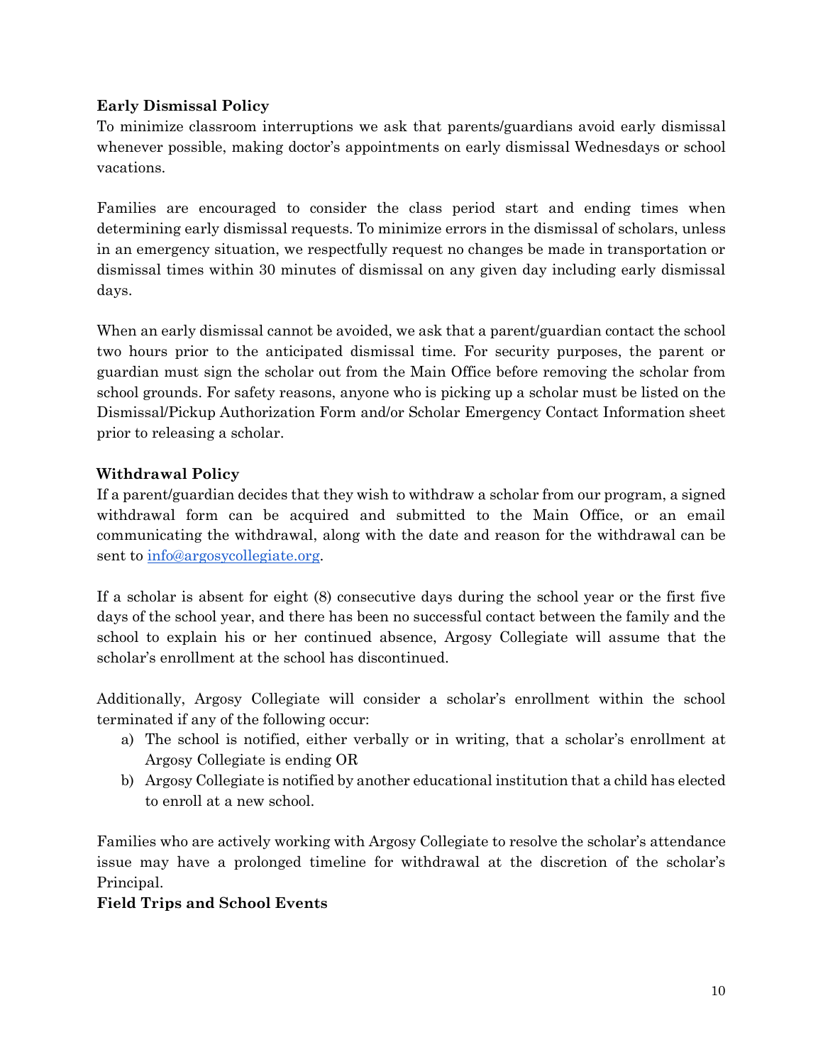**Early Dismissal Policy**

To minimize classroom interruptions we ask that parents/guardians avoid early dismissal whenever possible, making doctor's appointments on early dismissal Wednesdays or school vacations.

Families are encouraged to consider the class period start and ending times when determining early dismissal requests. To minimize errors in the dismissal of scholars, unless in an emergency situation, we respectfully request no changes be made in transportation or dismissal times within 30 minutes of dismissal on any given day including early dismissal days.

When an early dismissal cannot be avoided, we ask that a parent/guardian contact the school two hours prior to the anticipated dismissal time. For security purposes, the parent or guardian must sign the scholar out from the Main Office before removing the scholar from school grounds. For safety reasons, anyone who is picking up a scholar must be listed on the Dismissal/Pickup Authorization Form and/or Scholar Emergency Contact Information sheet prior to releasing a scholar.

**Withdrawal Policy**

If a parent/guardian decides that they wish to withdraw a scholar from our program, a signed withdrawal form can be acquired and submitted to the Main Office, or an email communicating the withdrawal, along with the date and reason for the withdrawal can be sent to info@argosycollegiate.org.

If a scholar is absent for eight (8) consecutive days during the school year or the first five days of the school year, and there has been no successful contact between the family and the school to explain his or her continued absence, Argosy Collegiate will assume that the scholar's enrollment at the school has discontinued.

Additionally, Argosy Collegiate will consider a scholar's enrollment within the school terminated if any of the following occur:

a) The school is notified, either verbally or in writing, that a scholar's enrollment at Argosy Collegiate is ending OR
b) Argosy Collegiate is notified by another educational institution that a child has elected to enroll at a new school.

Families who are actively working with Argosy Collegiate to resolve the scholar's attendance issue may have a prolonged timeline for withdrawal at the discretion of the scholar's Principal.

**Field Trips and School Events**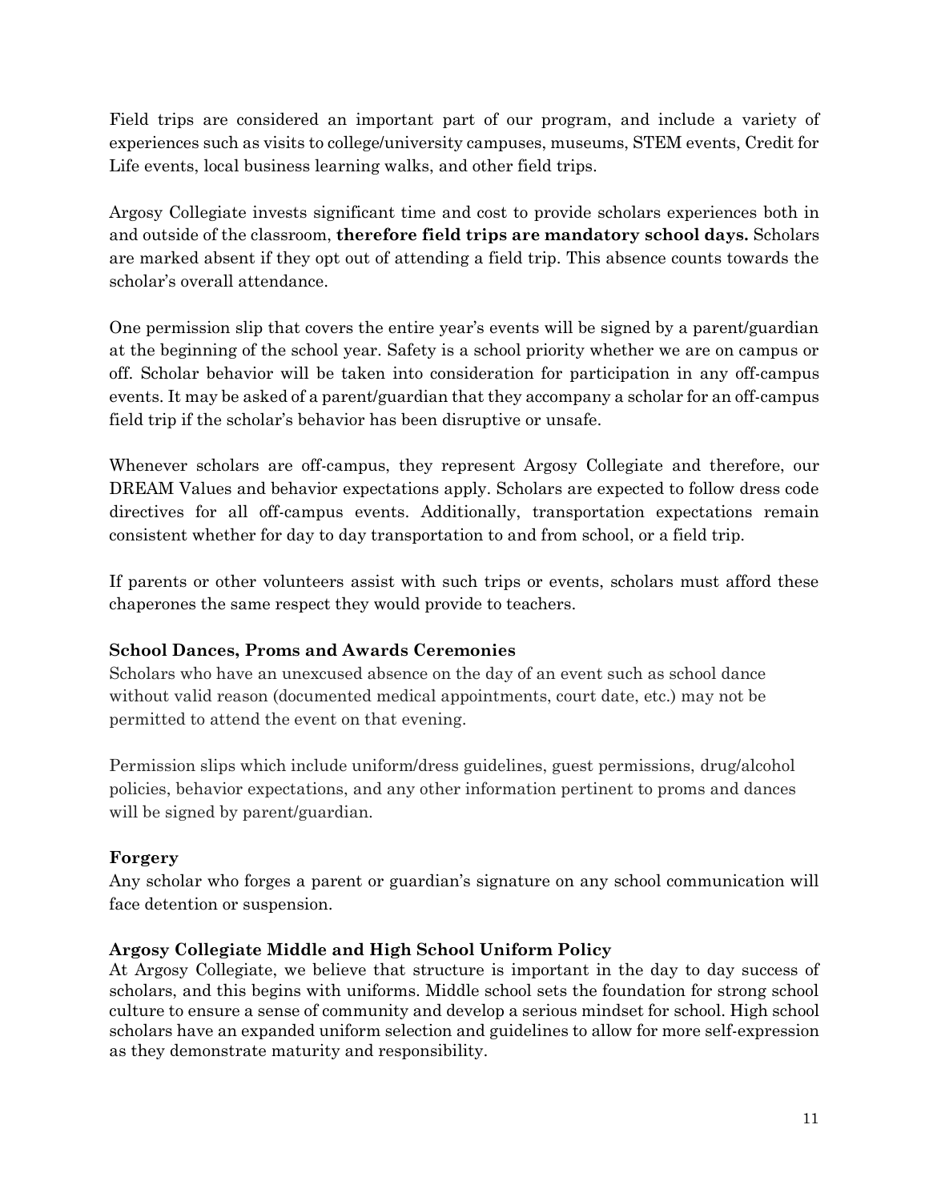Field trips are considered an important part of our program, and include a variety of experiences such as visits to college/university campuses, museums, STEM events, Credit for Life events, local business learning walks, and other field trips.

Argosy Collegiate invests significant time and cost to provide scholars experiences both in and outside of the classroom, **therefore field trips are mandatory school days.** Scholars are marked absent if they opt out of attending a field trip. This absence counts towards the scholar's overall attendance.

One permission slip that covers the entire year's events will be signed by a parent/guardian at the beginning of the school year. Safety is a school priority whether we are on campus or off. Scholar behavior will be taken into consideration for participation in any off-campus events. It may be asked of a parent/guardian that they accompany a scholar for an off-campus field trip if the scholar's behavior has been disruptive or unsafe.

Whenever scholars are off-campus, they represent Argosy Collegiate and therefore, our DREAM Values and behavior expectations apply. Scholars are expected to follow dress code directives for all off-campus events. Additionally, transportation expectations remain consistent whether for day to day transportation to and from school, or a field trip.

If parents or other volunteers assist with such trips or events, scholars must afford these chaperones the same respect they would provide to teachers.

### School Dances, Proms and Awards Ceremonies

Scholars who have an unexcused absence on the day of an event such as school dance without valid reason (documented medical appointments, court date, etc.) may not be permitted to attend the event on that evening.

Permission slips which include uniform/dress guidelines, guest permissions, drug/alcohol policies, behavior expectations, and any other information pertinent to proms and dances will be signed by parent/guardian.

### Forgery

Any scholar who forges a parent or guardian's signature on any school communication will face detention or suspension.

### Argosy Collegiate Middle and High School Uniform Policy

At Argosy Collegiate, we believe that structure is important in the day to day success of scholars, and this begins with uniforms. Middle school sets the foundation for strong school culture to ensure a sense of community and develop a serious mindset for school. High school scholars have an expanded uniform selection and guidelines to allow for more self-expression as they demonstrate maturity and responsibility.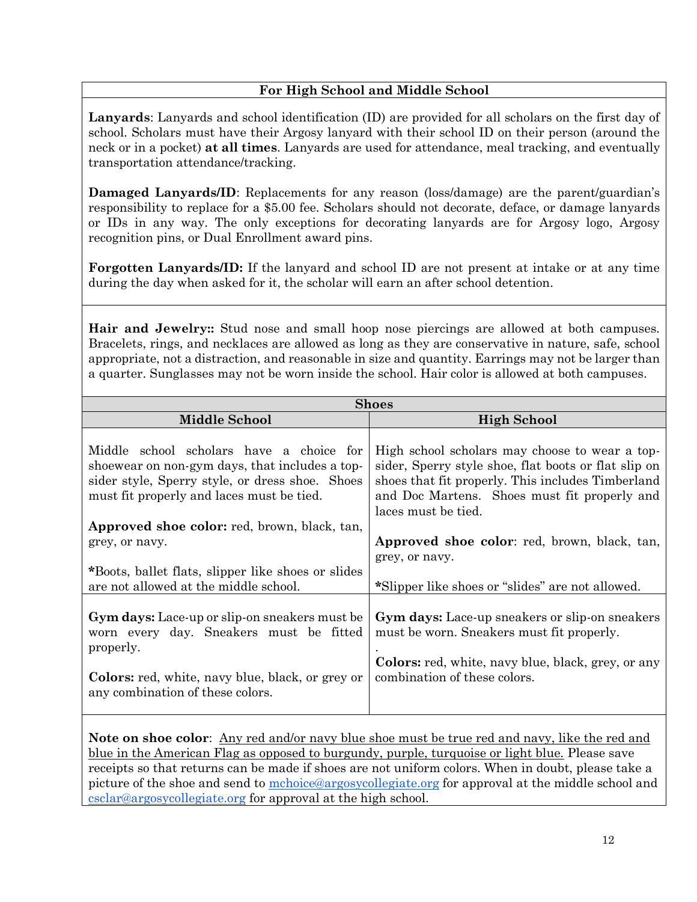## For High School and Middle School

**Lanyards**: Lanyards and school identification (ID) are provided for all scholars on the first day of school. Scholars must have their Argosy lanyard with their school ID on their person (around the neck or in a pocket) **at all times**. Lanyards are used for attendance, meal tracking, and eventually transportation attendance/tracking.

**Damaged Lanyards/ID**: Replacements for any reason (loss/damage) are the parent/guardian's responsibility to replace for a $5.00 fee. Scholars should not decorate, deface, or damage lanyards or IDs in any way. The only exceptions for decorating lanyards are for Argosy logo, Argosy recognition pins, or Dual Enrollment award pins.

**Forgotten Lanyards/ID:** If the lanyard and school ID are not present at intake or at any time during the day when asked for it, the scholar will earn an after school detention.

**Hair and Jewelry::** Stud nose and small hoop nose piercings are allowed at both campuses. Bracelets, rings, and necklaces are allowed as long as they are conservative in nature, safe, school appropriate, not a distraction, and reasonable in size and quantity. Earrings may not be larger than a quarter. Sunglasses may not be worn inside the school. Hair color is allowed at both campuses.

| Shoes | |
|---|---|
| **Middle School** | **High School** |
| Middle school scholars have a choice for shoewear on non-gym days, that includes a top-sider style, Sperry style, or dress shoe. Shoes must fit properly and laces must be tied.<br><br>**Approved shoe color:** red, brown, black, tan, grey, or navy.<br><br>***Boots, ballet flats, slipper like shoes or slides are not allowed at the middle school.** | High school scholars may choose to wear a top-sider, Sperry style shoe, flat boots or flat slip on shoes that fit properly. This includes Timberland and Doc Martens. Shoes must fit properly and laces must be tied.<br><br>**Approved shoe color**: red, brown, black, tan, grey, or navy.<br><br>***Slipper like shoes or "slides" are not allowed.** |
| **Gym days:** Lace-up or slip-on sneakers must be worn every day. Sneakers must be fitted properly.<br><br>**Colors:** red, white, navy blue, black, or grey or any combination of these colors. | **Gym days:** Lace-up sneakers or slip-on sneakers must be worn. Sneakers must fit properly.<br>.<br>**Colors:** red, white, navy blue, black, grey, or any combination of these colors. |

**Note on shoe color**: Any red and/or navy blue shoe must be true red and navy, like the red and blue in the American Flag as opposed to burgundy, purple, turquoise or light blue. Please save receipts so that returns can be made if shoes are not uniform colors. When in doubt, please take a picture of the shoe and send to mchoice@argosycollegiate.org for approval at the middle school and csclar@argosycollegiate.org for approval at the high school.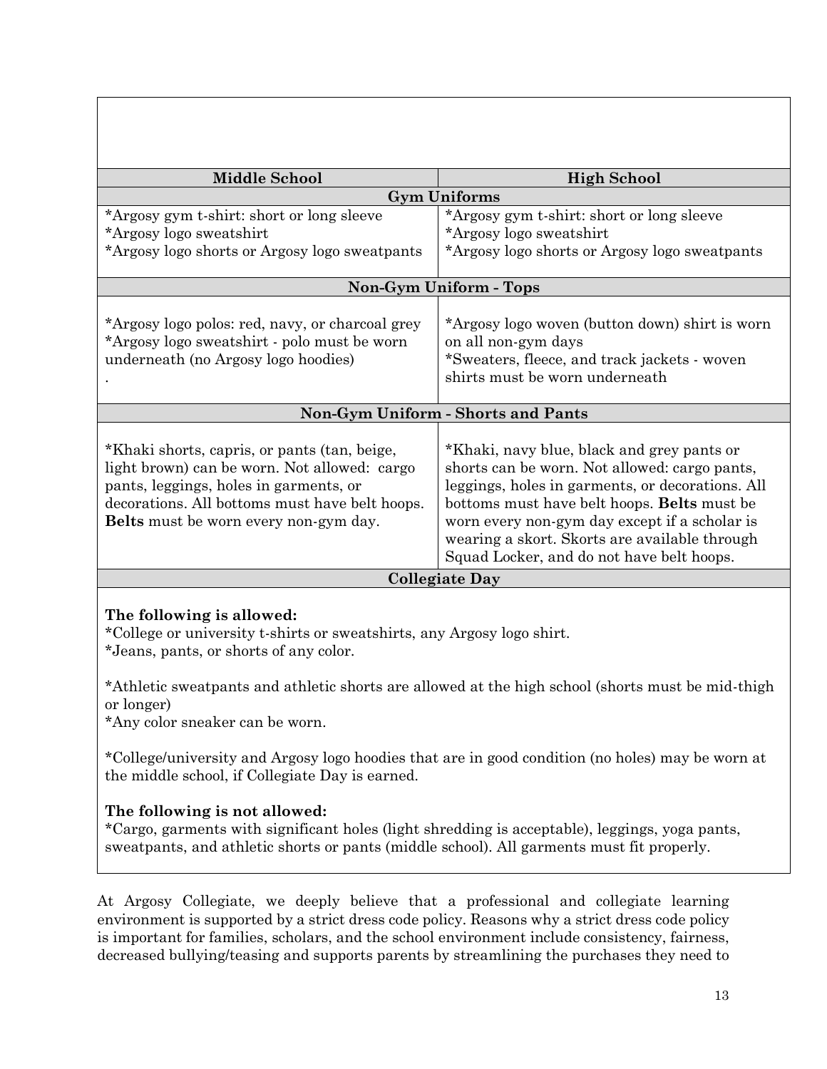| Middle School | High School |
|---|---|
| **Gym Uniforms** | |
| *Argosy gym t-shirt: short or long sleeve<br>*Argosy logo sweatshirt<br>*Argosy logo shorts or Argosy logo sweatpants | *Argosy gym t-shirt: short or long sleeve<br>*Argosy logo sweatshirt<br>*Argosy logo shorts or Argosy logo sweatpants |
| **Non-Gym Uniform - Tops** | |
| *Argosy logo polos: red, navy, or charcoal grey<br>*Argosy logo sweatshirt - polo must be worn underneath (no Argosy logo hoodies)<br>. | *Argosy logo woven (button down) shirt is worn on all non-gym days<br>*Sweaters, fleece, and track jackets - woven shirts must be worn underneath |
| **Non-Gym Uniform - Shorts and Pants** | |
| *Khaki shorts, capris, or pants (tan, beige, light brown) can be worn. Not allowed: cargo pants, leggings, holes in garments, or decorations. All bottoms must have belt hoops. **Belts** must be worn every non-gym day. | *Khaki, navy blue, black and grey pants or shorts can be worn. Not allowed: cargo pants, leggings, holes in garments, or decorations. All bottoms must have belt hoops. **Belts** must be worn every non-gym day except if a scholar is wearing a skort. Skorts are available through Squad Locker, and do not have belt hoops. |
| **Collegiate Day** | |
| **The following is allowed:**<br>*College or university t-shirts or sweatshirts, any Argosy logo shirt.<br>*Jeans, pants, or shorts of any color.<br><br>*Athletic sweatpants and athletic shorts are allowed at the high school (shorts must be mid-thigh or longer)<br>*Any color sneaker can be worn.<br><br>*College/university and Argosy logo hoodies that are in good condition (no holes) may be worn at the middle school, if Collegiate Day is earned.<br><br>**The following is not allowed:**<br>*Cargo, garments with significant holes (light shredding is acceptable), leggings, yoga pants, sweatpants, and athletic shorts or pants (middle school). All garments must fit properly. | |

At Argosy Collegiate, we deeply believe that a professional and collegiate learning environment is supported by a strict dress code policy. Reasons why a strict dress code policy is important for families, scholars, and the school environment include consistency, fairness, decreased bullying/teasing and supports parents by streamlining the purchases they need to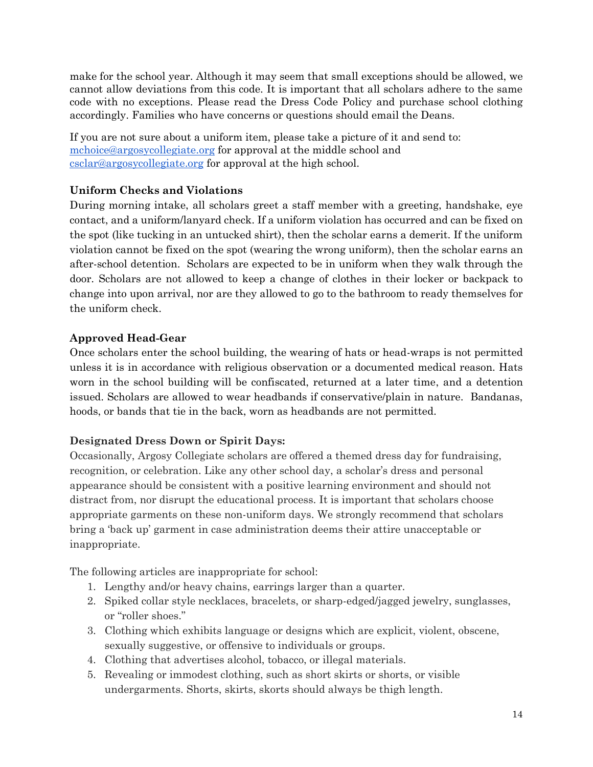make for the school year. Although it may seem that small exceptions should be allowed, we cannot allow deviations from this code. It is important that all scholars adhere to the same code with no exceptions. Please read the Dress Code Policy and purchase school clothing accordingly. Families who have concerns or questions should email the Deans.

If you are not sure about a uniform item, please take a picture of it and send to: mchoice@argosycollegiate.org for approval at the middle school and csclar@argosycollegiate.org for approval at the high school.

**Uniform Checks and Violations**

During morning intake, all scholars greet a staff member with a greeting, handshake, eye contact, and a uniform/lanyard check. If a uniform violation has occurred and can be fixed on the spot (like tucking in an untucked shirt), then the scholar earns a demerit. If the uniform violation cannot be fixed on the spot (wearing the wrong uniform), then the scholar earns an after-school detention. Scholars are expected to be in uniform when they walk through the door. Scholars are not allowed to keep a change of clothes in their locker or backpack to change into upon arrival, nor are they allowed to go to the bathroom to ready themselves for the uniform check.

**Approved Head-Gear**

Once scholars enter the school building, the wearing of hats or head-wraps is not permitted unless it is in accordance with religious observation or a documented medical reason. Hats worn in the school building will be confiscated, returned at a later time, and a detention issued. Scholars are allowed to wear headbands if conservative/plain in nature. Bandanas, hoods, or bands that tie in the back, worn as headbands are not permitted.

**Designated Dress Down or Spirit Days:**

Occasionally, Argosy Collegiate scholars are offered a themed dress day for fundraising, recognition, or celebration. Like any other school day, a scholar's dress and personal appearance should be consistent with a positive learning environment and should not distract from, nor disrupt the educational process. It is important that scholars choose appropriate garments on these non-uniform days. We strongly recommend that scholars bring a 'back up' garment in case administration deems their attire unacceptable or inappropriate.

The following articles are inappropriate for school:

1. Lengthy and/or heavy chains, earrings larger than a quarter.
2. Spiked collar style necklaces, bracelets, or sharp-edged/jagged jewelry, sunglasses, or "roller shoes."
3. Clothing which exhibits language or designs which are explicit, violent, obscene, sexually suggestive, or offensive to individuals or groups.
4. Clothing that advertises alcohol, tobacco, or illegal materials.
5. Revealing or immodest clothing, such as short skirts or shorts, or visible undergarments. Shorts, skirts, skorts should always be thigh length.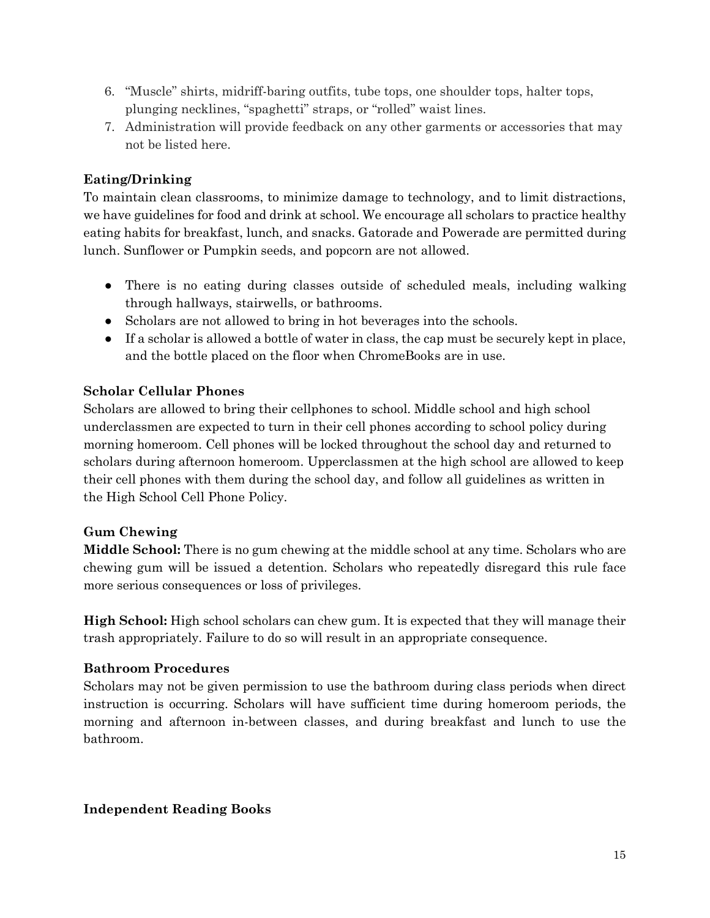6. "Muscle" shirts, midriff-baring outfits, tube tops, one shoulder tops, halter tops, plunging necklines, "spaghetti" straps, or "rolled" waist lines.
7. Administration will provide feedback on any other garments or accessories that may not be listed here.

**Eating/Drinking**

To maintain clean classrooms, to minimize damage to technology, and to limit distractions, we have guidelines for food and drink at school. We encourage all scholars to practice healthy eating habits for breakfast, lunch, and snacks. Gatorade and Powerade are permitted during lunch. Sunflower or Pumpkin seeds, and popcorn are not allowed.

- There is no eating during classes outside of scheduled meals, including walking through hallways, stairwells, or bathrooms.
- Scholars are not allowed to bring in hot beverages into the schools.
- If a scholar is allowed a bottle of water in class, the cap must be securely kept in place, and the bottle placed on the floor when ChromeBooks are in use.

**Scholar Cellular Phones**

Scholars are allowed to bring their cellphones to school. Middle school and high school underclassmen are expected to turn in their cell phones according to school policy during morning homeroom. Cell phones will be locked throughout the school day and returned to scholars during afternoon homeroom. Upperclassmen at the high school are allowed to keep their cell phones with them during the school day, and follow all guidelines as written in the High School Cell Phone Policy.

**Gum Chewing**

**Middle School:** There is no gum chewing at the middle school at any time. Scholars who are chewing gum will be issued a detention. Scholars who repeatedly disregard this rule face more serious consequences or loss of privileges.

**High School:** High school scholars can chew gum. It is expected that they will manage their trash appropriately. Failure to do so will result in an appropriate consequence.

**Bathroom Procedures**

Scholars may not be given permission to use the bathroom during class periods when direct instruction is occurring. Scholars will have sufficient time during homeroom periods, the morning and afternoon in-between classes, and during breakfast and lunch to use the bathroom.

**Independent Reading Books**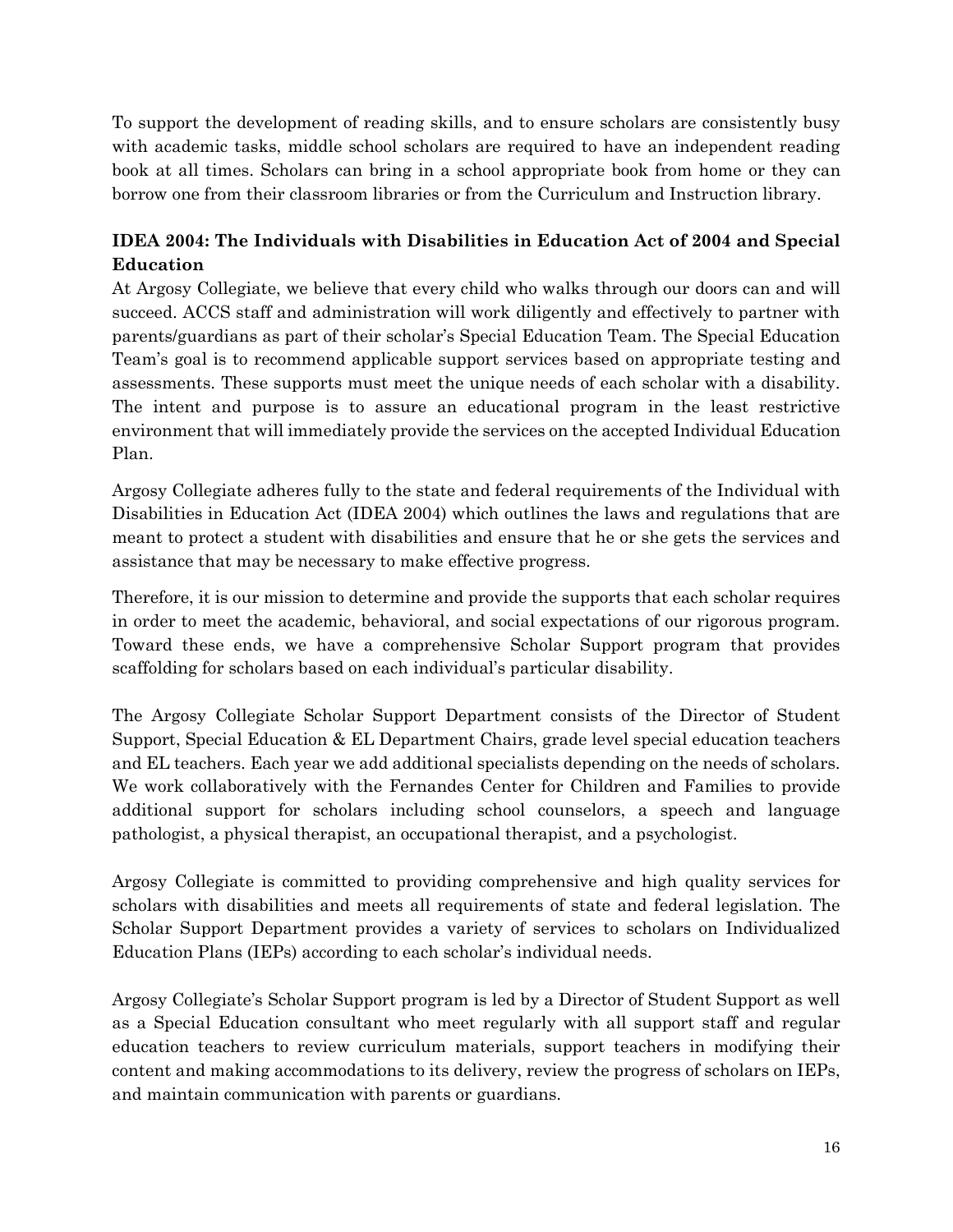To support the development of reading skills, and to ensure scholars are consistently busy with academic tasks, middle school scholars are required to have an independent reading book at all times. Scholars can bring in a school appropriate book from home or they can borrow one from their classroom libraries or from the Curriculum and Instruction library.

### IDEA 2004: The Individuals with Disabilities in Education Act of 2004 and Special Education

At Argosy Collegiate, we believe that every child who walks through our doors can and will succeed. ACCS staff and administration will work diligently and effectively to partner with parents/guardians as part of their scholar's Special Education Team. The Special Education Team's goal is to recommend applicable support services based on appropriate testing and assessments. These supports must meet the unique needs of each scholar with a disability. The intent and purpose is to assure an educational program in the least restrictive environment that will immediately provide the services on the accepted Individual Education Plan.

Argosy Collegiate adheres fully to the state and federal requirements of the Individual with Disabilities in Education Act (IDEA 2004) which outlines the laws and regulations that are meant to protect a student with disabilities and ensure that he or she gets the services and assistance that may be necessary to make effective progress.

Therefore, it is our mission to determine and provide the supports that each scholar requires in order to meet the academic, behavioral, and social expectations of our rigorous program. Toward these ends, we have a comprehensive Scholar Support program that provides scaffolding for scholars based on each individual's particular disability.

The Argosy Collegiate Scholar Support Department consists of the Director of Student Support, Special Education & EL Department Chairs, grade level special education teachers and EL teachers. Each year we add additional specialists depending on the needs of scholars. We work collaboratively with the Fernandes Center for Children and Families to provide additional support for scholars including school counselors, a speech and language pathologist, a physical therapist, an occupational therapist, and a psychologist.

Argosy Collegiate is committed to providing comprehensive and high quality services for scholars with disabilities and meets all requirements of state and federal legislation. The Scholar Support Department provides a variety of services to scholars on Individualized Education Plans (IEPs) according to each scholar's individual needs.

Argosy Collegiate's Scholar Support program is led by a Director of Student Support as well as a Special Education consultant who meet regularly with all support staff and regular education teachers to review curriculum materials, support teachers in modifying their content and making accommodations to its delivery, review the progress of scholars on IEPs, and maintain communication with parents or guardians.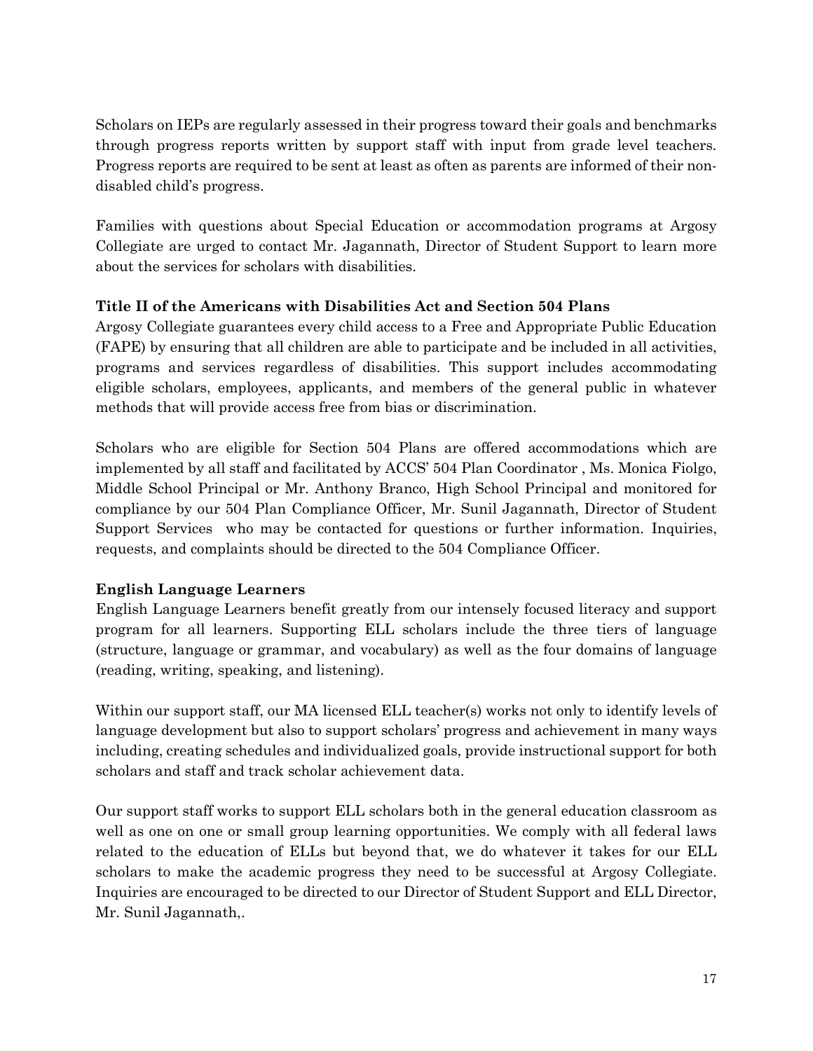Scholars on IEPs are regularly assessed in their progress toward their goals and benchmarks through progress reports written by support staff with input from grade level teachers. Progress reports are required to be sent at least as often as parents are informed of their non-disabled child's progress.

Families with questions about Special Education or accommodation programs at Argosy Collegiate are urged to contact Mr. Jagannath, Director of Student Support to learn more about the services for scholars with disabilities.

**Title II of the Americans with Disabilities Act and Section 504 Plans**

Argosy Collegiate guarantees every child access to a Free and Appropriate Public Education (FAPE) by ensuring that all children are able to participate and be included in all activities, programs and services regardless of disabilities. This support includes accommodating eligible scholars, employees, applicants, and members of the general public in whatever methods that will provide access free from bias or discrimination.

Scholars who are eligible for Section 504 Plans are offered accommodations which are implemented by all staff and facilitated by ACCS' 504 Plan Coordinator , Ms. Monica Fiolgo, Middle School Principal or Mr. Anthony Branco, High School Principal and monitored for compliance by our 504 Plan Compliance Officer, Mr. Sunil Jagannath, Director of Student Support Services who may be contacted for questions or further information. Inquiries, requests, and complaints should be directed to the 504 Compliance Officer.

**English Language Learners**

English Language Learners benefit greatly from our intensely focused literacy and support program for all learners. Supporting ELL scholars include the three tiers of language (structure, language or grammar, and vocabulary) as well as the four domains of language (reading, writing, speaking, and listening).

Within our support staff, our MA licensed ELL teacher(s) works not only to identify levels of language development but also to support scholars' progress and achievement in many ways including, creating schedules and individualized goals, provide instructional support for both scholars and staff and track scholar achievement data.

Our support staff works to support ELL scholars both in the general education classroom as well as one on one or small group learning opportunities. We comply with all federal laws related to the education of ELLs but beyond that, we do whatever it takes for our ELL scholars to make the academic progress they need to be successful at Argosy Collegiate. Inquiries are encouraged to be directed to our Director of Student Support and ELL Director, Mr. Sunil Jagannath,.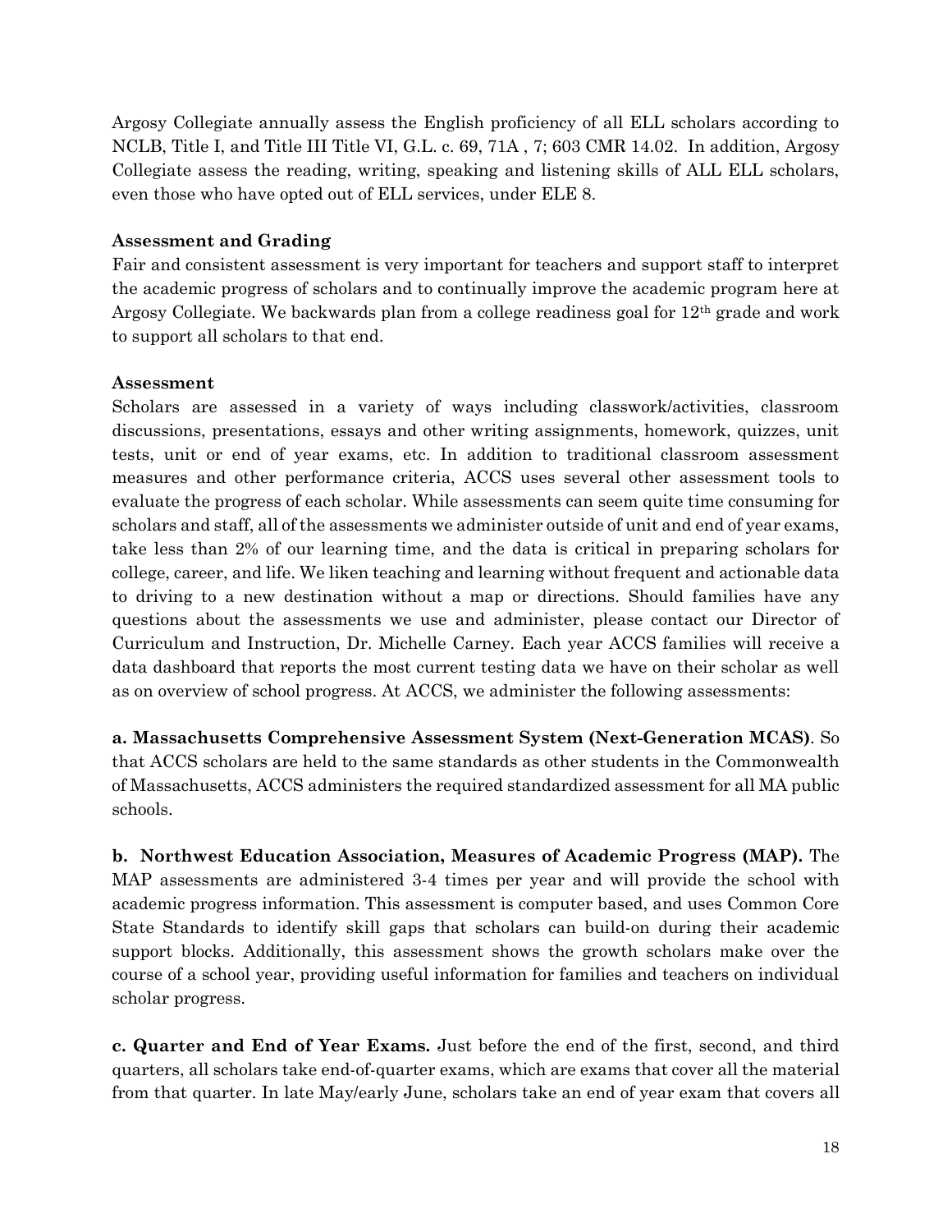Argosy Collegiate annually assess the English proficiency of all ELL scholars according to NCLB, Title I, and Title III Title VI, G.L. c. 69, 71A , 7; 603 CMR 14.02. In addition, Argosy Collegiate assess the reading, writing, speaking and listening skills of ALL ELL scholars, even those who have opted out of ELL services, under ELE 8.

**Assessment and Grading**

Fair and consistent assessment is very important for teachers and support staff to interpret the academic progress of scholars and to continually improve the academic program here at Argosy Collegiate. We backwards plan from a college readiness goal for 12th grade and work to support all scholars to that end.

**Assessment**

Scholars are assessed in a variety of ways including classwork/activities, classroom discussions, presentations, essays and other writing assignments, homework, quizzes, unit tests, unit or end of year exams, etc. In addition to traditional classroom assessment measures and other performance criteria, ACCS uses several other assessment tools to evaluate the progress of each scholar. While assessments can seem quite time consuming for scholars and staff, all of the assessments we administer outside of unit and end of year exams, take less than 2% of our learning time, and the data is critical in preparing scholars for college, career, and life. We liken teaching and learning without frequent and actionable data to driving to a new destination without a map or directions. Should families have any questions about the assessments we use and administer, please contact our Director of Curriculum and Instruction, Dr. Michelle Carney. Each year ACCS families will receive a data dashboard that reports the most current testing data we have on their scholar as well as on overview of school progress. At ACCS, we administer the following assessments:

**a. Massachusetts Comprehensive Assessment System (Next-Generation MCAS)**. So that ACCS scholars are held to the same standards as other students in the Commonwealth of Massachusetts, ACCS administers the required standardized assessment for all MA public schools.

**b. Northwest Education Association, Measures of Academic Progress (MAP).** The MAP assessments are administered 3-4 times per year and will provide the school with academic progress information. This assessment is computer based, and uses Common Core State Standards to identify skill gaps that scholars can build-on during their academic support blocks. Additionally, this assessment shows the growth scholars make over the course of a school year, providing useful information for families and teachers on individual scholar progress.

**c. Quarter and End of Year Exams.** Just before the end of the first, second, and third quarters, all scholars take end-of-quarter exams, which are exams that cover all the material from that quarter. In late May/early June, scholars take an end of year exam that covers all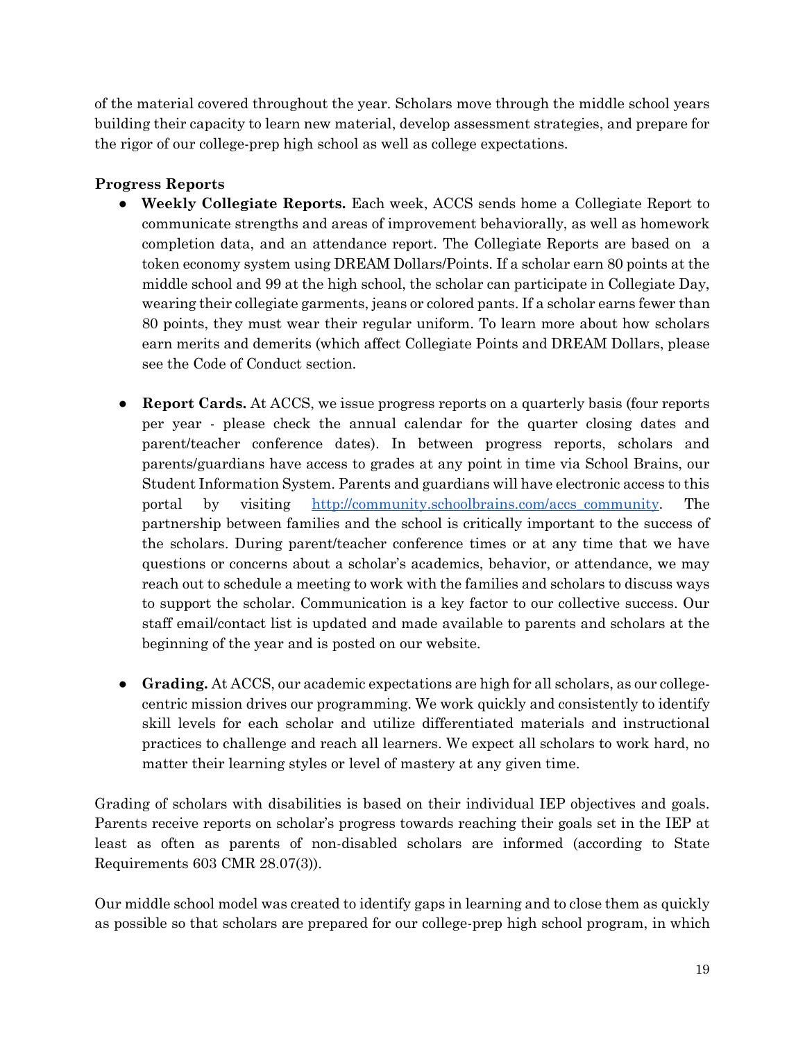of the material covered throughout the year. Scholars move through the middle school years building their capacity to learn new material, develop assessment strategies, and prepare for the rigor of our college-prep high school as well as college expectations.

**Progress Reports**

- **Weekly Collegiate Reports.** Each week, ACCS sends home a Collegiate Report to communicate strengths and areas of improvement behaviorally, as well as homework completion data, and an attendance report. The Collegiate Reports are based on a token economy system using DREAM Dollars/Points. If a scholar earn 80 points at the middle school and 99 at the high school, the scholar can participate in Collegiate Day, wearing their collegiate garments, jeans or colored pants. If a scholar earns fewer than 80 points, they must wear their regular uniform. To learn more about how scholars earn merits and demerits (which affect Collegiate Points and DREAM Dollars, please see the Code of Conduct section.

- **Report Cards.** At ACCS, we issue progress reports on a quarterly basis (four reports per year - please check the annual calendar for the quarter closing dates and parent/teacher conference dates). In between progress reports, scholars and parents/guardians have access to grades at any point in time via School Brains, our Student Information System. Parents and guardians will have electronic access to this portal by visiting [http://community.schoolbrains.com/accs_community](http://community.schoolbrains.com/accs_community). The partnership between families and the school is critically important to the success of the scholars. During parent/teacher conference times or at any time that we have questions or concerns about a scholar's academics, behavior, or attendance, we may reach out to schedule a meeting to work with the families and scholars to discuss ways to support the scholar. Communication is a key factor to our collective success. Our staff email/contact list is updated and made available to parents and scholars at the beginning of the year and is posted on our website.

- **Grading.** At ACCS, our academic expectations are high for all scholars, as our college-centric mission drives our programming. We work quickly and consistently to identify skill levels for each scholar and utilize differentiated materials and instructional practices to challenge and reach all learners. We expect all scholars to work hard, no matter their learning styles or level of mastery at any given time.

Grading of scholars with disabilities is based on their individual IEP objectives and goals. Parents receive reports on scholar's progress towards reaching their goals set in the IEP at least as often as parents of non-disabled scholars are informed (according to State Requirements 603 CMR 28.07(3)).

Our middle school model was created to identify gaps in learning and to close them as quickly as possible so that scholars are prepared for our college-prep high school program, in which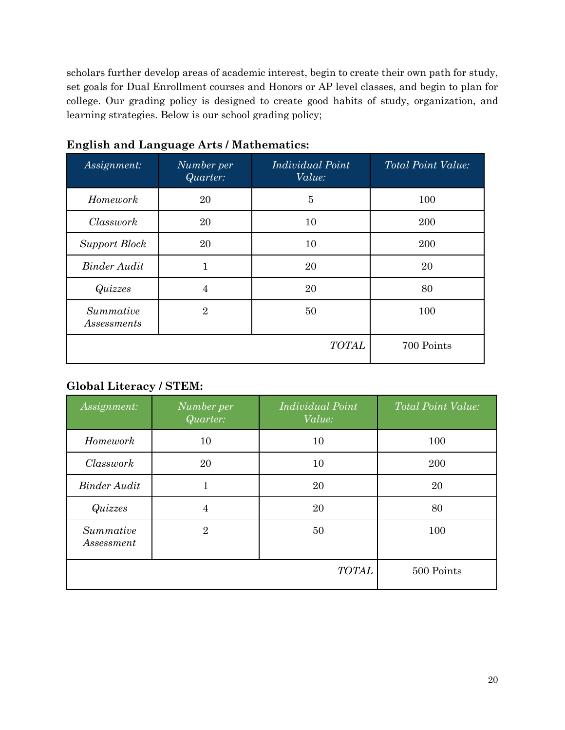scholars further develop areas of academic interest, begin to create their own path for study, set goals for Dual Enrollment courses and Honors or AP level classes, and begin to plan for college. Our grading policy is designed to create good habits of study, organization, and learning strategies. Below is our school grading policy;

**English and Language Arts / Mathematics:**

| *Assignment:* | *Number per Quarter:* | *Individual Point Value:* | *Total Point Value:* |
|---|---|---|---|
| *Homework* | 20 | 5 | 100 |
| *Classwork* | 20 | 10 | 200 |
| *Support Block* | 20 | 10 | 200 |
| *Binder Audit* | 1 | 20 | 20 |
| *Quizzes* | 4 | 20 | 80 |
| *Summative Assessments* | 2 | 50 | 100 |
| | | *TOTAL* | 700 Points |

**Global Literacy / STEM:**

| *Assignment:* | *Number per Quarter:* | *Individual Point Value:* | *Total Point Value:* |
|---|---|---|---|
| *Homework* | 10 | 10 | 100 |
| *Classwork* | 20 | 10 | 200 |
| *Binder Audit* | 1 | 20 | 20 |
| *Quizzes* | 4 | 20 | 80 |
| *Summative Assessment* | 2 | 50 | 100 |
| | | *TOTAL* | 500 Points |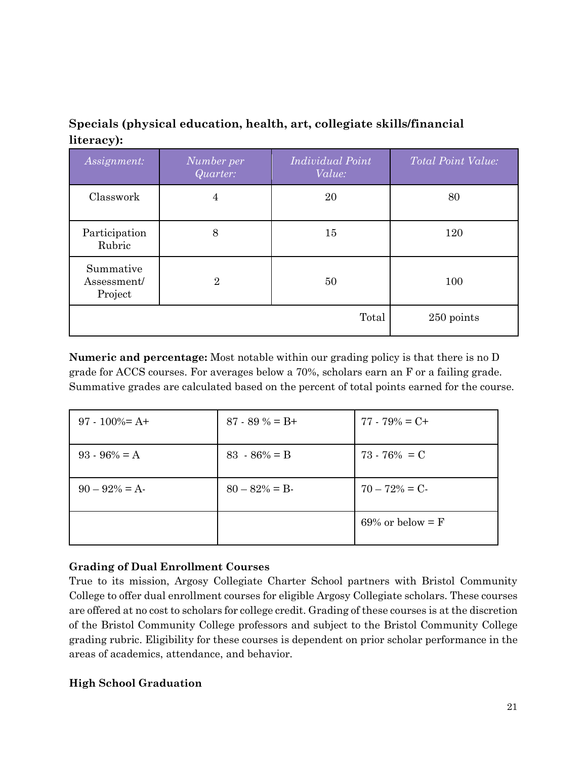**Specials (physical education, health, art, collegiate skills/financial literacy):**

| *Assignment:* | *Number per Quarter:* | *Individual Point Value:* | *Total Point Value:* |
|---|---|---|---|
| Classwork | 4 | 20 | 80 |
| Participation Rubric | 8 | 15 | 120 |
| Summative Assessment/ Project | 2 | 50 | 100 |
| | | Total | 250 points |

**Numeric and percentage:** Most notable within our grading policy is that there is no D grade for ACCS courses. For averages below a 70%, scholars earn an F or a failing grade. Summative grades are calculated based on the percent of total points earned for the course.

| | | |
|---|---|---|
| 97 - 100%= A+ | 87 - 89 % = B+ | 77 - 79% = C+ |
| 93 - 96% = A | 83 - 86% = B | 73 - 76% = C |
| 90 – 92% = A- | 80 – 82% = B- | 70 – 72% = C- |
| | | 69% or below = F |

**Grading of Dual Enrollment Courses**

True to its mission, Argosy Collegiate Charter School partners with Bristol Community College to offer dual enrollment courses for eligible Argosy Collegiate scholars. These courses are offered at no cost to scholars for college credit. Grading of these courses is at the discretion of the Bristol Community College professors and subject to the Bristol Community College grading rubric. Eligibility for these courses is dependent on prior scholar performance in the areas of academics, attendance, and behavior.

**High School Graduation**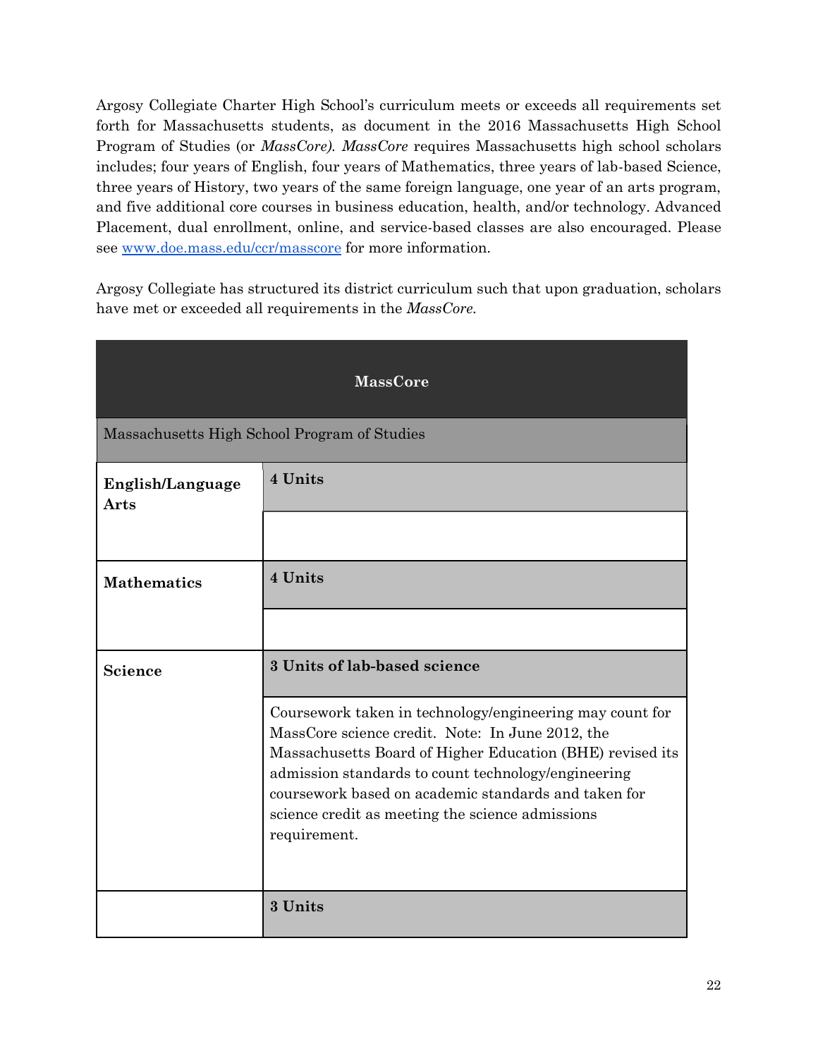Argosy Collegiate Charter High School's curriculum meets or exceeds all requirements set forth for Massachusetts students, as document in the 2016 Massachusetts High School Program of Studies (or *MassCore*). *MassCore* requires Massachusetts high school scholars includes; four years of English, four years of Mathematics, three years of lab-based Science, three years of History, two years of the same foreign language, one year of an arts program, and five additional core courses in business education, health, and/or technology. Advanced Placement, dual enrollment, online, and service-based classes are also encouraged. Please see [www.doe.mass.edu/ccr/masscore](http://www.doe.mass.edu/ccr/masscore) for more information.

Argosy Collegiate has structured its district curriculum such that upon graduation, scholars have met or exceeded all requirements in the *MassCore*.

| **MassCore** | |
|---|---|
| Massachusetts High School Program of Studies | |
| **English/Language Arts** | **4 Units** |
| | |
| **Mathematics** | **4 Units** |
| | |
| **Science** | **3 Units of lab-based science** |
| | Coursework taken in technology/engineering may count for MassCore science credit. Note: In June 2012, the Massachusetts Board of Higher Education (BHE) revised its admission standards to count technology/engineering coursework based on academic standards and taken for science credit as meeting the science admissions requirement. |
| | **3 Units** |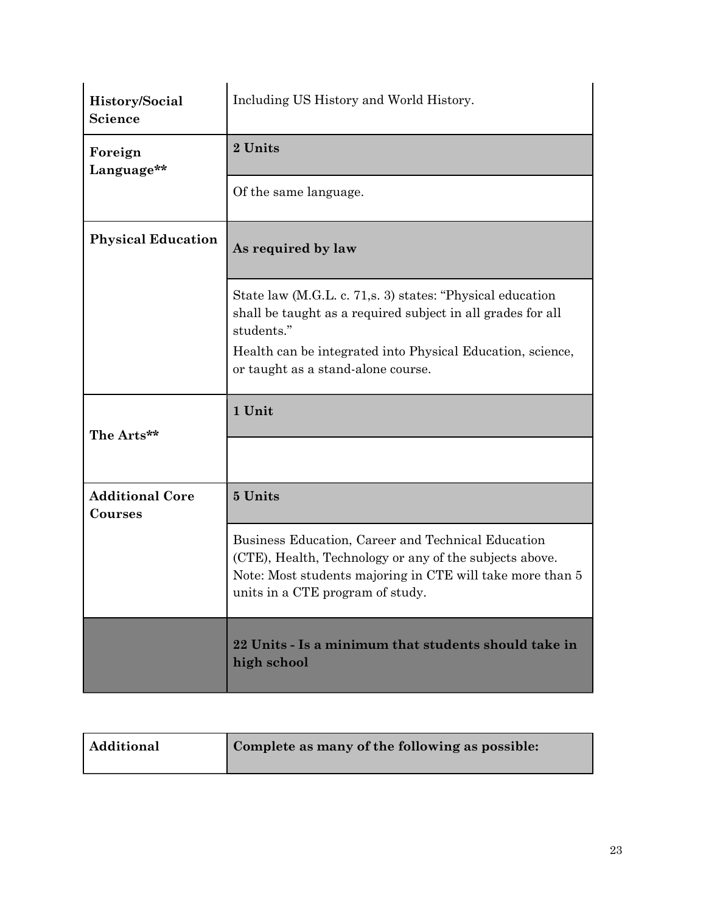| | |
|---|---|
| **History/Social Science** | Including US History and World History. |
| **Foreign Language**** | **2 Units** |
| | Of the same language. |
| **Physical Education** | **As required by law** |
| | State law (M.G.L. c. 71,s. 3) states: "Physical education shall be taught as a required subject in all grades for all students."<br>Health can be integrated into Physical Education, science, or taught as a stand-alone course. |
| **The Arts**** | **1 Unit** |
| | |
| **Additional Core Courses** | **5 Units** |
| | Business Education, Career and Technical Education (CTE), Health, Technology or any of the subjects above. Note: Most students majoring in CTE will take more than 5 units in a CTE program of study. |
| | **22 Units - Is a minimum that students should take in high school** |

| **Additional** | **Complete as many of the following as possible:** |
|---|---|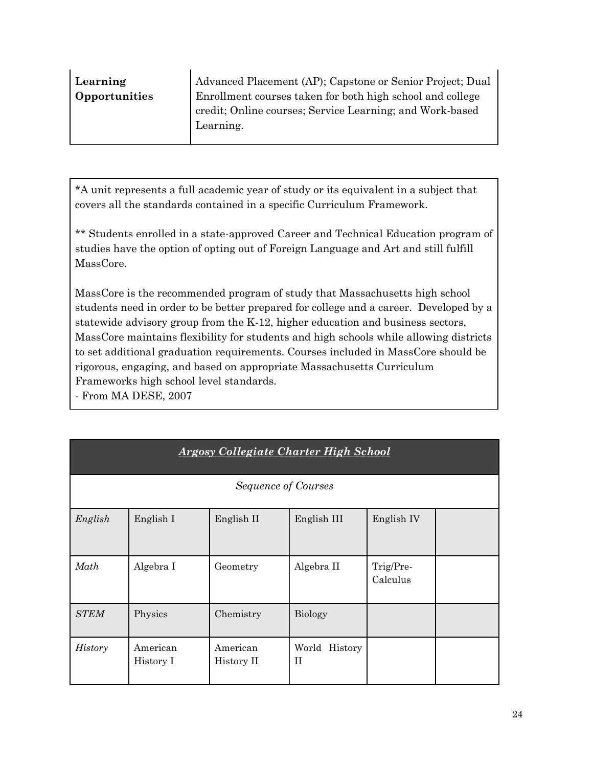| | |
|---|---|
| **Learning Opportunities** | Advanced Placement (AP); Capstone or Senior Project; Dual Enrollment courses taken for both high school and college credit; Online courses; Service Learning; and Work-based Learning. |

*A unit represents a full academic year of study or its equivalent in a subject that covers all the standards contained in a specific Curriculum Framework.

** Students enrolled in a state-approved Career and Technical Education program of studies have the option of opting out of Foreign Language and Art and still fulfill MassCore.

MassCore is the recommended program of study that Massachusetts high school students need in order to be better prepared for college and a career. Developed by a statewide advisory group from the K-12, higher education and business sectors, MassCore maintains flexibility for students and high schools while allowing districts to set additional graduation requirements. Courses included in MassCore should be rigorous, engaging, and based on appropriate Massachusetts Curriculum Frameworks high school level standards.
- From MA DESE, 2007

| ***Argosy Collegiate Charter High School*** | | | | | |
|---|---|---|---|---|---|
| *Sequence of Courses* | | | | | |
| *English* | English I | English II | English III | English IV | |
| *Math* | Algebra I | Geometry | Algebra II | Trig/Pre-Calculus | |
| *STEM* | Physics | Chemistry | Biology | | |
| *History* | American History I | American History II | World History II | | |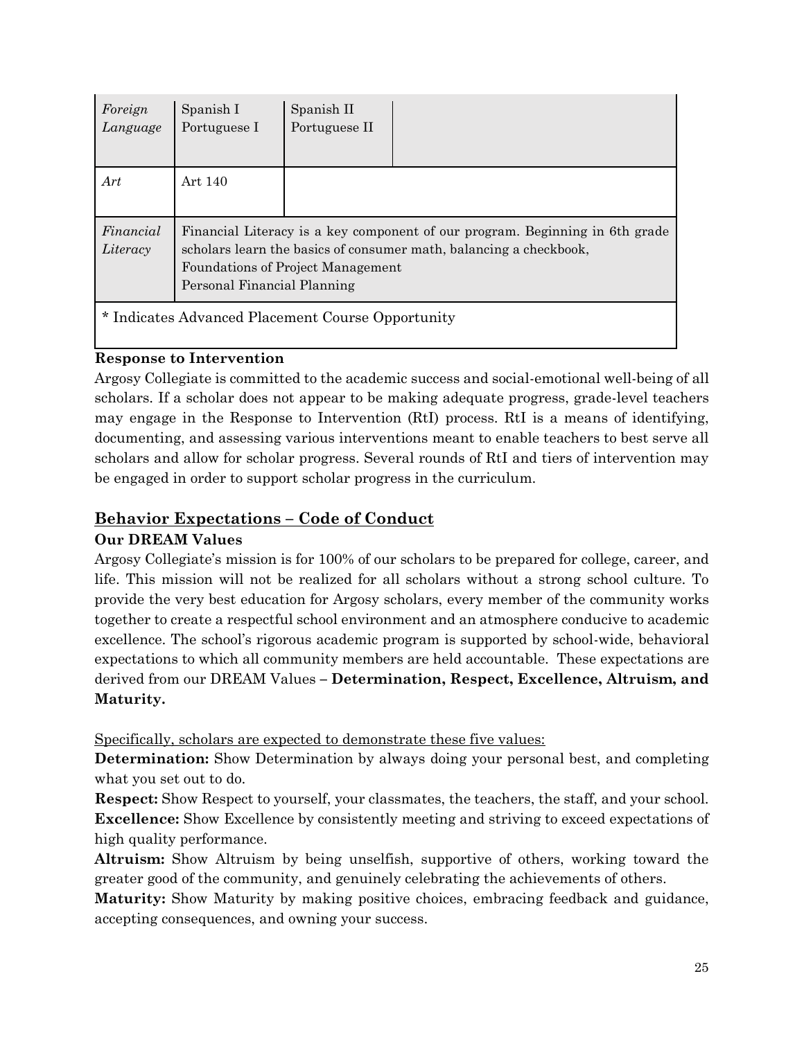| | | | |
|---|---|---|---|
| *Foreign Language* | Spanish I<br>Portuguese I | Spanish II<br>Portuguese II | |
| *Art* | Art 140 | | |
| *Financial Literacy* | Financial Literacy is a key component of our program. Beginning in 6th grade scholars learn the basics of consumer math, balancing a checkbook,<br>Foundations of Project Management<br>Personal Financial Planning | | |
| * Indicates Advanced Placement Course Opportunity | | | |

**Response to Intervention**

Argosy Collegiate is committed to the academic success and social-emotional well-being of all scholars. If a scholar does not appear to be making adequate progress, grade-level teachers may engage in the Response to Intervention (RtI) process. RtI is a means of identifying, documenting, and assessing various interventions meant to enable teachers to best serve all scholars and allow for scholar progress. Several rounds of RtI and tiers of intervention may be engaged in order to support scholar progress in the curriculum.

## Behavior Expectations – Code of Conduct

**Our DREAM Values**

Argosy Collegiate's mission is for 100% of our scholars to be prepared for college, career, and life. This mission will not be realized for all scholars without a strong school culture. To provide the very best education for Argosy scholars, every member of the community works together to create a respectful school environment and an atmosphere conducive to academic excellence. The school's rigorous academic program is supported by school-wide, behavioral expectations to which all community members are held accountable. These expectations are derived from our DREAM Values – **Determination, Respect, Excellence, Altruism, and Maturity.**

Specifically, scholars are expected to demonstrate these five values:

**Determination:** Show Determination by always doing your personal best, and completing what you set out to do.

**Respect:** Show Respect to yourself, your classmates, the teachers, the staff, and your school.

**Excellence:** Show Excellence by consistently meeting and striving to exceed expectations of high quality performance.

**Altruism:** Show Altruism by being unselfish, supportive of others, working toward the greater good of the community, and genuinely celebrating the achievements of others.

**Maturity:** Show Maturity by making positive choices, embracing feedback and guidance, accepting consequences, and owning your success.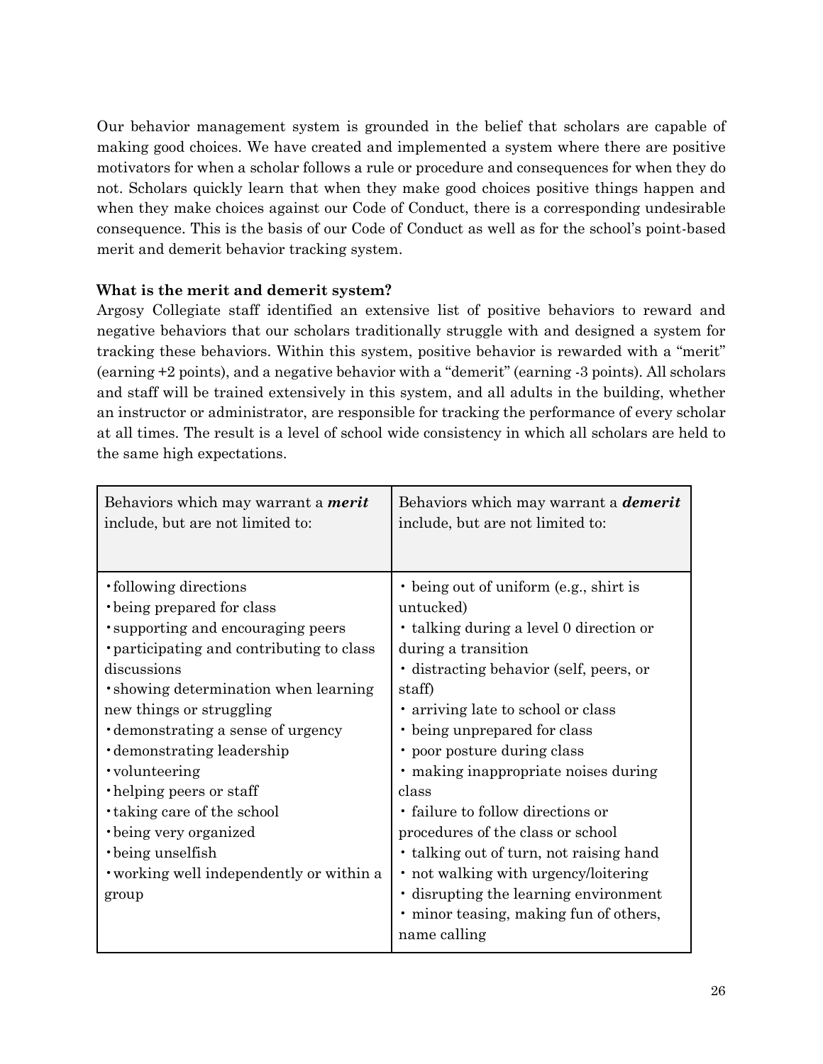Our behavior management system is grounded in the belief that scholars are capable of making good choices. We have created and implemented a system where there are positive motivators for when a scholar follows a rule or procedure and consequences for when they do not. Scholars quickly learn that when they make good choices positive things happen and when they make choices against our Code of Conduct, there is a corresponding undesirable consequence. This is the basis of our Code of Conduct as well as for the school's point-based merit and demerit behavior tracking system.

**What is the merit and demerit system?**

Argosy Collegiate staff identified an extensive list of positive behaviors to reward and negative behaviors that our scholars traditionally struggle with and designed a system for tracking these behaviors. Within this system, positive behavior is rewarded with a "merit" (earning +2 points), and a negative behavior with a "demerit" (earning -3 points). All scholars and staff will be trained extensively in this system, and all adults in the building, whether an instructor or administrator, are responsible for tracking the performance of every scholar at all times. The result is a level of school wide consistency in which all scholars are held to the same high expectations.

| Behaviors which may warrant a ***merit*** include, but are not limited to: | Behaviors which may warrant a ***demerit*** include, but are not limited to: |
|---|---|
| • following directions<br>• being prepared for class<br>• supporting and encouraging peers<br>• participating and contributing to class discussions<br>• showing determination when learning new things or struggling<br>• demonstrating a sense of urgency<br>• demonstrating leadership<br>• volunteering<br>• helping peers or staff<br>• taking care of the school<br>• being very organized<br>• being unselfish<br>• working well independently or within a group | • being out of uniform (e.g., shirt is untucked)<br>• talking during a level 0 direction or during a transition<br>• distracting behavior (self, peers, or staff)<br>• arriving late to school or class<br>• being unprepared for class<br>• poor posture during class<br>• making inappropriate noises during class<br>• failure to follow directions or procedures of the class or school<br>• talking out of turn, not raising hand<br>• not walking with urgency/loitering<br>• disrupting the learning environment<br>• minor teasing, making fun of others, name calling |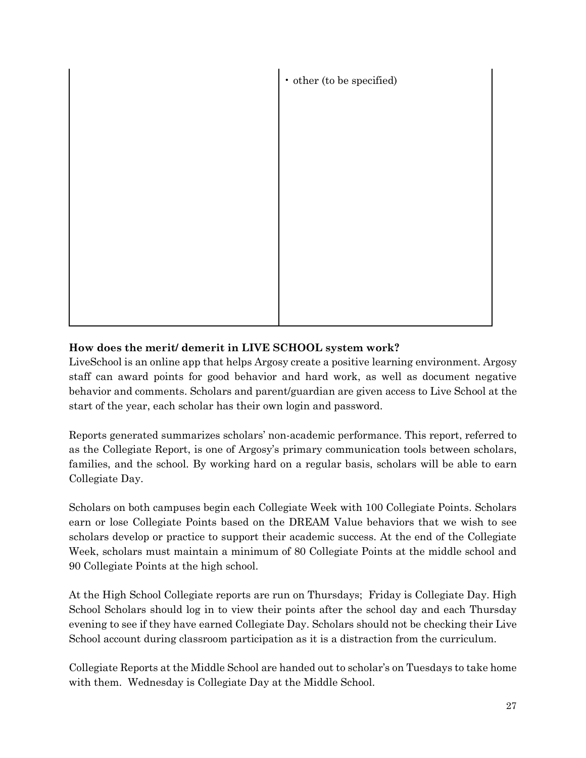|  |  |
|---|---|
|  | • other (to be specified) |

**How does the merit/ demerit in LIVE SCHOOL system work?**

LiveSchool is an online app that helps Argosy create a positive learning environment. Argosy staff can award points for good behavior and hard work, as well as document negative behavior and comments. Scholars and parent/guardian are given access to Live School at the start of the year, each scholar has their own login and password.

Reports generated summarizes scholars' non-academic performance. This report, referred to as the Collegiate Report, is one of Argosy's primary communication tools between scholars, families, and the school. By working hard on a regular basis, scholars will be able to earn Collegiate Day.

Scholars on both campuses begin each Collegiate Week with 100 Collegiate Points. Scholars earn or lose Collegiate Points based on the DREAM Value behaviors that we wish to see scholars develop or practice to support their academic success. At the end of the Collegiate Week, scholars must maintain a minimum of 80 Collegiate Points at the middle school and 90 Collegiate Points at the high school.

At the High School Collegiate reports are run on Thursdays; Friday is Collegiate Day. High School Scholars should log in to view their points after the school day and each Thursday evening to see if they have earned Collegiate Day. Scholars should not be checking their Live School account during classroom participation as it is a distraction from the curriculum.

Collegiate Reports at the Middle School are handed out to scholar's on Tuesdays to take home with them. Wednesday is Collegiate Day at the Middle School.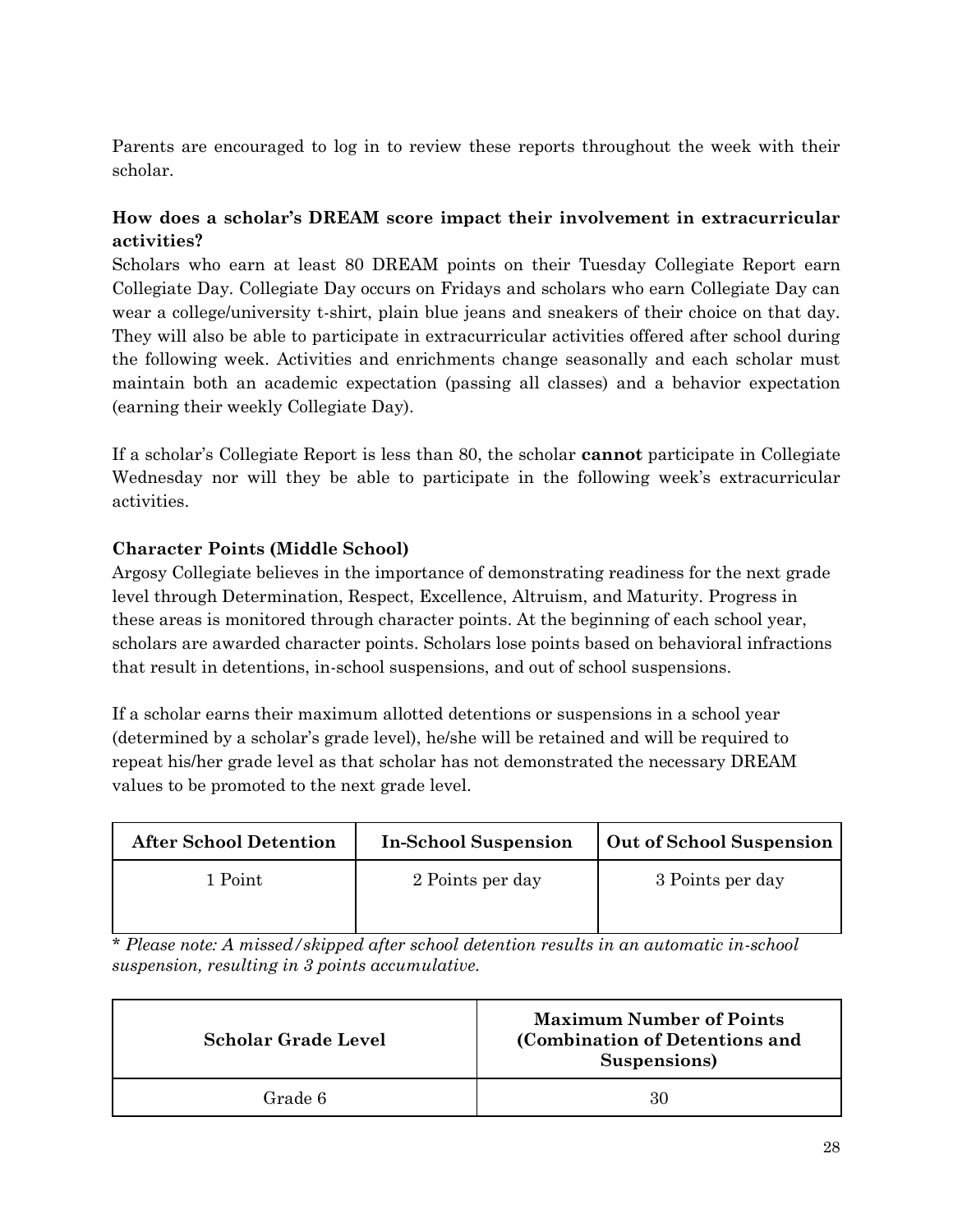Parents are encouraged to log in to review these reports throughout the week with their scholar.

### How does a scholar's DREAM score impact their involvement in extracurricular activities?

Scholars who earn at least 80 DREAM points on their Tuesday Collegiate Report earn Collegiate Day. Collegiate Day occurs on Fridays and scholars who earn Collegiate Day can wear a college/university t-shirt, plain blue jeans and sneakers of their choice on that day. They will also be able to participate in extracurricular activities offered after school during the following week. Activities and enrichments change seasonally and each scholar must maintain both an academic expectation (passing all classes) and a behavior expectation (earning their weekly Collegiate Day).

If a scholar's Collegiate Report is less than 80, the scholar **cannot** participate in Collegiate Wednesday nor will they be able to participate in the following week's extracurricular activities.

### Character Points (Middle School)

Argosy Collegiate believes in the importance of demonstrating readiness for the next grade level through Determination, Respect, Excellence, Altruism, and Maturity. Progress in these areas is monitored through character points. At the beginning of each school year, scholars are awarded character points. Scholars lose points based on behavioral infractions that result in detentions, in-school suspensions, and out of school suspensions.

If a scholar earns their maximum allotted detentions or suspensions in a school year (determined by a scholar's grade level), he/she will be retained and will be required to repeat his/her grade level as that scholar has not demonstrated the necessary DREAM values to be promoted to the next grade level.

| After School Detention | In-School Suspension | Out of School Suspension |
| --- | --- | --- |
| 1 Point | 2 Points per day | 3 Points per day |

*\* Please note: A missed/skipped after school detention results in an automatic in-school suspension, resulting in 3 points accumulative.*

| Scholar Grade Level | Maximum Number of Points (Combination of Detentions and Suspensions) |
| --- | --- |
| Grade 6 | 30 |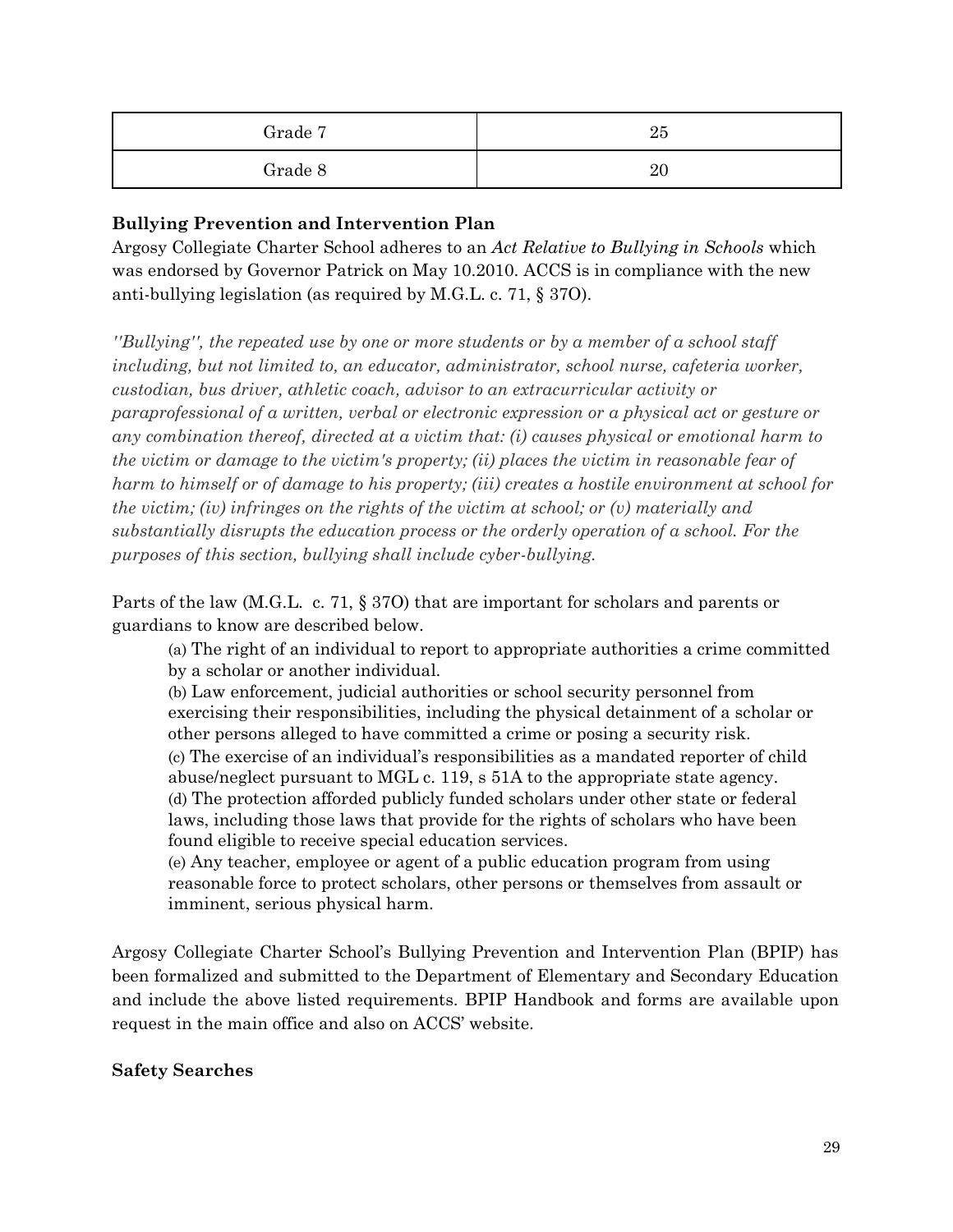| Grade 7 | 25 |
| --- | --- |
| Grade 8 | 20 |

**Bullying Prevention and Intervention Plan**

Argosy Collegiate Charter School adheres to an *Act Relative to Bullying in Schools* which was endorsed by Governor Patrick on May 10.2010. ACCS is in compliance with the new anti-bullying legislation (as required by M.G.L. c. 71, § 37O).

*''Bullying'', the repeated use by one or more students or by a member of a school staff including, but not limited to, an educator, administrator, school nurse, cafeteria worker, custodian, bus driver, athletic coach, advisor to an extracurricular activity or paraprofessional of a written, verbal or electronic expression or a physical act or gesture or any combination thereof, directed at a victim that: (i) causes physical or emotional harm to the victim or damage to the victim's property; (ii) places the victim in reasonable fear of harm to himself or of damage to his property; (iii) creates a hostile environment at school for the victim; (iv) infringes on the rights of the victim at school; or (v) materially and substantially disrupts the education process or the orderly operation of a school. For the purposes of this section, bullying shall include cyber-bullying.*

Parts of the law (M.G.L. c. 71, § 37O) that are important for scholars and parents or guardians to know are described below.

(a) The right of an individual to report to appropriate authorities a crime committed by a scholar or another individual.
(b) Law enforcement, judicial authorities or school security personnel from exercising their responsibilities, including the physical detainment of a scholar or other persons alleged to have committed a crime or posing a security risk.
(c) The exercise of an individual's responsibilities as a mandated reporter of child abuse/neglect pursuant to MGL c. 119, s 51A to the appropriate state agency.
(d) The protection afforded publicly funded scholars under other state or federal laws, including those laws that provide for the rights of scholars who have been found eligible to receive special education services.
(e) Any teacher, employee or agent of a public education program from using reasonable force to protect scholars, other persons or themselves from assault or imminent, serious physical harm.

Argosy Collegiate Charter School's Bullying Prevention and Intervention Plan (BPIP) has been formalized and submitted to the Department of Elementary and Secondary Education and include the above listed requirements. BPIP Handbook and forms are available upon request in the main office and also on ACCS' website.

**Safety Searches**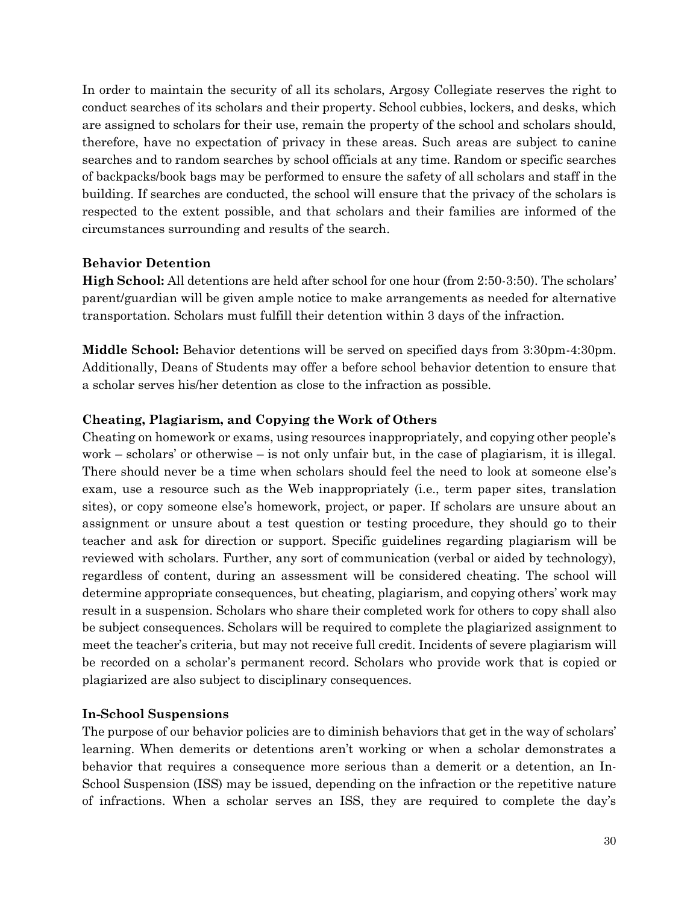In order to maintain the security of all its scholars, Argosy Collegiate reserves the right to conduct searches of its scholars and their property. School cubbies, lockers, and desks, which are assigned to scholars for their use, remain the property of the school and scholars should, therefore, have no expectation of privacy in these areas. Such areas are subject to canine searches and to random searches by school officials at any time. Random or specific searches of backpacks/book bags may be performed to ensure the safety of all scholars and staff in the building. If searches are conducted, the school will ensure that the privacy of the scholars is respected to the extent possible, and that scholars and their families are informed of the circumstances surrounding and results of the search.

### Behavior Detention

**High School:** All detentions are held after school for one hour (from 2:50-3:50). The scholars' parent/guardian will be given ample notice to make arrangements as needed for alternative transportation. Scholars must fulfill their detention within 3 days of the infraction.

**Middle School:** Behavior detentions will be served on specified days from 3:30pm-4:30pm. Additionally, Deans of Students may offer a before school behavior detention to ensure that a scholar serves his/her detention as close to the infraction as possible.

### Cheating, Plagiarism, and Copying the Work of Others

Cheating on homework or exams, using resources inappropriately, and copying other people's work – scholars' or otherwise – is not only unfair but, in the case of plagiarism, it is illegal. There should never be a time when scholars should feel the need to look at someone else's exam, use a resource such as the Web inappropriately (i.e., term paper sites, translation sites), or copy someone else's homework, project, or paper. If scholars are unsure about an assignment or unsure about a test question or testing procedure, they should go to their teacher and ask for direction or support. Specific guidelines regarding plagiarism will be reviewed with scholars. Further, any sort of communication (verbal or aided by technology), regardless of content, during an assessment will be considered cheating. The school will determine appropriate consequences, but cheating, plagiarism, and copying others' work may result in a suspension. Scholars who share their completed work for others to copy shall also be subject consequences. Scholars will be required to complete the plagiarized assignment to meet the teacher's criteria, but may not receive full credit. Incidents of severe plagiarism will be recorded on a scholar's permanent record. Scholars who provide work that is copied or plagiarized are also subject to disciplinary consequences.

### In-School Suspensions

The purpose of our behavior policies are to diminish behaviors that get in the way of scholars' learning. When demerits or detentions aren't working or when a scholar demonstrates a behavior that requires a consequence more serious than a demerit or a detention, an In-School Suspension (ISS) may be issued, depending on the infraction or the repetitive nature of infractions. When a scholar serves an ISS, they are required to complete the day's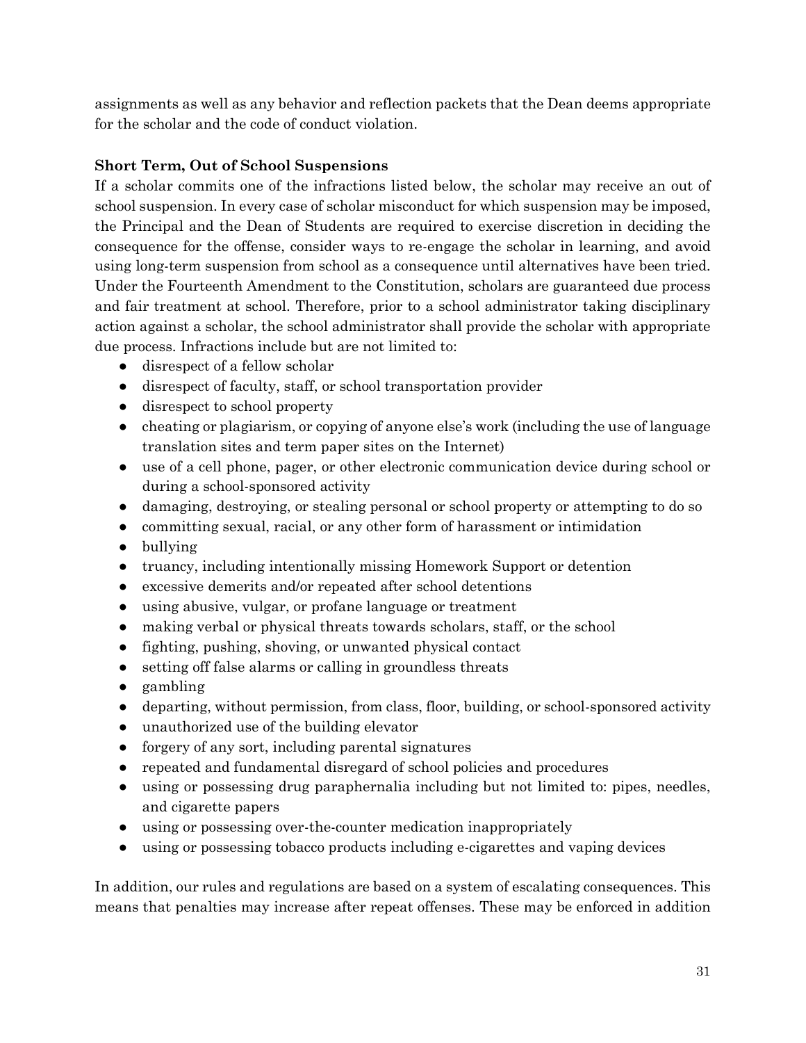assignments as well as any behavior and reflection packets that the Dean deems appropriate for the scholar and the code of conduct violation.

**Short Term, Out of School Suspensions**

If a scholar commits one of the infractions listed below, the scholar may receive an out of school suspension. In every case of scholar misconduct for which suspension may be imposed, the Principal and the Dean of Students are required to exercise discretion in deciding the consequence for the offense, consider ways to re-engage the scholar in learning, and avoid using long-term suspension from school as a consequence until alternatives have been tried. Under the Fourteenth Amendment to the Constitution, scholars are guaranteed due process and fair treatment at school. Therefore, prior to a school administrator taking disciplinary action against a scholar, the school administrator shall provide the scholar with appropriate due process. Infractions include but are not limited to:

- disrespect of a fellow scholar
- disrespect of faculty, staff, or school transportation provider
- disrespect to school property
- cheating or plagiarism, or copying of anyone else's work (including the use of language translation sites and term paper sites on the Internet)
- use of a cell phone, pager, or other electronic communication device during school or during a school-sponsored activity
- damaging, destroying, or stealing personal or school property or attempting to do so
- committing sexual, racial, or any other form of harassment or intimidation
- bullying
- truancy, including intentionally missing Homework Support or detention
- excessive demerits and/or repeated after school detentions
- using abusive, vulgar, or profane language or treatment
- making verbal or physical threats towards scholars, staff, or the school
- fighting, pushing, shoving, or unwanted physical contact
- setting off false alarms or calling in groundless threats
- gambling
- departing, without permission, from class, floor, building, or school-sponsored activity
- unauthorized use of the building elevator
- forgery of any sort, including parental signatures
- repeated and fundamental disregard of school policies and procedures
- using or possessing drug paraphernalia including but not limited to: pipes, needles, and cigarette papers
- using or possessing over-the-counter medication inappropriately
- using or possessing tobacco products including e-cigarettes and vaping devices

In addition, our rules and regulations are based on a system of escalating consequences. This means that penalties may increase after repeat offenses. These may be enforced in addition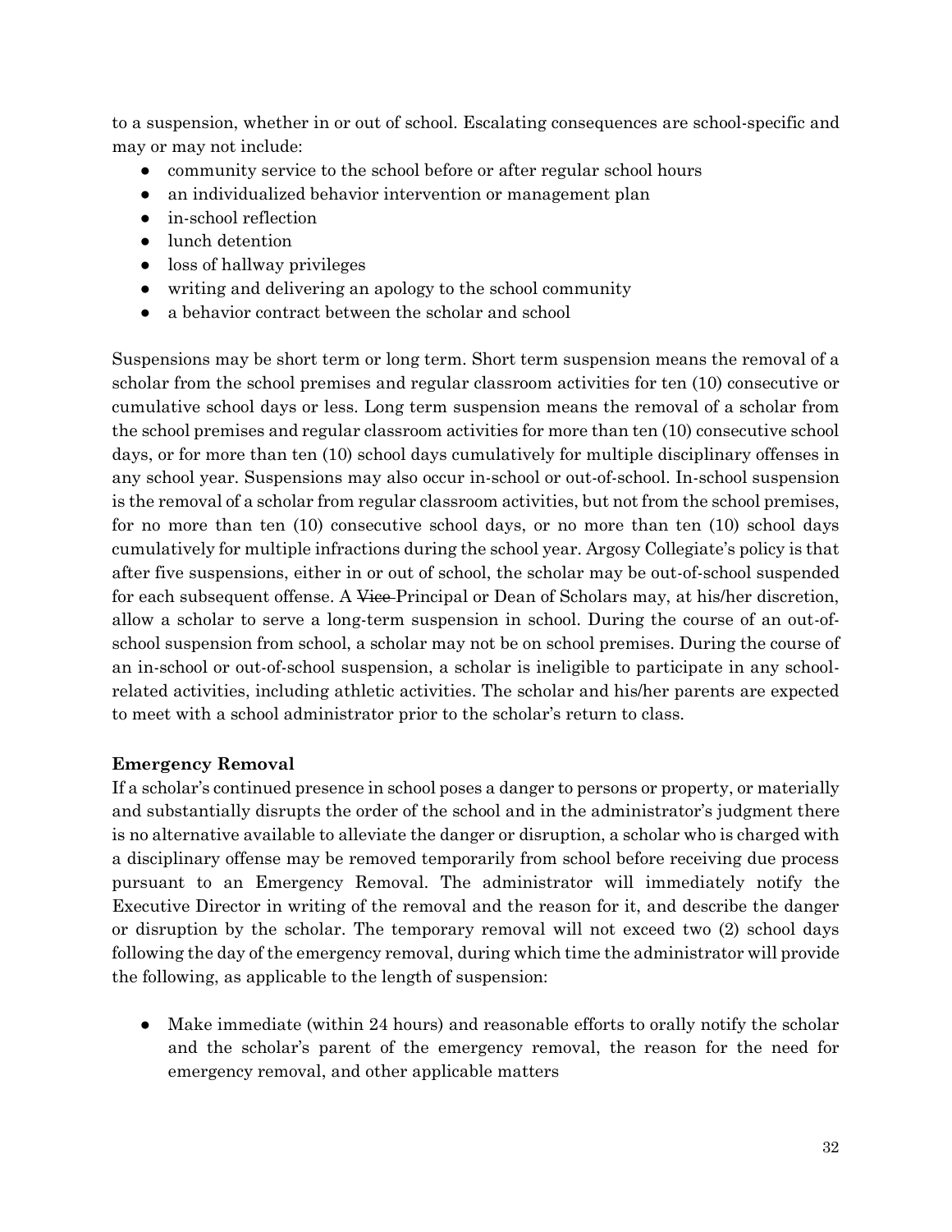to a suspension, whether in or out of school. Escalating consequences are school-specific and may or may not include:

- community service to the school before or after regular school hours
- an individualized behavior intervention or management plan
- in-school reflection
- lunch detention
- loss of hallway privileges
- writing and delivering an apology to the school community
- a behavior contract between the scholar and school

Suspensions may be short term or long term. Short term suspension means the removal of a scholar from the school premises and regular classroom activities for ten (10) consecutive or cumulative school days or less. Long term suspension means the removal of a scholar from the school premises and regular classroom activities for more than ten (10) consecutive school days, or for more than ten (10) school days cumulatively for multiple disciplinary offenses in any school year. Suspensions may also occur in-school or out-of-school. In-school suspension is the removal of a scholar from regular classroom activities, but not from the school premises, for no more than ten (10) consecutive school days, or no more than ten (10) school days cumulatively for multiple infractions during the school year. Argosy Collegiate's policy is that after five suspensions, either in or out of school, the scholar may be out-of-school suspended for each subsequent offense. A ~~Vice~~ Principal or Dean of Scholars may, at his/her discretion, allow a scholar to serve a long-term suspension in school. During the course of an out-of-school suspension from school, a scholar may not be on school premises. During the course of an in-school or out-of-school suspension, a scholar is ineligible to participate in any school-related activities, including athletic activities. The scholar and his/her parents are expected to meet with a school administrator prior to the scholar's return to class.

**Emergency Removal**

If a scholar's continued presence in school poses a danger to persons or property, or materially and substantially disrupts the order of the school and in the administrator's judgment there is no alternative available to alleviate the danger or disruption, a scholar who is charged with a disciplinary offense may be removed temporarily from school before receiving due process pursuant to an Emergency Removal. The administrator will immediately notify the Executive Director in writing of the removal and the reason for it, and describe the danger or disruption by the scholar. The temporary removal will not exceed two (2) school days following the day of the emergency removal, during which time the administrator will provide the following, as applicable to the length of suspension:

- Make immediate (within 24 hours) and reasonable efforts to orally notify the scholar and the scholar's parent of the emergency removal, the reason for the need for emergency removal, and other applicable matters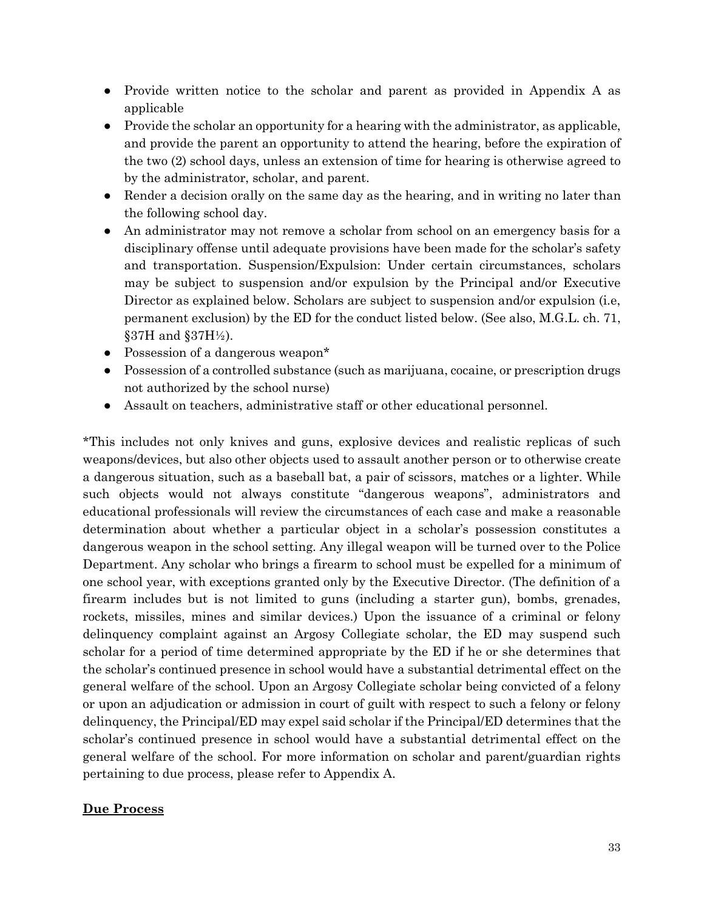- Provide written notice to the scholar and parent as provided in Appendix A as applicable
- Provide the scholar an opportunity for a hearing with the administrator, as applicable, and provide the parent an opportunity to attend the hearing, before the expiration of the two (2) school days, unless an extension of time for hearing is otherwise agreed to by the administrator, scholar, and parent.
- Render a decision orally on the same day as the hearing, and in writing no later than the following school day.
- An administrator may not remove a scholar from school on an emergency basis for a disciplinary offense until adequate provisions have been made for the scholar's safety and transportation. Suspension/Expulsion: Under certain circumstances, scholars may be subject to suspension and/or expulsion by the Principal and/or Executive Director as explained below. Scholars are subject to suspension and/or expulsion (i.e, permanent exclusion) by the ED for the conduct listed below. (See also, M.G.L. ch. 71, §37H and §37H½).
- Possession of a dangerous weapon*
- Possession of a controlled substance (such as marijuana, cocaine, or prescription drugs not authorized by the school nurse)
- Assault on teachers, administrative staff or other educational personnel.

*This includes not only knives and guns, explosive devices and realistic replicas of such weapons/devices, but also other objects used to assault another person or to otherwise create a dangerous situation, such as a baseball bat, a pair of scissors, matches or a lighter. While such objects would not always constitute "dangerous weapons", administrators and educational professionals will review the circumstances of each case and make a reasonable determination about whether a particular object in a scholar's possession constitutes a dangerous weapon in the school setting. Any illegal weapon will be turned over to the Police Department. Any scholar who brings a firearm to school must be expelled for a minimum of one school year, with exceptions granted only by the Executive Director. (The definition of a firearm includes but is not limited to guns (including a starter gun), bombs, grenades, rockets, missiles, mines and similar devices.) Upon the issuance of a criminal or felony delinquency complaint against an Argosy Collegiate scholar, the ED may suspend such scholar for a period of time determined appropriate by the ED if he or she determines that the scholar's continued presence in school would have a substantial detrimental effect on the general welfare of the school. Upon an Argosy Collegiate scholar being convicted of a felony or upon an adjudication or admission in court of guilt with respect to such a felony or felony delinquency, the Principal/ED may expel said scholar if the Principal/ED determines that the scholar's continued presence in school would have a substantial detrimental effect on the general welfare of the school. For more information on scholar and parent/guardian rights pertaining to due process, please refer to Appendix A.

## Due Process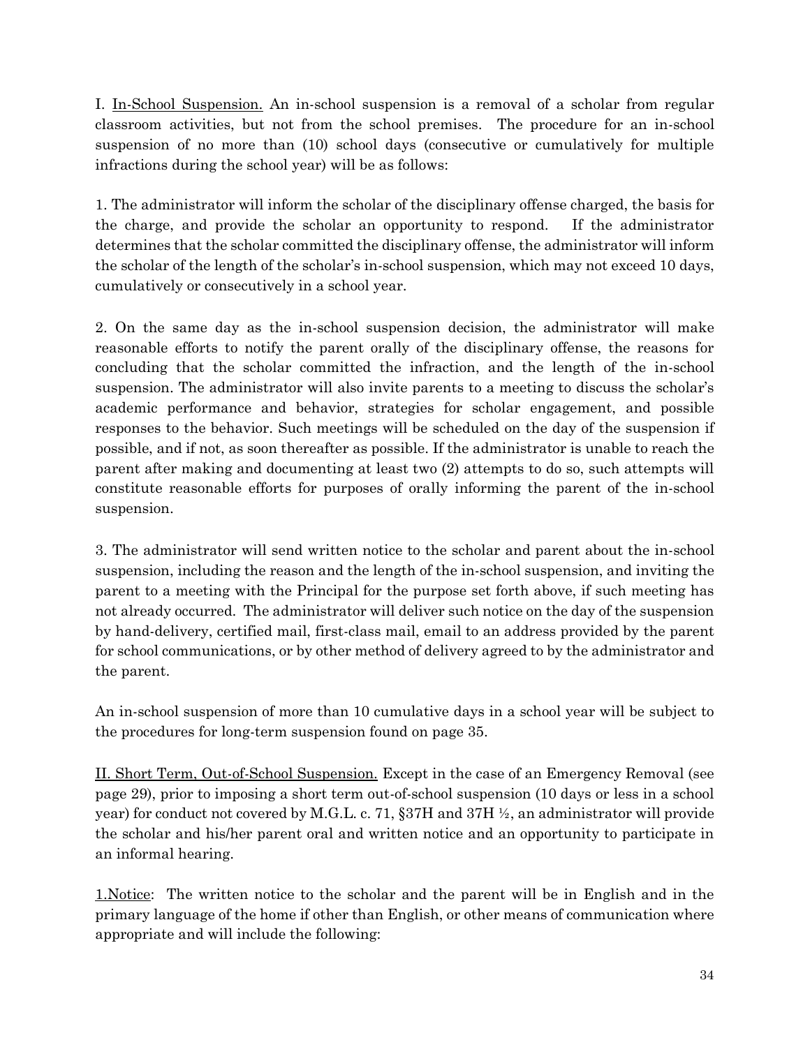I. <u>In-School Suspension.</u> An in-school suspension is a removal of a scholar from regular classroom activities, but not from the school premises. The procedure for an in-school suspension of no more than (10) school days (consecutive or cumulatively for multiple infractions during the school year) will be as follows:

1. The administrator will inform the scholar of the disciplinary offense charged, the basis for the charge, and provide the scholar an opportunity to respond. If the administrator determines that the scholar committed the disciplinary offense, the administrator will inform the scholar of the length of the scholar's in-school suspension, which may not exceed 10 days, cumulatively or consecutively in a school year.

2. On the same day as the in-school suspension decision, the administrator will make reasonable efforts to notify the parent orally of the disciplinary offense, the reasons for concluding that the scholar committed the infraction, and the length of the in-school suspension. The administrator will also invite parents to a meeting to discuss the scholar's academic performance and behavior, strategies for scholar engagement, and possible responses to the behavior. Such meetings will be scheduled on the day of the suspension if possible, and if not, as soon thereafter as possible. If the administrator is unable to reach the parent after making and documenting at least two (2) attempts to do so, such attempts will constitute reasonable efforts for purposes of orally informing the parent of the in-school suspension.

3. The administrator will send written notice to the scholar and parent about the in-school suspension, including the reason and the length of the in-school suspension, and inviting the parent to a meeting with the Principal for the purpose set forth above, if such meeting has not already occurred. The administrator will deliver such notice on the day of the suspension by hand-delivery, certified mail, first-class mail, email to an address provided by the parent for school communications, or by other method of delivery agreed to by the administrator and the parent.

An in-school suspension of more than 10 cumulative days in a school year will be subject to the procedures for long-term suspension found on page 35.

<u>II. Short Term, Out-of-School Suspension.</u> Except in the case of an Emergency Removal (see page 29), prior to imposing a short term out-of-school suspension (10 days or less in a school year) for conduct not covered by M.G.L. c. 71, §37H and 37H ½, an administrator will provide the scholar and his/her parent oral and written notice and an opportunity to participate in an informal hearing.

<u>1.Notice</u>: The written notice to the scholar and the parent will be in English and in the primary language of the home if other than English, or other means of communication where appropriate and will include the following: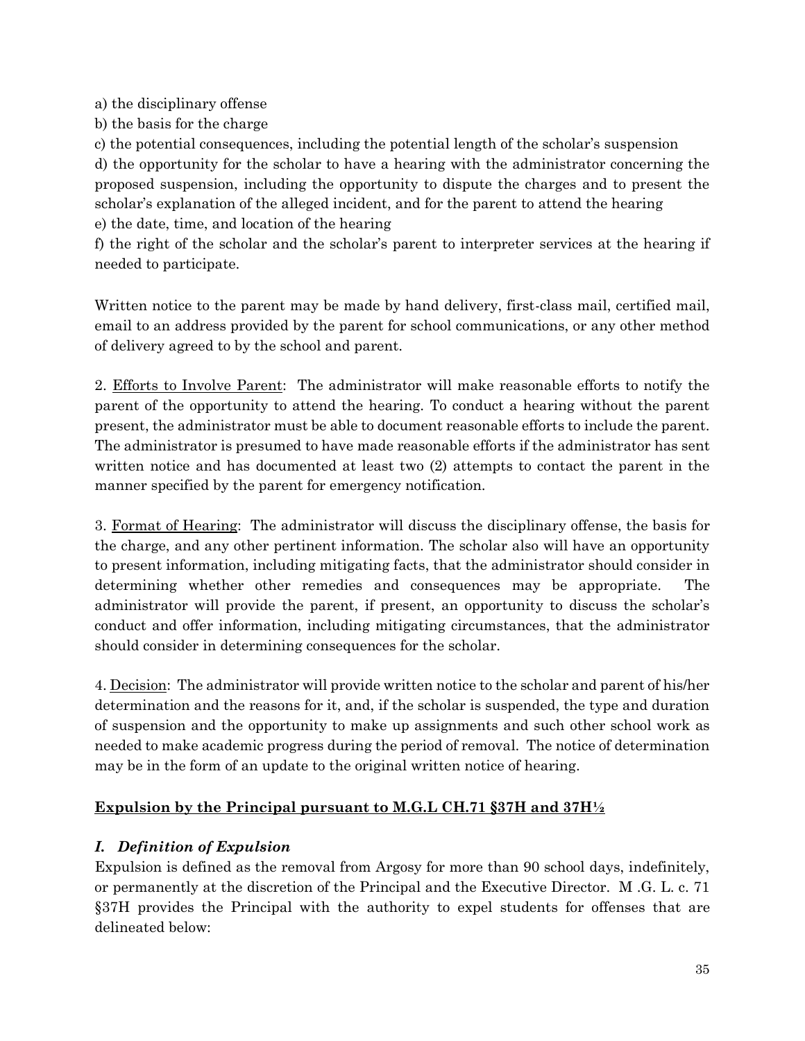a) the disciplinary offense
b) the basis for the charge
c) the potential consequences, including the potential length of the scholar's suspension
d) the opportunity for the scholar to have a hearing with the administrator concerning the proposed suspension, including the opportunity to dispute the charges and to present the scholar's explanation of the alleged incident, and for the parent to attend the hearing
e) the date, time, and location of the hearing
f) the right of the scholar and the scholar's parent to interpreter services at the hearing if needed to participate.

Written notice to the parent may be made by hand delivery, first-class mail, certified mail, email to an address provided by the parent for school communications, or any other method of delivery agreed to by the school and parent.

2. Efforts to Involve Parent: The administrator will make reasonable efforts to notify the parent of the opportunity to attend the hearing. To conduct a hearing without the parent present, the administrator must be able to document reasonable efforts to include the parent. The administrator is presumed to have made reasonable efforts if the administrator has sent written notice and has documented at least two (2) attempts to contact the parent in the manner specified by the parent for emergency notification.

3. Format of Hearing: The administrator will discuss the disciplinary offense, the basis for the charge, and any other pertinent information. The scholar also will have an opportunity to present information, including mitigating facts, that the administrator should consider in determining whether other remedies and consequences may be appropriate. The administrator will provide the parent, if present, an opportunity to discuss the scholar's conduct and offer information, including mitigating circumstances, that the administrator should consider in determining consequences for the scholar.

4. Decision: The administrator will provide written notice to the scholar and parent of his/her determination and the reasons for it, and, if the scholar is suspended, the type and duration of suspension and the opportunity to make up assignments and such other school work as needed to make academic progress during the period of removal. The notice of determination may be in the form of an update to the original written notice of hearing.

## Expulsion by the Principal pursuant to M.G.L CH.71 §37H and 37H½

### *I. Definition of Expulsion*

Expulsion is defined as the removal from Argosy for more than 90 school days, indefinitely, or permanently at the discretion of the Principal and the Executive Director. M .G. L. c. 71 §37H provides the Principal with the authority to expel students for offenses that are delineated below: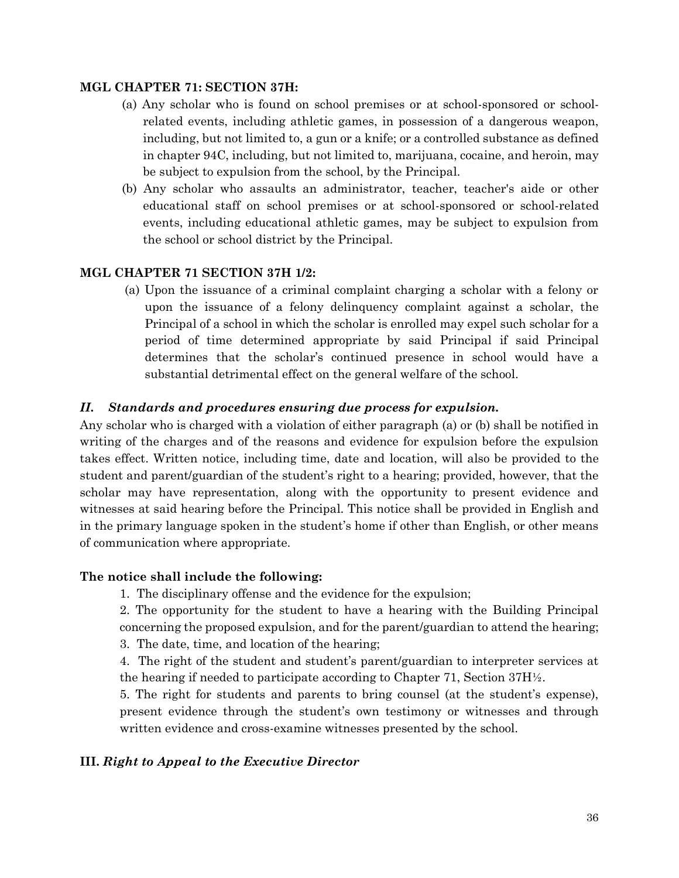### MGL CHAPTER 71: SECTION 37H:

(a) Any scholar who is found on school premises or at school-sponsored or school-related events, including athletic games, in possession of a dangerous weapon, including, but not limited to, a gun or a knife; or a controlled substance as defined in chapter 94C, including, but not limited to, marijuana, cocaine, and heroin, may be subject to expulsion from the school, by the Principal.

(b) Any scholar who assaults an administrator, teacher, teacher's aide or other educational staff on school premises or at school-sponsored or school-related events, including educational athletic games, may be subject to expulsion from the school or school district by the Principal.

### MGL CHAPTER 71 SECTION 37H 1/2:

(a) Upon the issuance of a criminal complaint charging a scholar with a felony or upon the issuance of a felony delinquency complaint against a scholar, the Principal of a school in which the scholar is enrolled may expel such scholar for a period of time determined appropriate by said Principal if said Principal determines that the scholar's continued presence in school would have a substantial detrimental effect on the general welfare of the school.

### *II. Standards and procedures ensuring due process for expulsion.*

Any scholar who is charged with a violation of either paragraph (a) or (b) shall be notified in writing of the charges and of the reasons and evidence for expulsion before the expulsion takes effect. Written notice, including time, date and location, will also be provided to the student and parent/guardian of the student's right to a hearing; provided, however, that the scholar may have representation, along with the opportunity to present evidence and witnesses at said hearing before the Principal. This notice shall be provided in English and in the primary language spoken in the student's home if other than English, or other means of communication where appropriate.

**The notice shall include the following:**

1. The disciplinary offense and the evidence for the expulsion;
2. The opportunity for the student to have a hearing with the Building Principal concerning the proposed expulsion, and for the parent/guardian to attend the hearing;
3. The date, time, and location of the hearing;
4. The right of the student and student's parent/guardian to interpreter services at the hearing if needed to participate according to Chapter 71, Section 37H½.
5. The right for students and parents to bring counsel (at the student's expense), present evidence through the student's own testimony or witnesses and through written evidence and cross-examine witnesses presented by the school.

### III. *Right to Appeal to the Executive Director*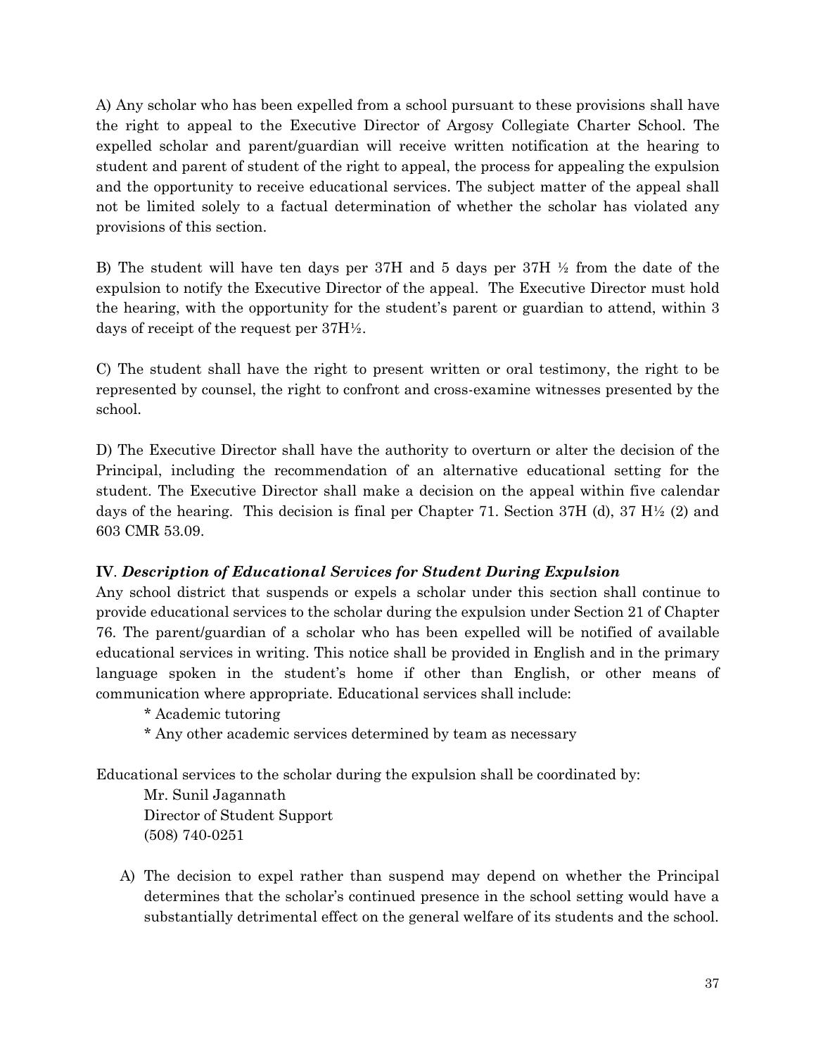A) Any scholar who has been expelled from a school pursuant to these provisions shall have the right to appeal to the Executive Director of Argosy Collegiate Charter School. The expelled scholar and parent/guardian will receive written notification at the hearing to student and parent of student of the right to appeal, the process for appealing the expulsion and the opportunity to receive educational services. The subject matter of the appeal shall not be limited solely to a factual determination of whether the scholar has violated any provisions of this section.

B) The student will have ten days per 37H and 5 days per 37H ½ from the date of the expulsion to notify the Executive Director of the appeal. The Executive Director must hold the hearing, with the opportunity for the student's parent or guardian to attend, within 3 days of receipt of the request per 37H½.

C) The student shall have the right to present written or oral testimony, the right to be represented by counsel, the right to confront and cross-examine witnesses presented by the school.

D) The Executive Director shall have the authority to overturn or alter the decision of the Principal, including the recommendation of an alternative educational setting for the student. The Executive Director shall make a decision on the appeal within five calendar days of the hearing. This decision is final per Chapter 71. Section 37H (d), 37 H½ (2) and 603 CMR 53.09.

**IV**. ***Description of Educational Services for Student During Expulsion***

Any school district that suspends or expels a scholar under this section shall continue to provide educational services to the scholar during the expulsion under Section 21 of Chapter 76. The parent/guardian of a scholar who has been expelled will be notified of available educational services in writing. This notice shall be provided in English and in the primary language spoken in the student's home if other than English, or other means of communication where appropriate. Educational services shall include:

- Academic tutoring
- Any other academic services determined by team as necessary

Educational services to the scholar during the expulsion shall be coordinated by:

Mr. Sunil Jagannath
Director of Student Support
(508) 740-0251

A) The decision to expel rather than suspend may depend on whether the Principal determines that the scholar's continued presence in the school setting would have a substantially detrimental effect on the general welfare of its students and the school.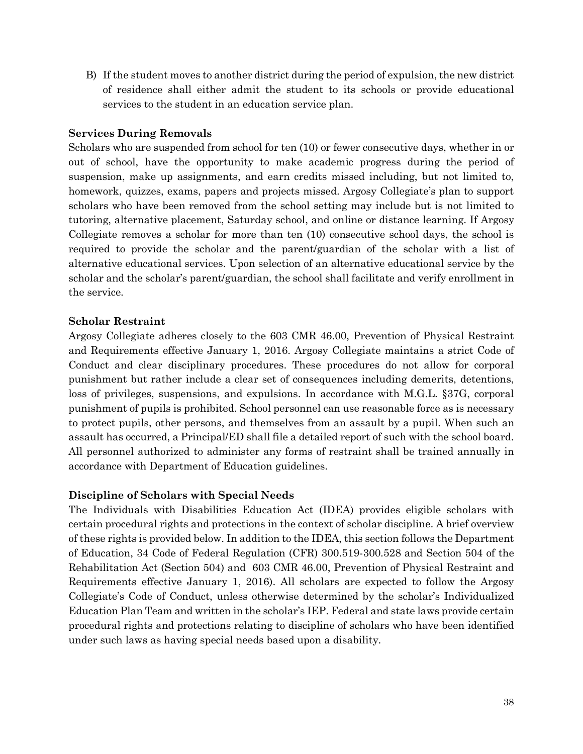B) If the student moves to another district during the period of expulsion, the new district of residence shall either admit the student to its schools or provide educational services to the student in an education service plan.

**Services During Removals**

Scholars who are suspended from school for ten (10) or fewer consecutive days, whether in or out of school, have the opportunity to make academic progress during the period of suspension, make up assignments, and earn credits missed including, but not limited to, homework, quizzes, exams, papers and projects missed. Argosy Collegiate's plan to support scholars who have been removed from the school setting may include but is not limited to tutoring, alternative placement, Saturday school, and online or distance learning. If Argosy Collegiate removes a scholar for more than ten (10) consecutive school days, the school is required to provide the scholar and the parent/guardian of the scholar with a list of alternative educational services. Upon selection of an alternative educational service by the scholar and the scholar's parent/guardian, the school shall facilitate and verify enrollment in the service.

**Scholar Restraint**

Argosy Collegiate adheres closely to the 603 CMR 46.00, Prevention of Physical Restraint and Requirements effective January 1, 2016. Argosy Collegiate maintains a strict Code of Conduct and clear disciplinary procedures. These procedures do not allow for corporal punishment but rather include a clear set of consequences including demerits, detentions, loss of privileges, suspensions, and expulsions. In accordance with M.G.L. §37G, corporal punishment of pupils is prohibited. School personnel can use reasonable force as is necessary to protect pupils, other persons, and themselves from an assault by a pupil. When such an assault has occurred, a Principal/ED shall file a detailed report of such with the school board. All personnel authorized to administer any forms of restraint shall be trained annually in accordance with Department of Education guidelines.

**Discipline of Scholars with Special Needs**

The Individuals with Disabilities Education Act (IDEA) provides eligible scholars with certain procedural rights and protections in the context of scholar discipline. A brief overview of these rights is provided below. In addition to the IDEA, this section follows the Department of Education, 34 Code of Federal Regulation (CFR) 300.519-300.528 and Section 504 of the Rehabilitation Act (Section 504) and 603 CMR 46.00, Prevention of Physical Restraint and Requirements effective January 1, 2016). All scholars are expected to follow the Argosy Collegiate's Code of Conduct, unless otherwise determined by the scholar's Individualized Education Plan Team and written in the scholar's IEP. Federal and state laws provide certain procedural rights and protections relating to discipline of scholars who have been identified under such laws as having special needs based upon a disability.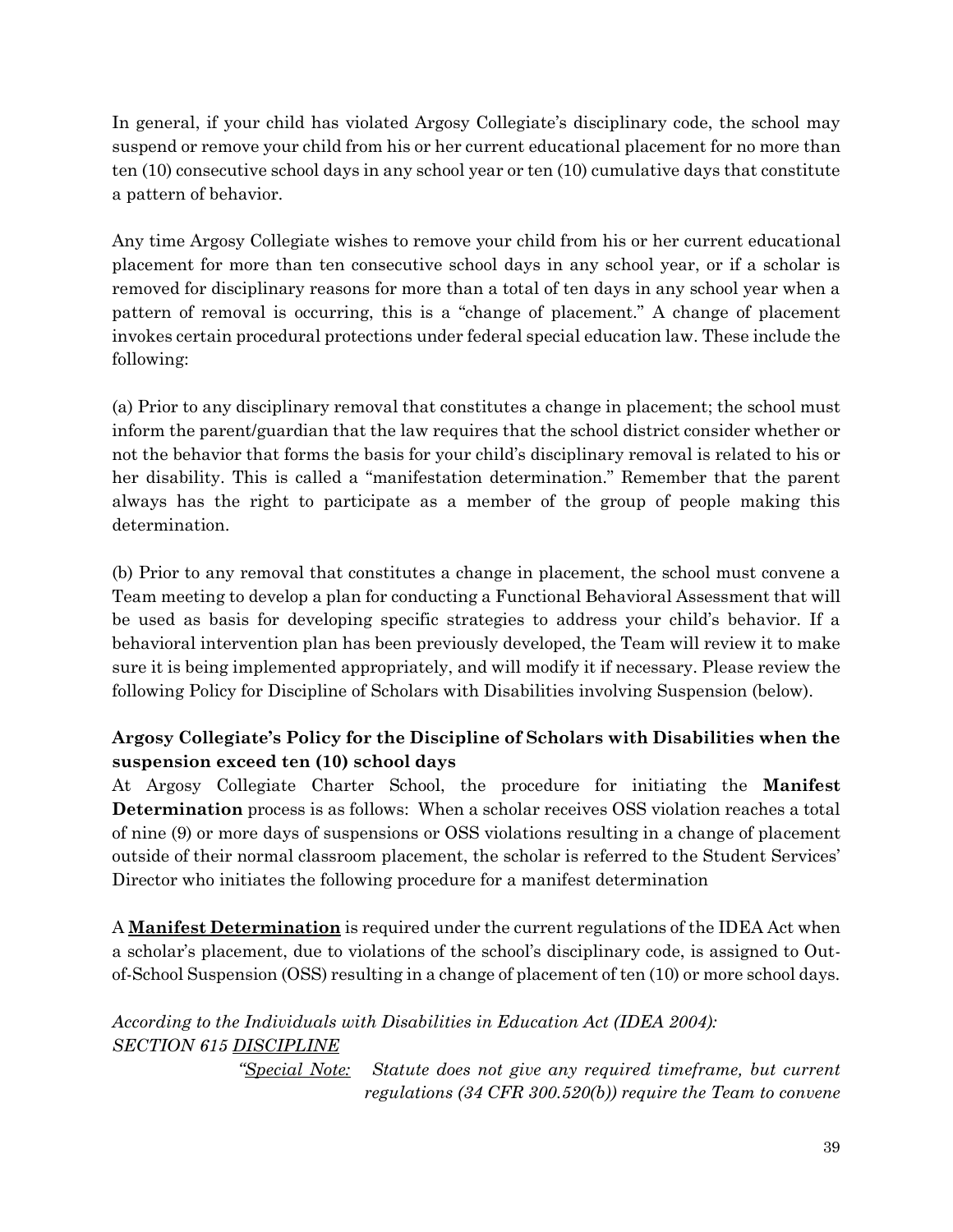In general, if your child has violated Argosy Collegiate's disciplinary code, the school may suspend or remove your child from his or her current educational placement for no more than ten (10) consecutive school days in any school year or ten (10) cumulative days that constitute a pattern of behavior.

Any time Argosy Collegiate wishes to remove your child from his or her current educational placement for more than ten consecutive school days in any school year, or if a scholar is removed for disciplinary reasons for more than a total of ten days in any school year when a pattern of removal is occurring, this is a "change of placement." A change of placement invokes certain procedural protections under federal special education law. These include the following:

(a) Prior to any disciplinary removal that constitutes a change in placement; the school must inform the parent/guardian that the law requires that the school district consider whether or not the behavior that forms the basis for your child's disciplinary removal is related to his or her disability. This is called a "manifestation determination." Remember that the parent always has the right to participate as a member of the group of people making this determination.

(b) Prior to any removal that constitutes a change in placement, the school must convene a Team meeting to develop a plan for conducting a Functional Behavioral Assessment that will be used as basis for developing specific strategies to address your child's behavior. If a behavioral intervention plan has been previously developed, the Team will review it to make sure it is being implemented appropriately, and will modify it if necessary. Please review the following Policy for Discipline of Scholars with Disabilities involving Suspension (below).

**Argosy Collegiate's Policy for the Discipline of Scholars with Disabilities when the suspension exceed ten (10) school days**

At Argosy Collegiate Charter School, the procedure for initiating the **Manifest Determination** process is as follows: When a scholar receives OSS violation reaches a total of nine (9) or more days of suspensions or OSS violations resulting in a change of placement outside of their normal classroom placement, the scholar is referred to the Student Services' Director who initiates the following procedure for a manifest determination

A **<u>Manifest Determination</u>** is required under the current regulations of the IDEA Act when a scholar's placement, due to violations of the school's disciplinary code, is assigned to Out-of-School Suspension (OSS) resulting in a change of placement of ten (10) or more school days.

*According to the Individuals with Disabilities in Education Act (IDEA 2004):*
*SECTION 615 <u>DISCIPLINE</u>*

*"<u>Special Note:</u> Statute does not give any required timeframe, but current regulations (34 CFR 300.520(b)) require the Team to convene*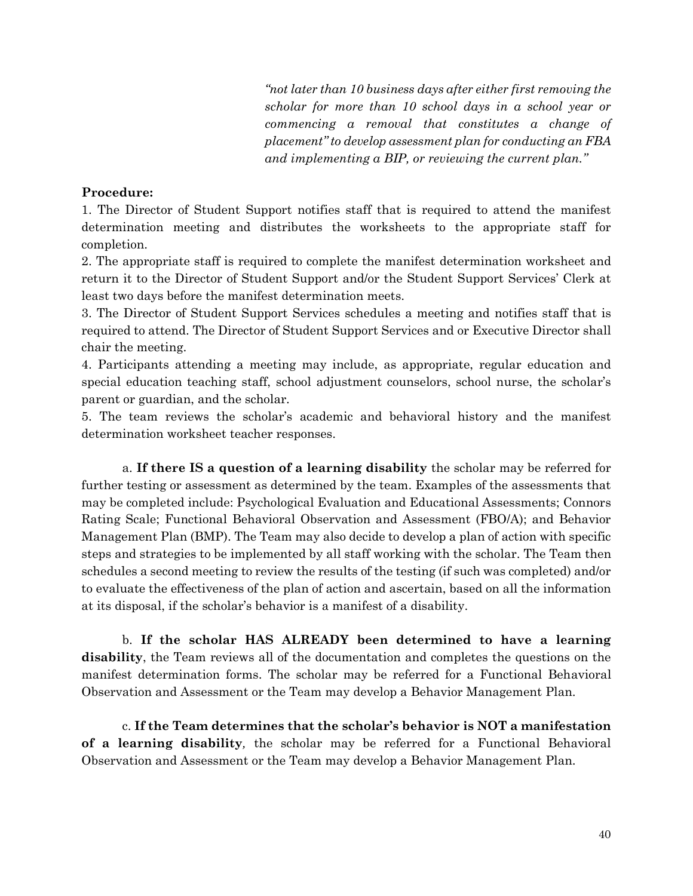*"not later than 10 business days after either first removing the scholar for more than 10 school days in a school year or commencing a removal that constitutes a change of placement" to develop assessment plan for conducting an FBA and implementing a BIP, or reviewing the current plan."*

**Procedure:**

1. The Director of Student Support notifies staff that is required to attend the manifest determination meeting and distributes the worksheets to the appropriate staff for completion.
2. The appropriate staff is required to complete the manifest determination worksheet and return it to the Director of Student Support and/or the Student Support Services' Clerk at least two days before the manifest determination meets.
3. The Director of Student Support Services schedules a meeting and notifies staff that is required to attend. The Director of Student Support Services and or Executive Director shall chair the meeting.
4. Participants attending a meeting may include, as appropriate, regular education and special education teaching staff, school adjustment counselors, school nurse, the scholar's parent or guardian, and the scholar.
5. The team reviews the scholar's academic and behavioral history and the manifest determination worksheet teacher responses.

a. **If there IS a question of a learning disability** the scholar may be referred for further testing or assessment as determined by the team. Examples of the assessments that may be completed include: Psychological Evaluation and Educational Assessments; Connors Rating Scale; Functional Behavioral Observation and Assessment (FBO/A); and Behavior Management Plan (BMP). The Team may also decide to develop a plan of action with specific steps and strategies to be implemented by all staff working with the scholar. The Team then schedules a second meeting to review the results of the testing (if such was completed) and/or to evaluate the effectiveness of the plan of action and ascertain, based on all the information at its disposal, if the scholar's behavior is a manifest of a disability.

b. **If the scholar HAS ALREADY been determined to have a learning disability**, the Team reviews all of the documentation and completes the questions on the manifest determination forms. The scholar may be referred for a Functional Behavioral Observation and Assessment or the Team may develop a Behavior Management Plan.

c. **If the Team determines that the scholar's behavior is NOT a manifestation of a learning disability***,* the scholar may be referred for a Functional Behavioral Observation and Assessment or the Team may develop a Behavior Management Plan.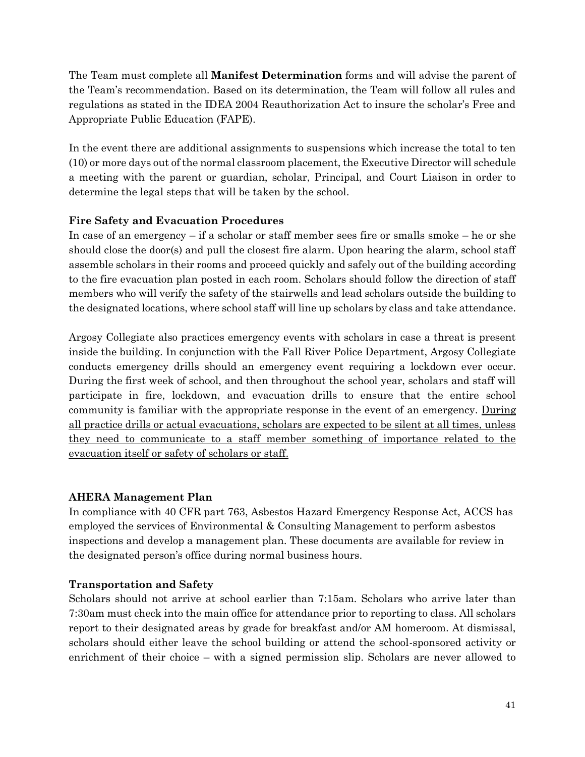The Team must complete all **Manifest Determination** forms and will advise the parent of the Team's recommendation. Based on its determination, the Team will follow all rules and regulations as stated in the IDEA 2004 Reauthorization Act to insure the scholar's Free and Appropriate Public Education (FAPE).

In the event there are additional assignments to suspensions which increase the total to ten (10) or more days out of the normal classroom placement, the Executive Director will schedule a meeting with the parent or guardian, scholar, Principal, and Court Liaison in order to determine the legal steps that will be taken by the school.

### Fire Safety and Evacuation Procedures

In case of an emergency – if a scholar or staff member sees fire or smalls smoke – he or she should close the door(s) and pull the closest fire alarm. Upon hearing the alarm, school staff assemble scholars in their rooms and proceed quickly and safely out of the building according to the fire evacuation plan posted in each room. Scholars should follow the direction of staff members who will verify the safety of the stairwells and lead scholars outside the building to the designated locations, where school staff will line up scholars by class and take attendance.

Argosy Collegiate also practices emergency events with scholars in case a threat is present inside the building. In conjunction with the Fall River Police Department, Argosy Collegiate conducts emergency drills should an emergency event requiring a lockdown ever occur. During the first week of school, and then throughout the school year, scholars and staff will participate in fire, lockdown, and evacuation drills to ensure that the entire school community is familiar with the appropriate response in the event of an emergency. <u>During all practice drills or actual evacuations, scholars are expected to be silent at all times, unless they need to communicate to a staff member something of importance related to the evacuation itself or safety of scholars or staff.</u>

### AHERA Management Plan

In compliance with 40 CFR part 763, Asbestos Hazard Emergency Response Act, ACCS has employed the services of Environmental & Consulting Management to perform asbestos inspections and develop a management plan. These documents are available for review in the designated person's office during normal business hours.

### Transportation and Safety

Scholars should not arrive at school earlier than 7:15am. Scholars who arrive later than 7:30am must check into the main office for attendance prior to reporting to class. All scholars report to their designated areas by grade for breakfast and/or AM homeroom. At dismissal, scholars should either leave the school building or attend the school-sponsored activity or enrichment of their choice – with a signed permission slip. Scholars are never allowed to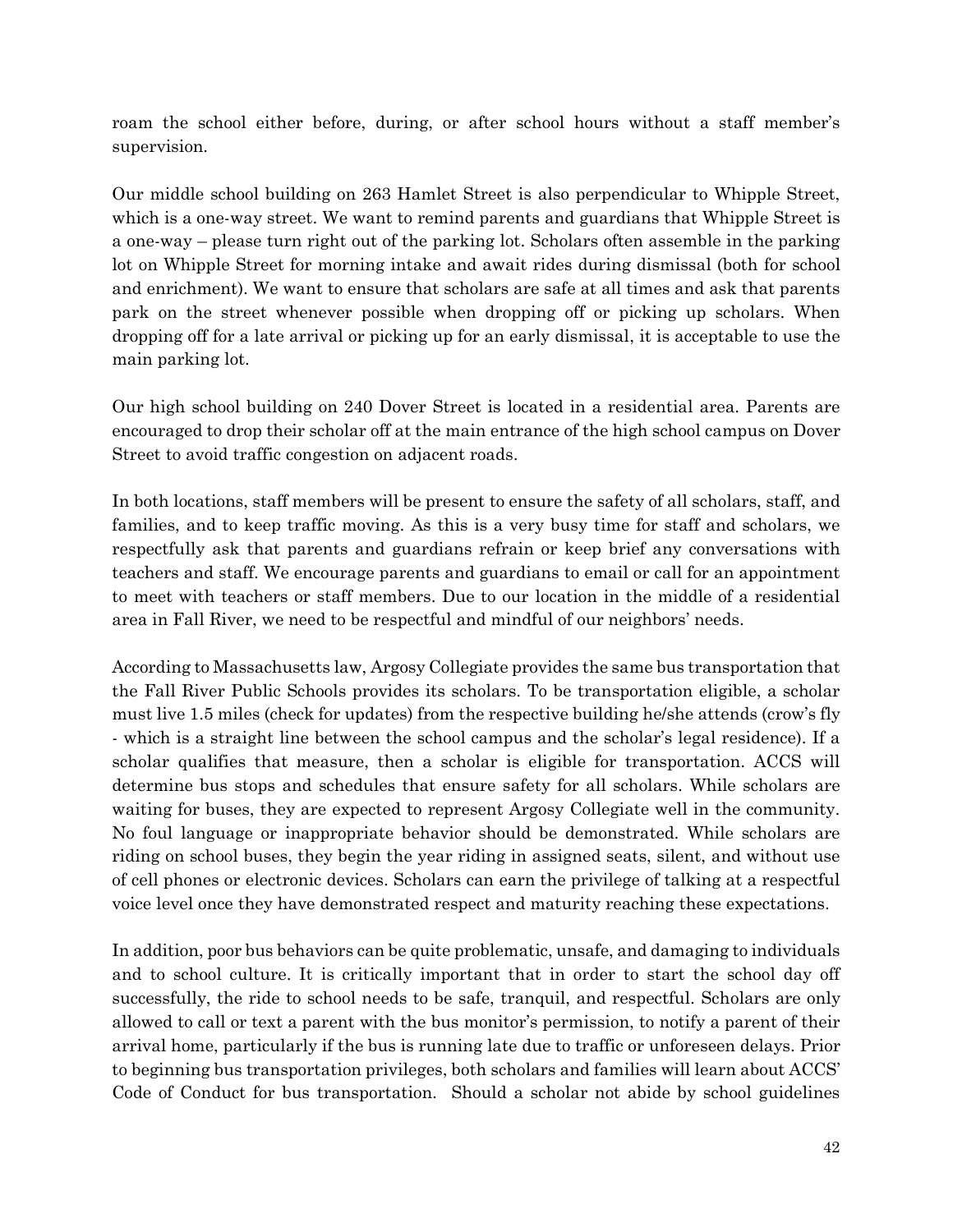roam the school either before, during, or after school hours without a staff member's supervision.

Our middle school building on 263 Hamlet Street is also perpendicular to Whipple Street, which is a one-way street. We want to remind parents and guardians that Whipple Street is a one-way – please turn right out of the parking lot. Scholars often assemble in the parking lot on Whipple Street for morning intake and await rides during dismissal (both for school and enrichment). We want to ensure that scholars are safe at all times and ask that parents park on the street whenever possible when dropping off or picking up scholars. When dropping off for a late arrival or picking up for an early dismissal, it is acceptable to use the main parking lot.

Our high school building on 240 Dover Street is located in a residential area. Parents are encouraged to drop their scholar off at the main entrance of the high school campus on Dover Street to avoid traffic congestion on adjacent roads.

In both locations, staff members will be present to ensure the safety of all scholars, staff, and families, and to keep traffic moving. As this is a very busy time for staff and scholars, we respectfully ask that parents and guardians refrain or keep brief any conversations with teachers and staff. We encourage parents and guardians to email or call for an appointment to meet with teachers or staff members. Due to our location in the middle of a residential area in Fall River, we need to be respectful and mindful of our neighbors' needs.

According to Massachusetts law, Argosy Collegiate provides the same bus transportation that the Fall River Public Schools provides its scholars. To be transportation eligible, a scholar must live 1.5 miles (check for updates) from the respective building he/she attends (crow's fly - which is a straight line between the school campus and the scholar's legal residence). If a scholar qualifies that measure, then a scholar is eligible for transportation. ACCS will determine bus stops and schedules that ensure safety for all scholars. While scholars are waiting for buses, they are expected to represent Argosy Collegiate well in the community. No foul language or inappropriate behavior should be demonstrated. While scholars are riding on school buses, they begin the year riding in assigned seats, silent, and without use of cell phones or electronic devices. Scholars can earn the privilege of talking at a respectful voice level once they have demonstrated respect and maturity reaching these expectations.

In addition, poor bus behaviors can be quite problematic, unsafe, and damaging to individuals and to school culture. It is critically important that in order to start the school day off successfully, the ride to school needs to be safe, tranquil, and respectful. Scholars are only allowed to call or text a parent with the bus monitor's permission, to notify a parent of their arrival home, particularly if the bus is running late due to traffic or unforeseen delays. Prior to beginning bus transportation privileges, both scholars and families will learn about ACCS' Code of Conduct for bus transportation. Should a scholar not abide by school guidelines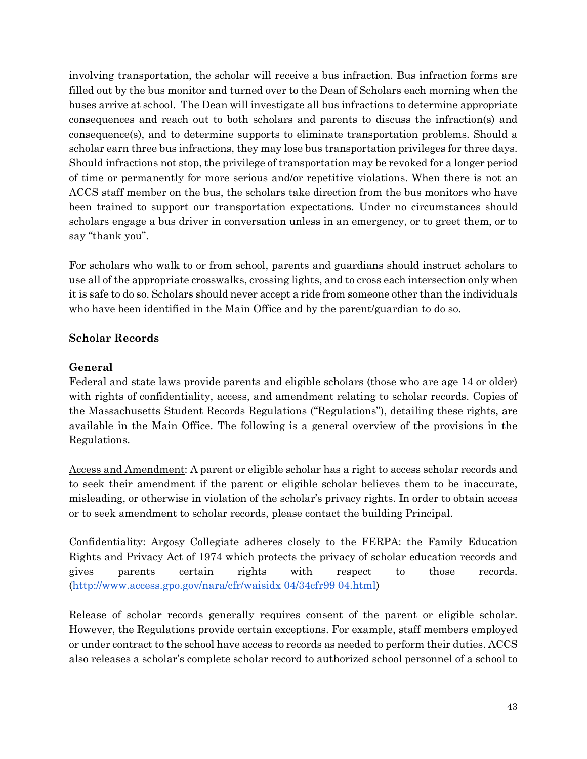involving transportation, the scholar will receive a bus infraction. Bus infraction forms are filled out by the bus monitor and turned over to the Dean of Scholars each morning when the buses arrive at school. The Dean will investigate all bus infractions to determine appropriate consequences and reach out to both scholars and parents to discuss the infraction(s) and consequence(s), and to determine supports to eliminate transportation problems. Should a scholar earn three bus infractions, they may lose bus transportation privileges for three days. Should infractions not stop, the privilege of transportation may be revoked for a longer period of time or permanently for more serious and/or repetitive violations. When there is not an ACCS staff member on the bus, the scholars take direction from the bus monitors who have been trained to support our transportation expectations. Under no circumstances should scholars engage a bus driver in conversation unless in an emergency, or to greet them, or to say "thank you".

For scholars who walk to or from school, parents and guardians should instruct scholars to use all of the appropriate crosswalks, crossing lights, and to cross each intersection only when it is safe to do so. Scholars should never accept a ride from someone other than the individuals who have been identified in the Main Office and by the parent/guardian to do so.

## Scholar Records

### General

Federal and state laws provide parents and eligible scholars (those who are age 14 or older) with rights of confidentiality, access, and amendment relating to scholar records. Copies of the Massachusetts Student Records Regulations ("Regulations"), detailing these rights, are available in the Main Office. The following is a general overview of the provisions in the Regulations.

<u>Access and Amendment</u>: A parent or eligible scholar has a right to access scholar records and to seek their amendment if the parent or eligible scholar believes them to be inaccurate, misleading, or otherwise in violation of the scholar's privacy rights. In order to obtain access or to seek amendment to scholar records, please contact the building Principal.

<u>Confidentiality</u>: Argosy Collegiate adheres closely to the FERPA: the Family Education Rights and Privacy Act of 1974 which protects the privacy of scholar education records and gives parents certain rights with respect to those records. (http://www.access.gpo.gov/nara/cfr/waisidx 04/34cfr99 04.html)

Release of scholar records generally requires consent of the parent or eligible scholar. However, the Regulations provide certain exceptions. For example, staff members employed or under contract to the school have access to records as needed to perform their duties. ACCS also releases a scholar's complete scholar record to authorized school personnel of a school to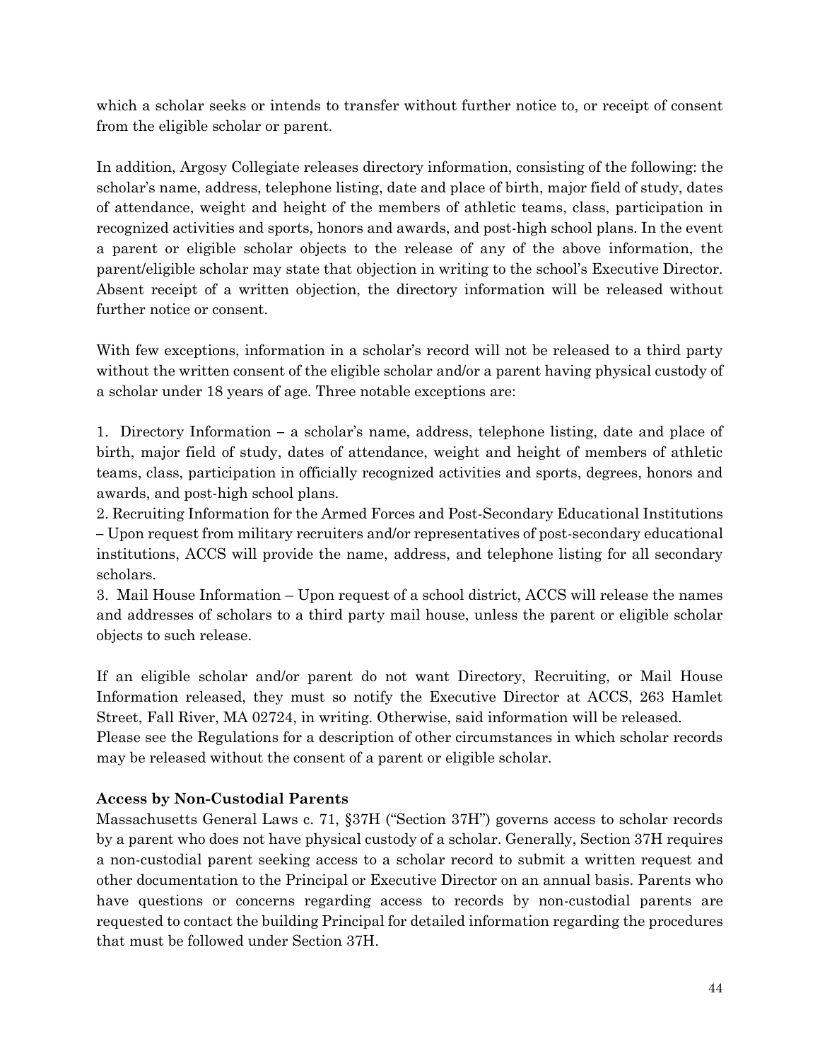which a scholar seeks or intends to transfer without further notice to, or receipt of consent from the eligible scholar or parent.

In addition, Argosy Collegiate releases directory information, consisting of the following: the scholar's name, address, telephone listing, date and place of birth, major field of study, dates of attendance, weight and height of the members of athletic teams, class, participation in recognized activities and sports, honors and awards, and post-high school plans. In the event a parent or eligible scholar objects to the release of any of the above information, the parent/eligible scholar may state that objection in writing to the school's Executive Director. Absent receipt of a written objection, the directory information will be released without further notice or consent.

With few exceptions, information in a scholar's record will not be released to a third party without the written consent of the eligible scholar and/or a parent having physical custody of a scholar under 18 years of age. Three notable exceptions are:

1. Directory Information – a scholar's name, address, telephone listing, date and place of birth, major field of study, dates of attendance, weight and height of members of athletic teams, class, participation in officially recognized activities and sports, degrees, honors and awards, and post-high school plans.
2. Recruiting Information for the Armed Forces and Post-Secondary Educational Institutions – Upon request from military recruiters and/or representatives of post-secondary educational institutions, ACCS will provide the name, address, and telephone listing for all secondary scholars.
3. Mail House Information – Upon request of a school district, ACCS will release the names and addresses of scholars to a third party mail house, unless the parent or eligible scholar objects to such release.

If an eligible scholar and/or parent do not want Directory, Recruiting, or Mail House Information released, they must so notify the Executive Director at ACCS, 263 Hamlet Street, Fall River, MA 02724, in writing. Otherwise, said information will be released.
Please see the Regulations for a description of other circumstances in which scholar records may be released without the consent of a parent or eligible scholar.

**Access by Non-Custodial Parents**

Massachusetts General Laws c. 71, §37H ("Section 37H") governs access to scholar records by a parent who does not have physical custody of a scholar. Generally, Section 37H requires a non-custodial parent seeking access to a scholar record to submit a written request and other documentation to the Principal or Executive Director on an annual basis. Parents who have questions or concerns regarding access to records by non-custodial parents are requested to contact the building Principal for detailed information regarding the procedures that must be followed under Section 37H.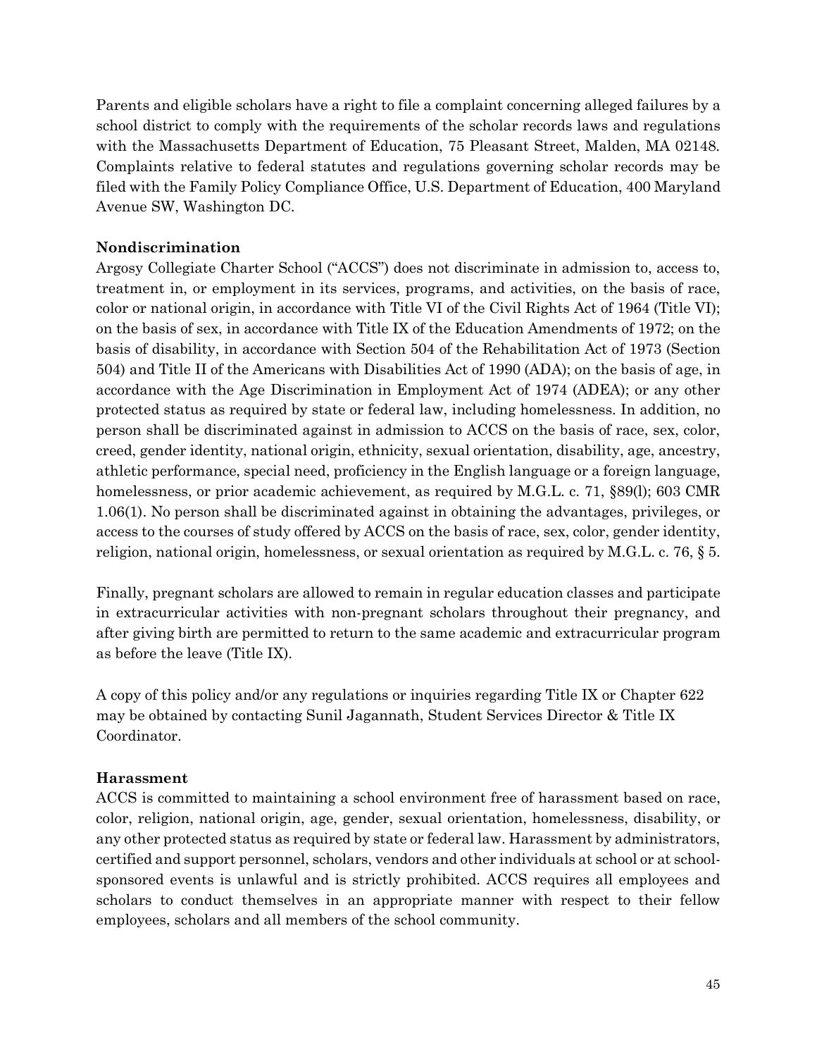Parents and eligible scholars have a right to file a complaint concerning alleged failures by a school district to comply with the requirements of the scholar records laws and regulations with the Massachusetts Department of Education, 75 Pleasant Street, Malden, MA 02148. Complaints relative to federal statutes and regulations governing scholar records may be filed with the Family Policy Compliance Office, U.S. Department of Education, 400 Maryland Avenue SW, Washington DC.

**Nondiscrimination**

Argosy Collegiate Charter School ("ACCS") does not discriminate in admission to, access to, treatment in, or employment in its services, programs, and activities, on the basis of race, color or national origin, in accordance with Title VI of the Civil Rights Act of 1964 (Title VI); on the basis of sex, in accordance with Title IX of the Education Amendments of 1972; on the basis of disability, in accordance with Section 504 of the Rehabilitation Act of 1973 (Section 504) and Title II of the Americans with Disabilities Act of 1990 (ADA); on the basis of age, in accordance with the Age Discrimination in Employment Act of 1974 (ADEA); or any other protected status as required by state or federal law, including homelessness. In addition, no person shall be discriminated against in admission to ACCS on the basis of race, sex, color, creed, gender identity, national origin, ethnicity, sexual orientation, disability, age, ancestry, athletic performance, special need, proficiency in the English language or a foreign language, homelessness, or prior academic achievement, as required by M.G.L. c. 71, §89(l); 603 CMR 1.06(1). No person shall be discriminated against in obtaining the advantages, privileges, or access to the courses of study offered by ACCS on the basis of race, sex, color, gender identity, religion, national origin, homelessness, or sexual orientation as required by M.G.L. c. 76, § 5.

Finally, pregnant scholars are allowed to remain in regular education classes and participate in extracurricular activities with non-pregnant scholars throughout their pregnancy, and after giving birth are permitted to return to the same academic and extracurricular program as before the leave (Title IX).

A copy of this policy and/or any regulations or inquiries regarding Title IX or Chapter 622 may be obtained by contacting Sunil Jagannath, Student Services Director & Title IX Coordinator.

**Harassment**

ACCS is committed to maintaining a school environment free of harassment based on race, color, religion, national origin, age, gender, sexual orientation, homelessness, disability, or any other protected status as required by state or federal law. Harassment by administrators, certified and support personnel, scholars, vendors and other individuals at school or at school-sponsored events is unlawful and is strictly prohibited. ACCS requires all employees and scholars to conduct themselves in an appropriate manner with respect to their fellow employees, scholars and all members of the school community.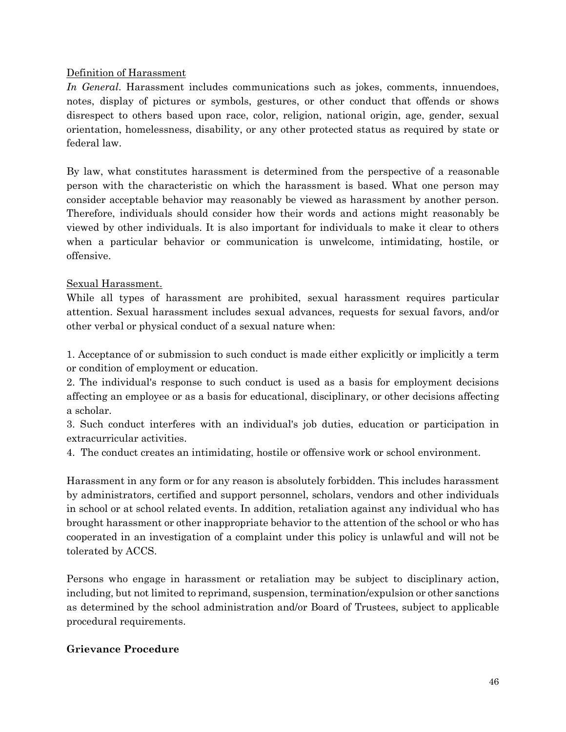Definition of Harassment

*In General*. Harassment includes communications such as jokes, comments, innuendoes, notes, display of pictures or symbols, gestures, or other conduct that offends or shows disrespect to others based upon race, color, religion, national origin, age, gender, sexual orientation, homelessness, disability, or any other protected status as required by state or federal law.

By law, what constitutes harassment is determined from the perspective of a reasonable person with the characteristic on which the harassment is based. What one person may consider acceptable behavior may reasonably be viewed as harassment by another person. Therefore, individuals should consider how their words and actions might reasonably be viewed by other individuals. It is also important for individuals to make it clear to others when a particular behavior or communication is unwelcome, intimidating, hostile, or offensive.

Sexual Harassment.

While all types of harassment are prohibited, sexual harassment requires particular attention. Sexual harassment includes sexual advances, requests for sexual favors, and/or other verbal or physical conduct of a sexual nature when:

1. Acceptance of or submission to such conduct is made either explicitly or implicitly a term or condition of employment or education.
2. The individual's response to such conduct is used as a basis for employment decisions affecting an employee or as a basis for educational, disciplinary, or other decisions affecting a scholar.
3. Such conduct interferes with an individual's job duties, education or participation in extracurricular activities.
4. The conduct creates an intimidating, hostile or offensive work or school environment.

Harassment in any form or for any reason is absolutely forbidden. This includes harassment by administrators, certified and support personnel, scholars, vendors and other individuals in school or at school related events. In addition, retaliation against any individual who has brought harassment or other inappropriate behavior to the attention of the school or who has cooperated in an investigation of a complaint under this policy is unlawful and will not be tolerated by ACCS.

Persons who engage in harassment or retaliation may be subject to disciplinary action, including, but not limited to reprimand, suspension, termination/expulsion or other sanctions as determined by the school administration and/or Board of Trustees, subject to applicable procedural requirements.

**Grievance Procedure**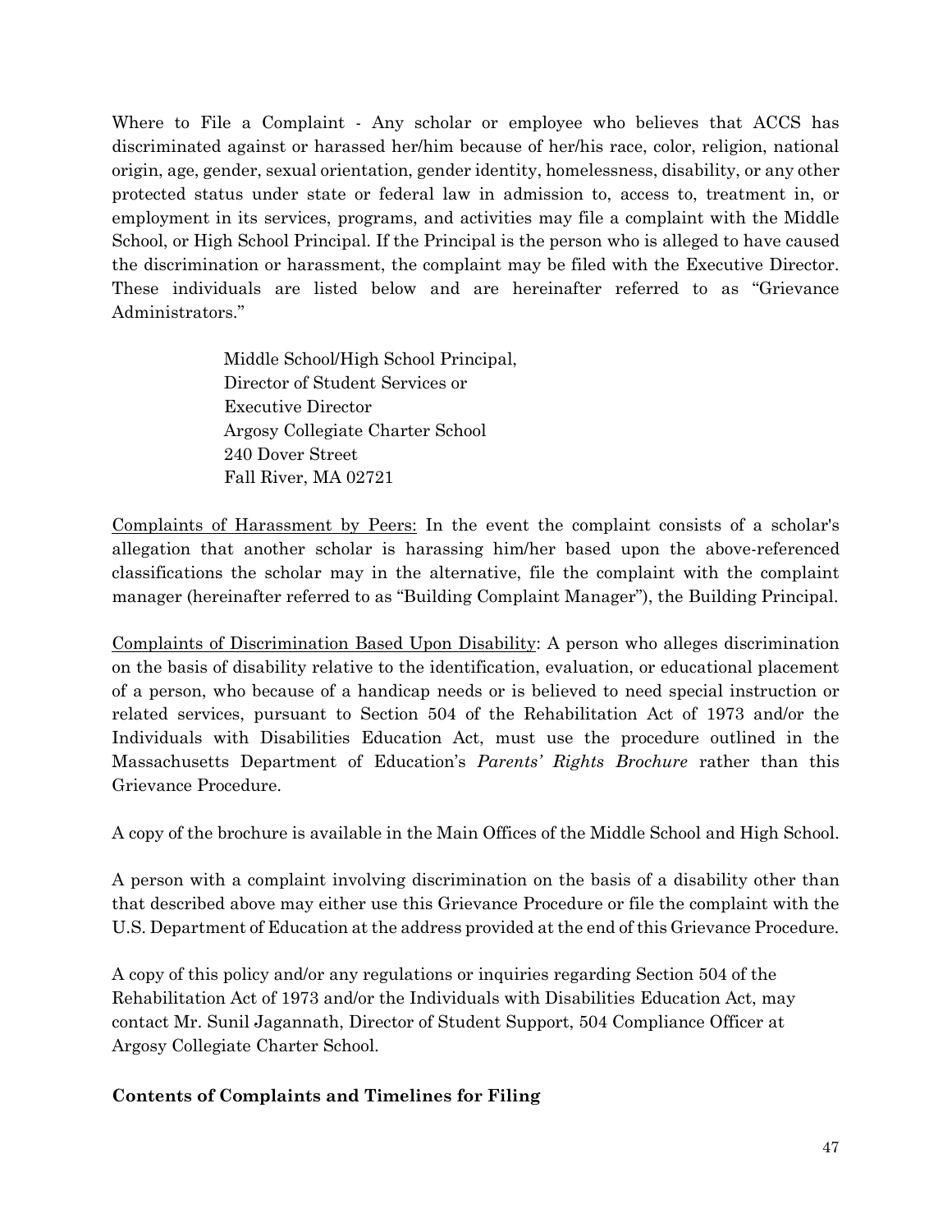Where to File a Complaint - Any scholar or employee who believes that ACCS has discriminated against or harassed her/him because of her/his race, color, religion, national origin, age, gender, sexual orientation, gender identity, homelessness, disability, or any other protected status under state or federal law in admission to, access to, treatment in, or employment in its services, programs, and activities may file a complaint with the Middle School, or High School Principal. If the Principal is the person who is alleged to have caused the discrimination or harassment, the complaint may be filed with the Executive Director. These individuals are listed below and are hereinafter referred to as "Grievance Administrators."

> Middle School/High School Principal,
> Director of Student Services or
> Executive Director
> Argosy Collegiate Charter School
> 240 Dover Street
> Fall River, MA 02721

<u>Complaints of Harassment by Peers:</u> In the event the complaint consists of a scholar's allegation that another scholar is harassing him/her based upon the above-referenced classifications the scholar may in the alternative, file the complaint with the complaint manager (hereinafter referred to as "Building Complaint Manager"), the Building Principal.

<u>Complaints of Discrimination Based Upon Disability</u>: A person who alleges discrimination on the basis of disability relative to the identification, evaluation, or educational placement of a person, who because of a handicap needs or is believed to need special instruction or related services, pursuant to Section 504 of the Rehabilitation Act of 1973 and/or the Individuals with Disabilities Education Act, must use the procedure outlined in the Massachusetts Department of Education's *Parents' Rights Brochure* rather than this Grievance Procedure.

A copy of the brochure is available in the Main Offices of the Middle School and High School.

A person with a complaint involving discrimination on the basis of a disability other than that described above may either use this Grievance Procedure or file the complaint with the U.S. Department of Education at the address provided at the end of this Grievance Procedure.

A copy of this policy and/or any regulations or inquiries regarding Section 504 of the Rehabilitation Act of 1973 and/or the Individuals with Disabilities Education Act, may contact Mr. Sunil Jagannath, Director of Student Support, 504 Compliance Officer at Argosy Collegiate Charter School.

**Contents of Complaints and Timelines for Filing**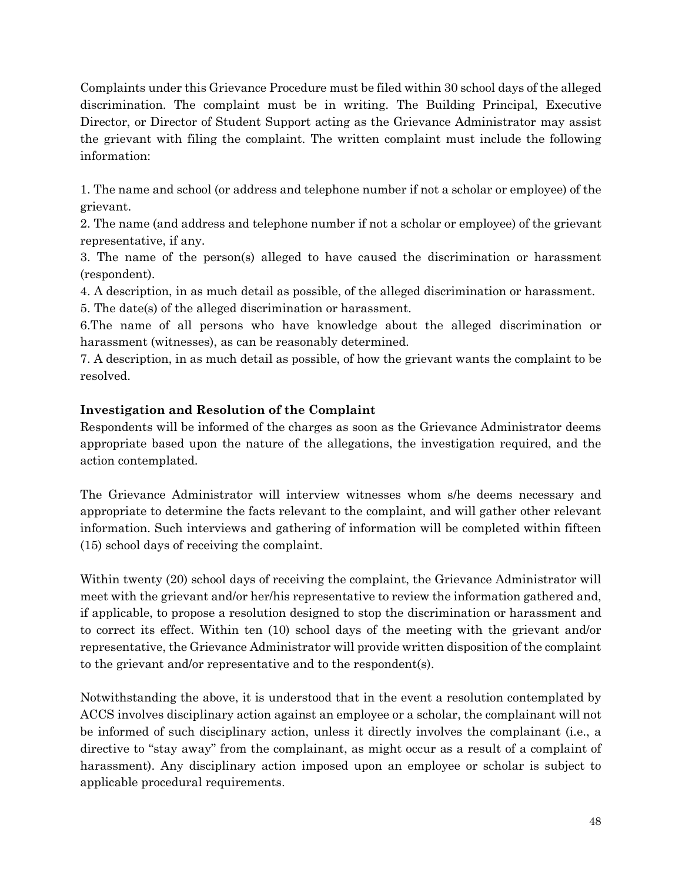Complaints under this Grievance Procedure must be filed within 30 school days of the alleged discrimination. The complaint must be in writing. The Building Principal, Executive Director, or Director of Student Support acting as the Grievance Administrator may assist the grievant with filing the complaint. The written complaint must include the following information:

1. The name and school (or address and telephone number if not a scholar or employee) of the grievant.
2. The name (and address and telephone number if not a scholar or employee) of the grievant representative, if any.
3. The name of the person(s) alleged to have caused the discrimination or harassment (respondent).
4. A description, in as much detail as possible, of the alleged discrimination or harassment.
5. The date(s) of the alleged discrimination or harassment.
6. The name of all persons who have knowledge about the alleged discrimination or harassment (witnesses), as can be reasonably determined.
7. A description, in as much detail as possible, of how the grievant wants the complaint to be resolved.

**Investigation and Resolution of the Complaint**

Respondents will be informed of the charges as soon as the Grievance Administrator deems appropriate based upon the nature of the allegations, the investigation required, and the action contemplated.

The Grievance Administrator will interview witnesses whom s/he deems necessary and appropriate to determine the facts relevant to the complaint, and will gather other relevant information. Such interviews and gathering of information will be completed within fifteen (15) school days of receiving the complaint.

Within twenty (20) school days of receiving the complaint, the Grievance Administrator will meet with the grievant and/or her/his representative to review the information gathered and, if applicable, to propose a resolution designed to stop the discrimination or harassment and to correct its effect. Within ten (10) school days of the meeting with the grievant and/or representative, the Grievance Administrator will provide written disposition of the complaint to the grievant and/or representative and to the respondent(s).

Notwithstanding the above, it is understood that in the event a resolution contemplated by ACCS involves disciplinary action against an employee or a scholar, the complainant will not be informed of such disciplinary action, unless it directly involves the complainant (i.e., a directive to "stay away" from the complainant, as might occur as a result of a complaint of harassment). Any disciplinary action imposed upon an employee or scholar is subject to applicable procedural requirements.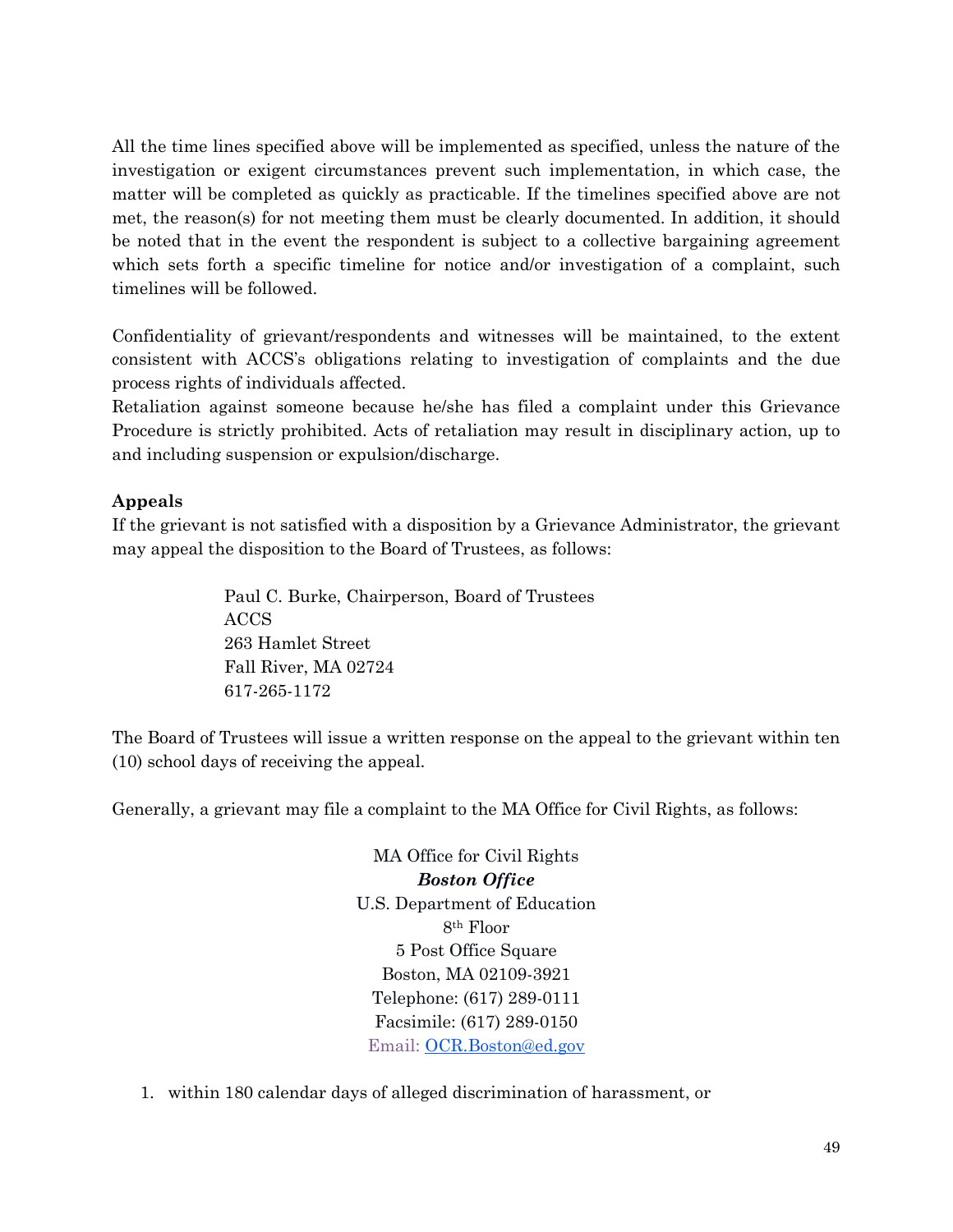All the time lines specified above will be implemented as specified, unless the nature of the investigation or exigent circumstances prevent such implementation, in which case, the matter will be completed as quickly as practicable. If the timelines specified above are not met, the reason(s) for not meeting them must be clearly documented. In addition, it should be noted that in the event the respondent is subject to a collective bargaining agreement which sets forth a specific timeline for notice and/or investigation of a complaint, such timelines will be followed.

Confidentiality of grievant/respondents and witnesses will be maintained, to the extent consistent with ACCS's obligations relating to investigation of complaints and the due process rights of individuals affected.
Retaliation against someone because he/she has filed a complaint under this Grievance Procedure is strictly prohibited. Acts of retaliation may result in disciplinary action, up to and including suspension or expulsion/discharge.

**Appeals**
If the grievant is not satisfied with a disposition by a Grievance Administrator, the grievant may appeal the disposition to the Board of Trustees, as follows:

Paul C. Burke, Chairperson, Board of Trustees
ACCS
263 Hamlet Street
Fall River, MA 02724
617-265-1172

The Board of Trustees will issue a written response on the appeal to the grievant within ten (10) school days of receiving the appeal.

Generally, a grievant may file a complaint to the MA Office for Civil Rights, as follows:

MA Office for Civil Rights
***Boston Office***
U.S. Department of Education
8th Floor
5 Post Office Square
Boston, MA 02109-3921
Telephone: (617) 289-0111
Facsimile: (617) 289-0150
Email: OCR.Boston@ed.gov

1. within 180 calendar days of alleged discrimination of harassment, or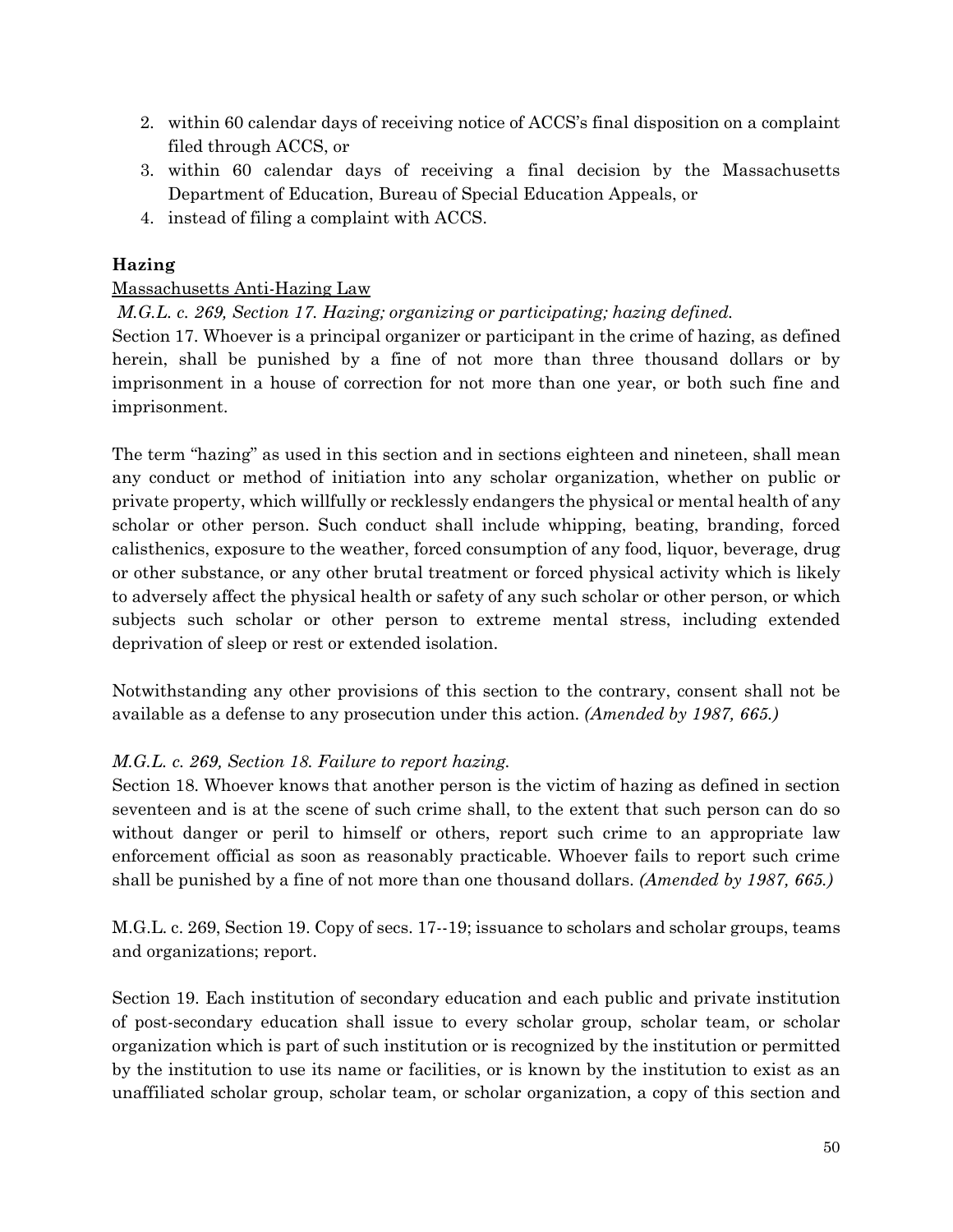2. within 60 calendar days of receiving notice of ACCS's final disposition on a complaint filed through ACCS, or
3. within 60 calendar days of receiving a final decision by the Massachusetts Department of Education, Bureau of Special Education Appeals, or
4. instead of filing a complaint with ACCS.

### Hazing

Massachusetts Anti-Hazing Law

*M.G.L. c. 269, Section 17. Hazing; organizing or participating; hazing defined.*

Section 17. Whoever is a principal organizer or participant in the crime of hazing, as defined herein, shall be punished by a fine of not more than three thousand dollars or by imprisonment in a house of correction for not more than one year, or both such fine and imprisonment.

The term "hazing" as used in this section and in sections eighteen and nineteen, shall mean any conduct or method of initiation into any scholar organization, whether on public or private property, which willfully or recklessly endangers the physical or mental health of any scholar or other person. Such conduct shall include whipping, beating, branding, forced calisthenics, exposure to the weather, forced consumption of any food, liquor, beverage, drug or other substance, or any other brutal treatment or forced physical activity which is likely to adversely affect the physical health or safety of any such scholar or other person, or which subjects such scholar or other person to extreme mental stress, including extended deprivation of sleep or rest or extended isolation.

Notwithstanding any other provisions of this section to the contrary, consent shall not be available as a defense to any prosecution under this action. *(Amended by 1987, 665.)*

*M.G.L. c. 269, Section 18. Failure to report hazing.*

Section 18. Whoever knows that another person is the victim of hazing as defined in section seventeen and is at the scene of such crime shall, to the extent that such person can do so without danger or peril to himself or others, report such crime to an appropriate law enforcement official as soon as reasonably practicable. Whoever fails to report such crime shall be punished by a fine of not more than one thousand dollars. *(Amended by 1987, 665.)*

M.G.L. c. 269, Section 19. Copy of secs. 17--19; issuance to scholars and scholar groups, teams and organizations; report.

Section 19. Each institution of secondary education and each public and private institution of post-secondary education shall issue to every scholar group, scholar team, or scholar organization which is part of such institution or is recognized by the institution or permitted by the institution to use its name or facilities, or is known by the institution to exist as an unaffiliated scholar group, scholar team, or scholar organization, a copy of this section and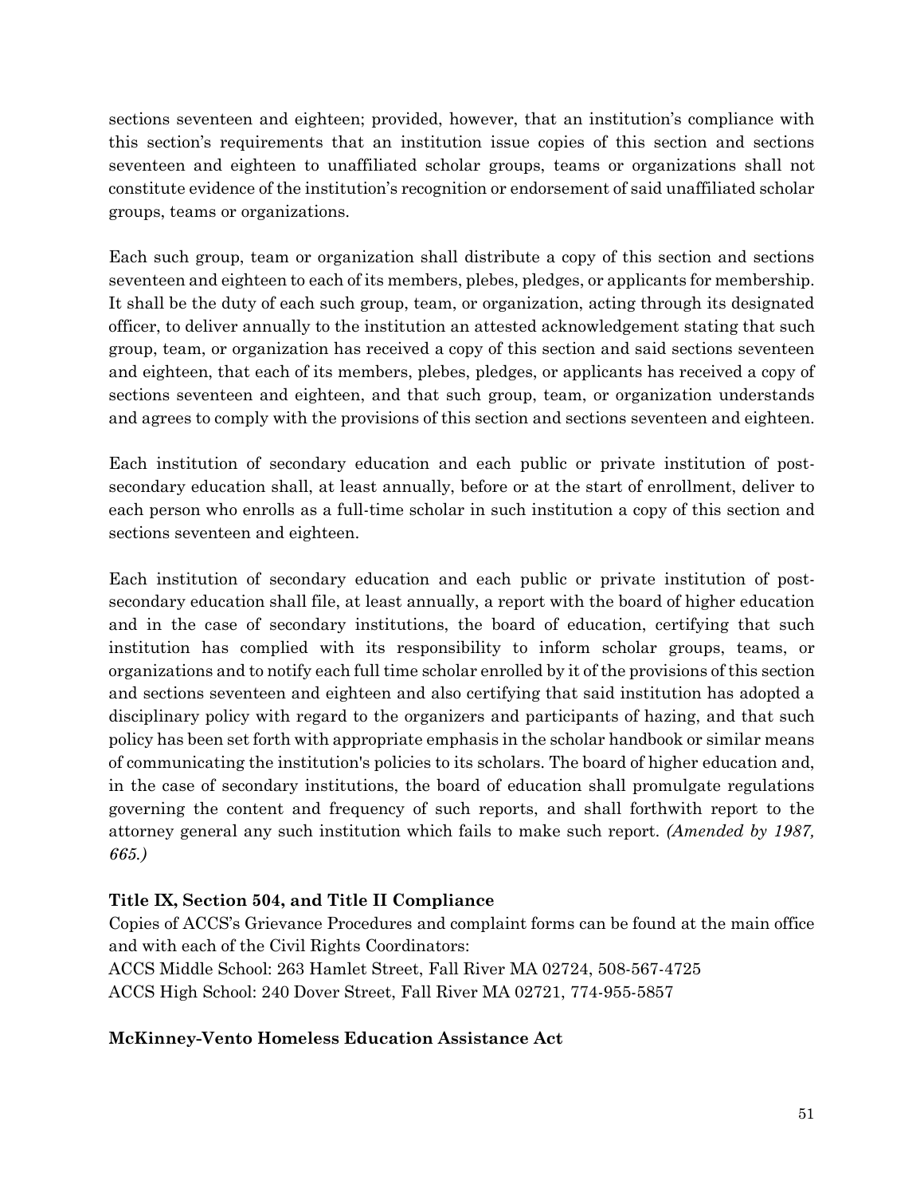sections seventeen and eighteen; provided, however, that an institution's compliance with this section's requirements that an institution issue copies of this section and sections seventeen and eighteen to unaffiliated scholar groups, teams or organizations shall not constitute evidence of the institution's recognition or endorsement of said unaffiliated scholar groups, teams or organizations.

Each such group, team or organization shall distribute a copy of this section and sections seventeen and eighteen to each of its members, plebes, pledges, or applicants for membership. It shall be the duty of each such group, team, or organization, acting through its designated officer, to deliver annually to the institution an attested acknowledgement stating that such group, team, or organization has received a copy of this section and said sections seventeen and eighteen, that each of its members, plebes, pledges, or applicants has received a copy of sections seventeen and eighteen, and that such group, team, or organization understands and agrees to comply with the provisions of this section and sections seventeen and eighteen.

Each institution of secondary education and each public or private institution of post-secondary education shall, at least annually, before or at the start of enrollment, deliver to each person who enrolls as a full-time scholar in such institution a copy of this section and sections seventeen and eighteen.

Each institution of secondary education and each public or private institution of post-secondary education shall file, at least annually, a report with the board of higher education and in the case of secondary institutions, the board of education, certifying that such institution has complied with its responsibility to inform scholar groups, teams, or organizations and to notify each full time scholar enrolled by it of the provisions of this section and sections seventeen and eighteen and also certifying that said institution has adopted a disciplinary policy with regard to the organizers and participants of hazing, and that such policy has been set forth with appropriate emphasis in the scholar handbook or similar means of communicating the institution's policies to its scholars. The board of higher education and, in the case of secondary institutions, the board of education shall promulgate regulations governing the content and frequency of such reports, and shall forthwith report to the attorney general any such institution which fails to make such report. *(Amended by 1987, 665.)*

**Title IX, Section 504, and Title II Compliance**

Copies of ACCS's Grievance Procedures and complaint forms can be found at the main office and with each of the Civil Rights Coordinators:
ACCS Middle School: 263 Hamlet Street, Fall River MA 02724, 508-567-4725
ACCS High School: 240 Dover Street, Fall River MA 02721, 774-955-5857

**McKinney-Vento Homeless Education Assistance Act**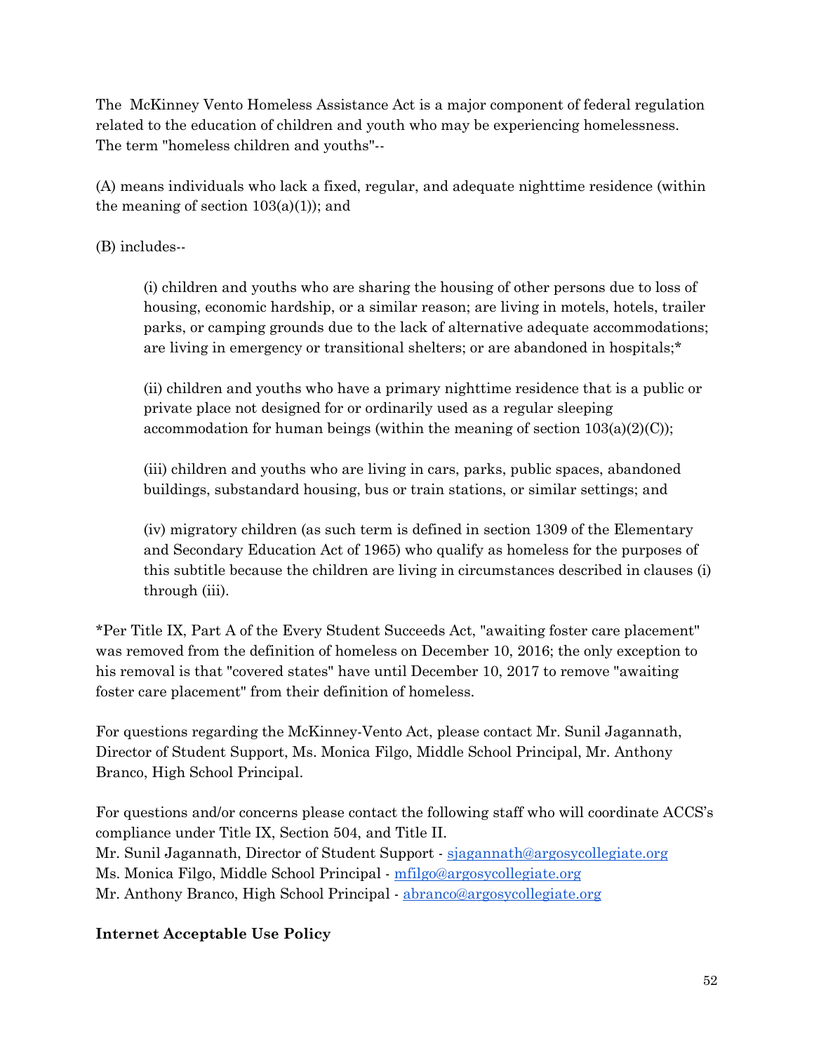The McKinney Vento Homeless Assistance Act is a major component of federal regulation related to the education of children and youth who may be experiencing homelessness. The term "homeless children and youths"--

(A) means individuals who lack a fixed, regular, and adequate nighttime residence (within the meaning of section 103(a)(1)); and

(B) includes--

> (i) children and youths who are sharing the housing of other persons due to loss of housing, economic hardship, or a similar reason; are living in motels, hotels, trailer parks, or camping grounds due to the lack of alternative adequate accommodations; are living in emergency or transitional shelters; or are abandoned in hospitals;*
>
> (ii) children and youths who have a primary nighttime residence that is a public or private place not designed for or ordinarily used as a regular sleeping accommodation for human beings (within the meaning of section 103(a)(2)(C));
>
> (iii) children and youths who are living in cars, parks, public spaces, abandoned buildings, substandard housing, bus or train stations, or similar settings; and
>
> (iv) migratory children (as such term is defined in section 1309 of the Elementary and Secondary Education Act of 1965) who qualify as homeless for the purposes of this subtitle because the children are living in circumstances described in clauses (i) through (iii).

*Per Title IX, Part A of the Every Student Succeeds Act, "awaiting foster care placement" was removed from the definition of homeless on December 10, 2016; the only exception to his removal is that "covered states" have until December 10, 2017 to remove "awaiting foster care placement" from their definition of homeless.

For questions regarding the McKinney-Vento Act, please contact Mr. Sunil Jagannath, Director of Student Support, Ms. Monica Filgo, Middle School Principal, Mr. Anthony Branco, High School Principal.

For questions and/or concerns please contact the following staff who will coordinate ACCS's compliance under Title IX, Section 504, and Title II.
Mr. Sunil Jagannath, Director of Student Support - sjagannath@argosycollegiate.org
Ms. Monica Filgo, Middle School Principal - mfilgo@argosycollegiate.org
Mr. Anthony Branco, High School Principal - abranco@argosycollegiate.org

**Internet Acceptable Use Policy**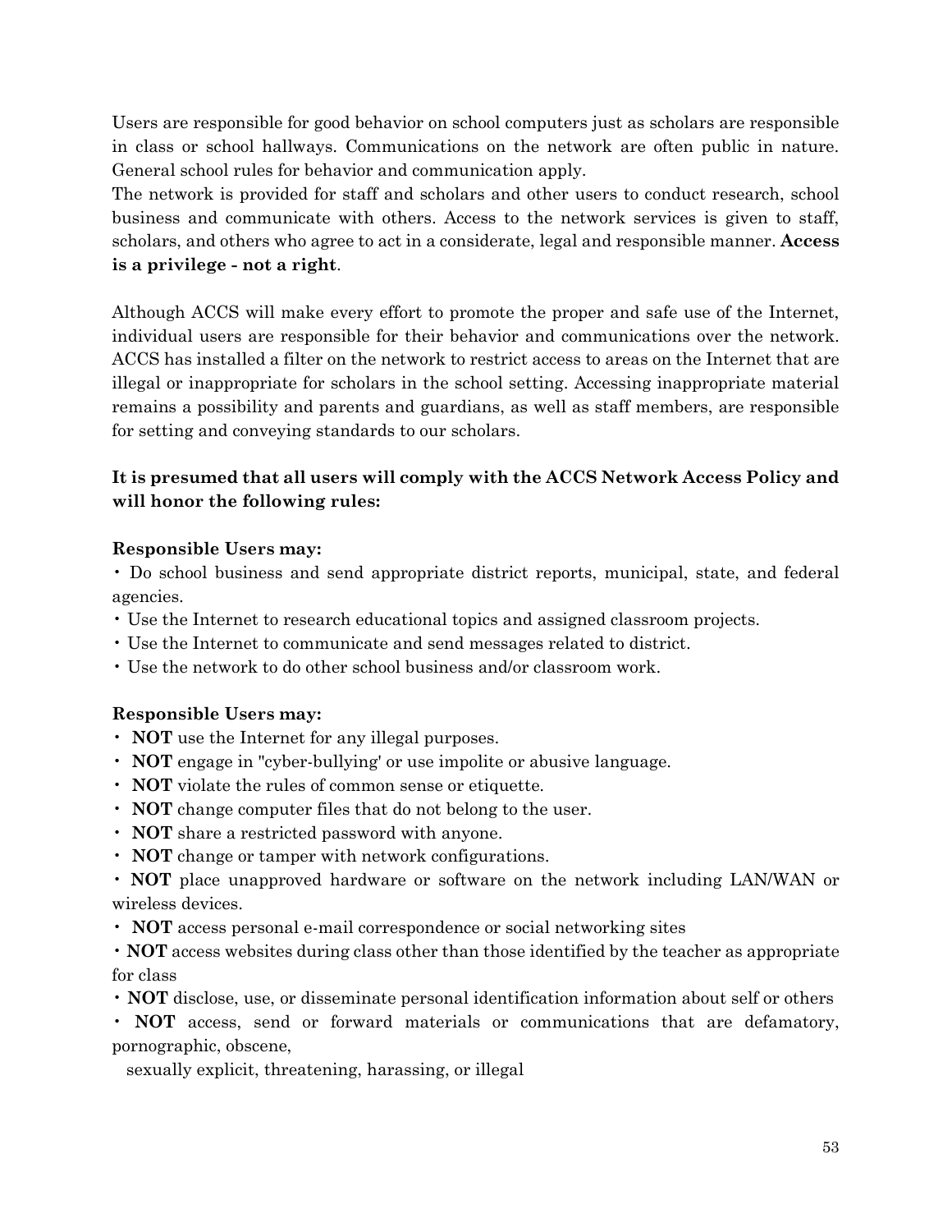Users are responsible for good behavior on school computers just as scholars are responsible in class or school hallways. Communications on the network are often public in nature. General school rules for behavior and communication apply.

The network is provided for staff and scholars and other users to conduct research, school business and communicate with others. Access to the network services is given to staff, scholars, and others who agree to act in a considerate, legal and responsible manner. **Access is a privilege - not a right**.

Although ACCS will make every effort to promote the proper and safe use of the Internet, individual users are responsible for their behavior and communications over the network. ACCS has installed a filter on the network to restrict access to areas on the Internet that are illegal or inappropriate for scholars in the school setting. Accessing inappropriate material remains a possibility and parents and guardians, as well as staff members, are responsible for setting and conveying standards to our scholars.

**It is presumed that all users will comply with the ACCS Network Access Policy and will honor the following rules:**

**Responsible Users may:**

- Do school business and send appropriate district reports, municipal, state, and federal agencies.
- Use the Internet to research educational topics and assigned classroom projects.
- Use the Internet to communicate and send messages related to district.
- Use the network to do other school business and/or classroom work.

**Responsible Users may:**

- **NOT** use the Internet for any illegal purposes.
- **NOT** engage in "cyber-bullying' or use impolite or abusive language.
- **NOT** violate the rules of common sense or etiquette.
- **NOT** change computer files that do not belong to the user.
- **NOT** share a restricted password with anyone.
- **NOT** change or tamper with network configurations.
- **NOT** place unapproved hardware or software on the network including LAN/WAN or wireless devices.
- **NOT** access personal e-mail correspondence or social networking sites
- **NOT** access websites during class other than those identified by the teacher as appropriate for class
- **NOT** disclose, use, or disseminate personal identification information about self or others
- **NOT** access, send or forward materials or communications that are defamatory, pornographic, obscene,
  sexually explicit, threatening, harassing, or illegal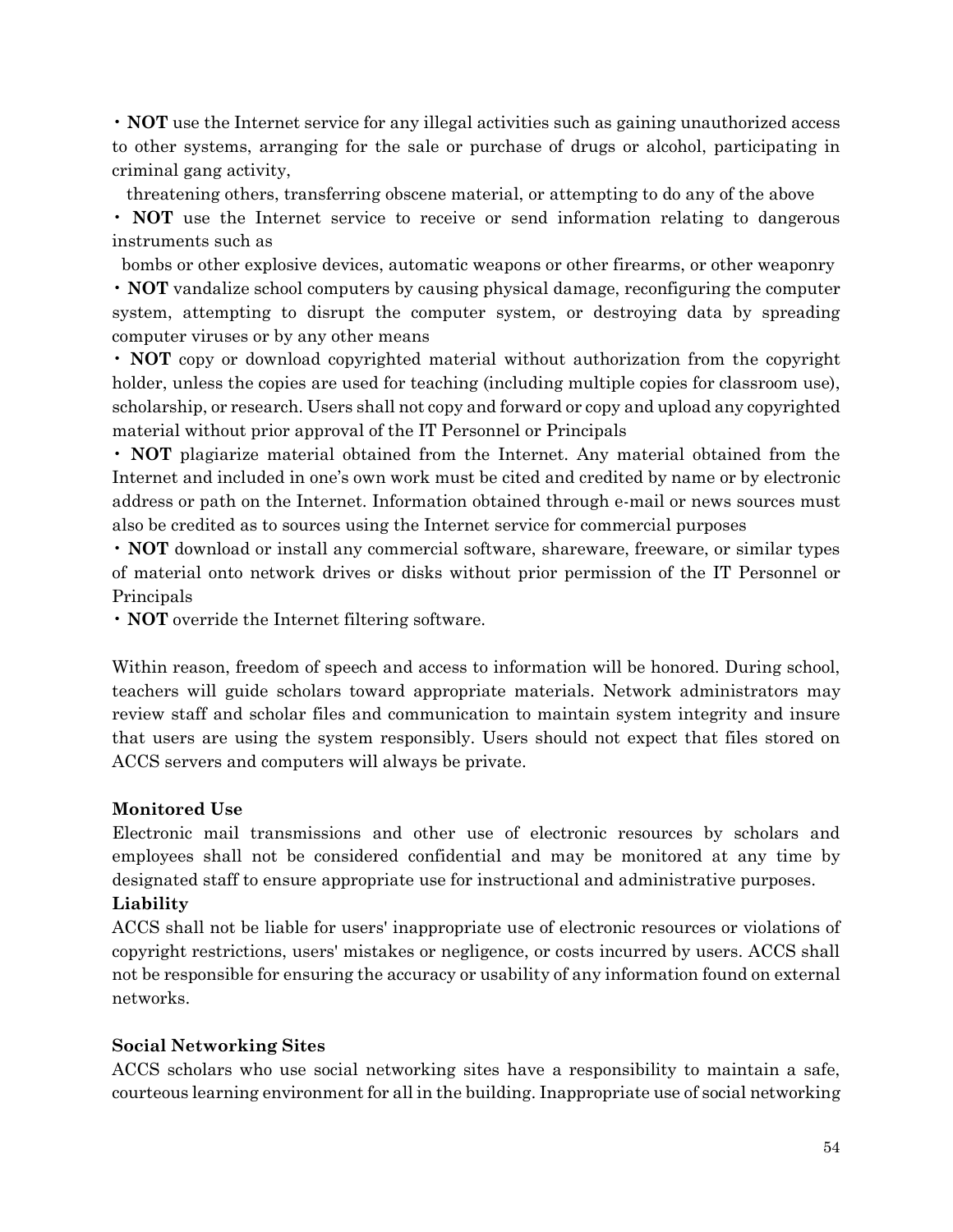- **NOT** use the Internet service for any illegal activities such as gaining unauthorized access to other systems, arranging for the sale or purchase of drugs or alcohol, participating in criminal gang activity,
  threatening others, transferring obscene material, or attempting to do any of the above
- **NOT** use the Internet service to receive or send information relating to dangerous instruments such as
  bombs or other explosive devices, automatic weapons or other firearms, or other weaponry
- **NOT** vandalize school computers by causing physical damage, reconfiguring the computer system, attempting to disrupt the computer system, or destroying data by spreading computer viruses or by any other means
- **NOT** copy or download copyrighted material without authorization from the copyright holder, unless the copies are used for teaching (including multiple copies for classroom use), scholarship, or research. Users shall not copy and forward or copy and upload any copyrighted material without prior approval of the IT Personnel or Principals
- **NOT** plagiarize material obtained from the Internet. Any material obtained from the Internet and included in one's own work must be cited and credited by name or by electronic address or path on the Internet. Information obtained through e-mail or news sources must also be credited as to sources using the Internet service for commercial purposes
- **NOT** download or install any commercial software, shareware, freeware, or similar types of material onto network drives or disks without prior permission of the IT Personnel or Principals
- **NOT** override the Internet filtering software.

Within reason, freedom of speech and access to information will be honored. During school, teachers will guide scholars toward appropriate materials. Network administrators may review staff and scholar files and communication to maintain system integrity and insure that users are using the system responsibly. Users should not expect that files stored on ACCS servers and computers will always be private.

**Monitored Use**

Electronic mail transmissions and other use of electronic resources by scholars and employees shall not be considered confidential and may be monitored at any time by designated staff to ensure appropriate use for instructional and administrative purposes.

**Liability**

ACCS shall not be liable for users' inappropriate use of electronic resources or violations of copyright restrictions, users' mistakes or negligence, or costs incurred by users. ACCS shall not be responsible for ensuring the accuracy or usability of any information found on external networks.

**Social Networking Sites**

ACCS scholars who use social networking sites have a responsibility to maintain a safe, courteous learning environment for all in the building. Inappropriate use of social networking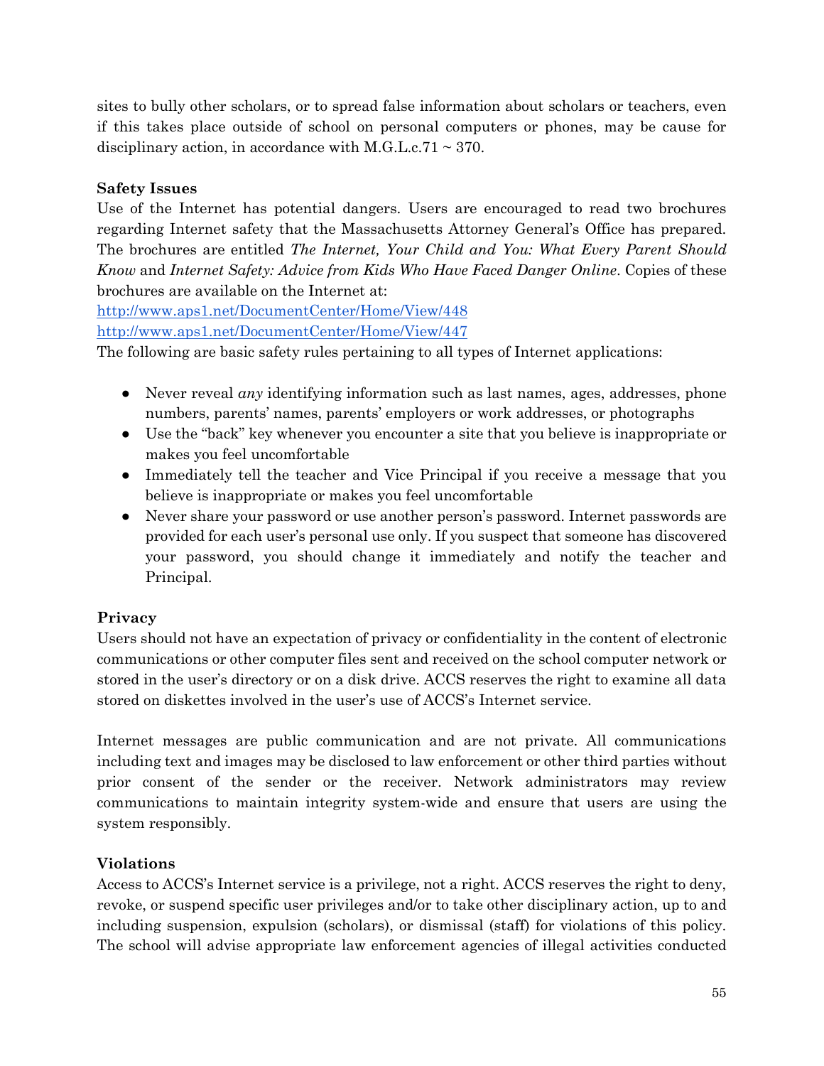sites to bully other scholars, or to spread false information about scholars or teachers, even if this takes place outside of school on personal computers or phones, may be cause for disciplinary action, in accordance with M.G.L.c.71 ~ 370.

**Safety Issues**

Use of the Internet has potential dangers. Users are encouraged to read two brochures regarding Internet safety that the Massachusetts Attorney General's Office has prepared. The brochures are entitled *The Internet, Your Child and You: What Every Parent Should Know* and *Internet Safety: Advice from Kids Who Have Faced Danger Online*. Copies of these brochures are available on the Internet at:

http://www.aps1.net/DocumentCenter/Home/View/448

http://www.aps1.net/DocumentCenter/Home/View/447

The following are basic safety rules pertaining to all types of Internet applications:

- Never reveal *any* identifying information such as last names, ages, addresses, phone numbers, parents' names, parents' employers or work addresses, or photographs
- Use the "back" key whenever you encounter a site that you believe is inappropriate or makes you feel uncomfortable
- Immediately tell the teacher and Vice Principal if you receive a message that you believe is inappropriate or makes you feel uncomfortable
- Never share your password or use another person's password. Internet passwords are provided for each user's personal use only. If you suspect that someone has discovered your password, you should change it immediately and notify the teacher and Principal.

**Privacy**

Users should not have an expectation of privacy or confidentiality in the content of electronic communications or other computer files sent and received on the school computer network or stored in the user's directory or on a disk drive. ACCS reserves the right to examine all data stored on diskettes involved in the user's use of ACCS's Internet service.

Internet messages are public communication and are not private. All communications including text and images may be disclosed to law enforcement or other third parties without prior consent of the sender or the receiver. Network administrators may review communications to maintain integrity system-wide and ensure that users are using the system responsibly.

**Violations**

Access to ACCS's Internet service is a privilege, not a right. ACCS reserves the right to deny, revoke, or suspend specific user privileges and/or to take other disciplinary action, up to and including suspension, expulsion (scholars), or dismissal (staff) for violations of this policy. The school will advise appropriate law enforcement agencies of illegal activities conducted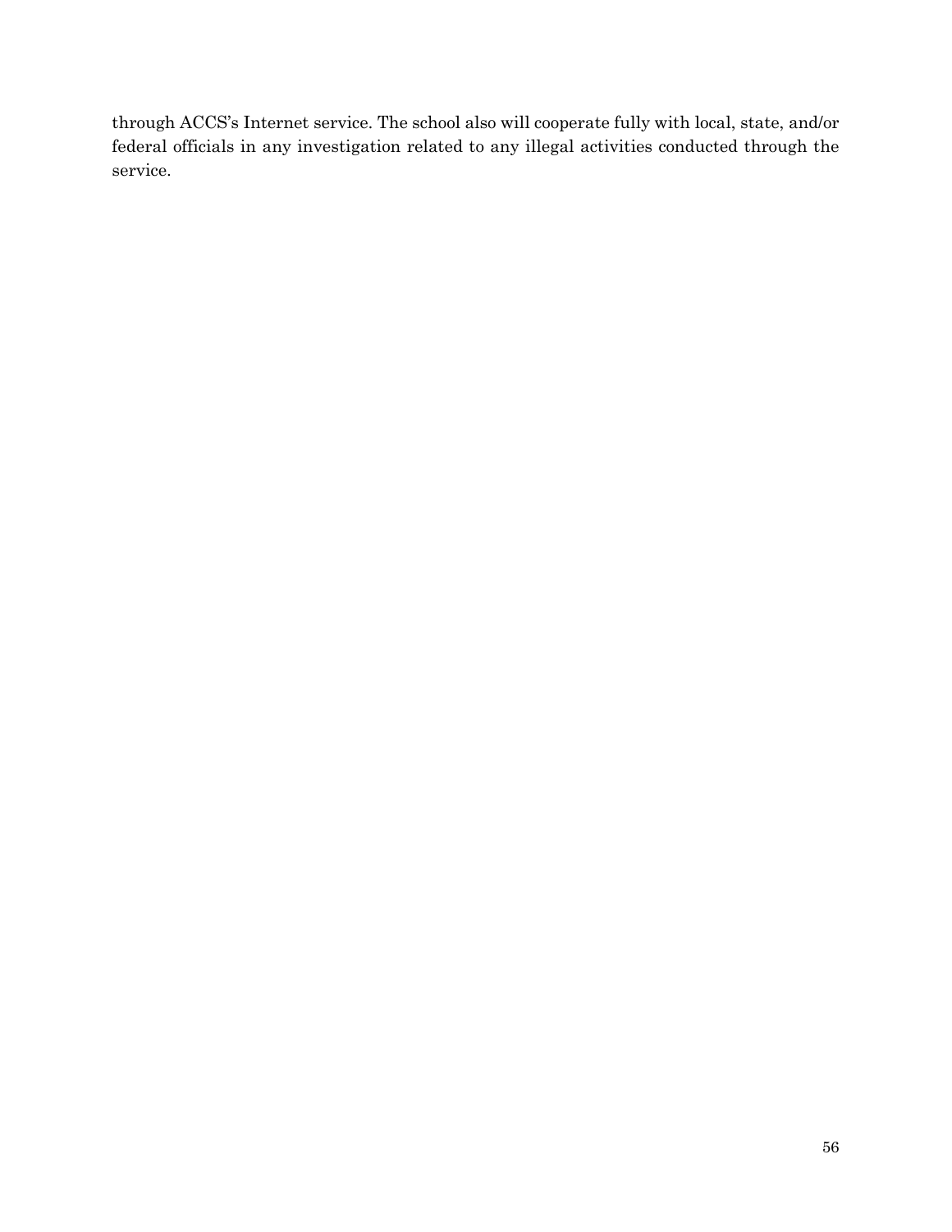through ACCS's Internet service. The school also will cooperate fully with local, state, and/or federal officials in any investigation related to any illegal activities conducted through the service.